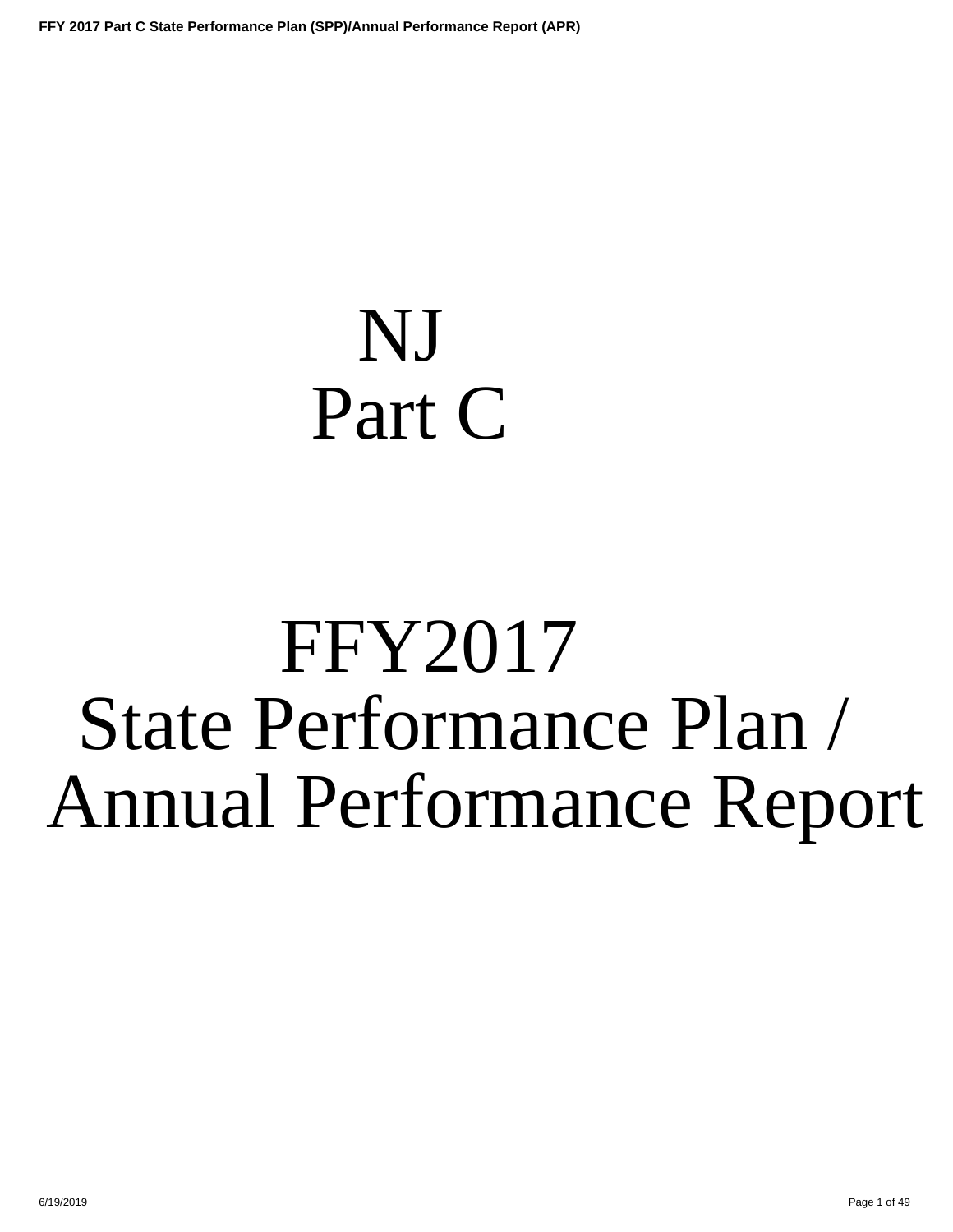# NJ
# Part C

# FFY2017
# State Performance Plan / Annual Performance Report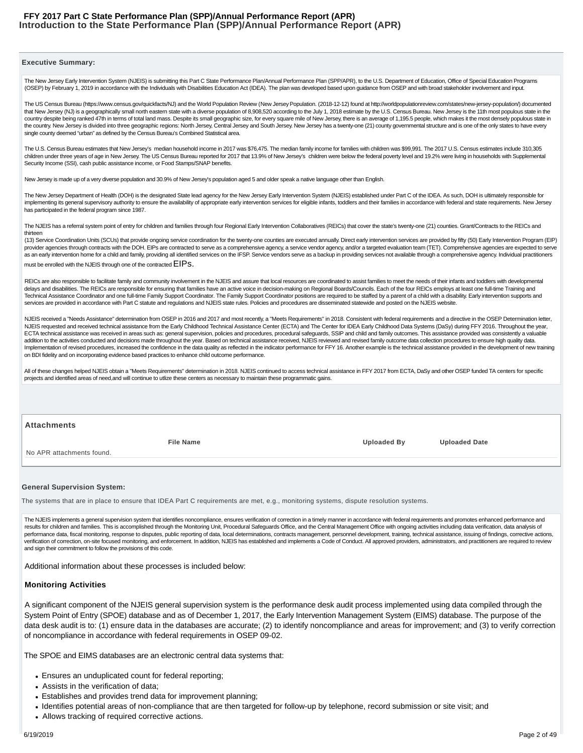# Introduction to the State Performance Plan (SPP)/Annual Performance Report (APR)

**Executive Summary:**

The New Jersey Early Intervention System (NJEIS) is submitting this Part C State Performance Plan/Annual Performance Plan (SPP/APR), to the U.S. Department of Education, Office of Special Education Programs (OSEP) by February 1, 2019 in accordance with the Individuals with Disabilities Education Act (IDEA). The plan was developed based upon guidance from OSEP and with broad stakeholder involvement and input.

The US Census Bureau (https://www.census.gov/quickfacts/NJ) and the World Population Review (New Jersey Population. (2018-12-12) found at http://worldpopulationreview.com/states/new-jersey-population/) documented that New Jersey (NJ) is a geographically small north eastern state with a diverse population of 8,908,520 according to the July 1, 2018 estimate by the U.S. Census Bureau. New Jersey is the 11th most populous state in the country despite being ranked 47th in terms of total land mass. Despite its small geographic size, for every square mile of New Jersey, there is an average of 1,195.5 people, which makes it the most densely populous state in the country. New Jersey is divided into three geographic regions: North Jersey, Central Jersey and South Jersey. New Jersey has a twenty-one (21) county governmental structure and is one of the only states to have every single county deemed "urban" as defined by the Census Bureau's Combined Statistical area.

The U.S. Census Bureau estimates that New Jersey's median household income in 2017 was $76,475. The median family income for families with children was $99,991. The 2017 U.S. Census estimates include 310,305 children under three years of age in New Jersey. The US Census Bureau reported for 2017 that 13.9% of New Jersey's children were below the federal poverty level and 19.2% were living in households with Supplemental Security Income (SSI), cash public assistance income, or Food Stamps/SNAP benefits.

New Jersey is made up of a very diverse population and 30.9% of New Jersey's population aged 5 and older speak a native language other than English.

The New Jersey Department of Health (DOH) is the designated State lead agency for the New Jersey Early Intervention System (NJEIS) established under Part C of the IDEA. As such, DOH is ultimately responsible for implementing its general supervisory authority to ensure the availability of appropriate early intervention services for eligible infants, toddlers and their families in accordance with federal and state requirements. New Jersey has participated in the federal program since 1987.

The NJEIS has a referral system point of entry for children and families through four Regional Early Intervention Collaboratives (REICs) that cover the state's twenty-one (21) counties. Grant/Contracts to the REICs and thirteen
(13) Service Coordination Units (SCUs) that provide ongoing service coordination for the twenty-one counties are executed annually. Direct early intervention services are provided by fifty (50) Early Intervention Program (EIP) provider agencies through contracts with the DOH. EIPs are contracted to serve as a comprehensive agency, a service vendor agency, and/or a targeted evaluation team (TET). Comprehensive agencies are expected to serve as an early intervention home for a child and family, providing all identified services on the IFSP. Service vendors serve as a backup in providing services not available through a comprehensive agency. Individual practitioners must be enrolled with the NJEIS through one of the contracted EIPs.

REICs are also responsible to facilitate family and community involvement in the NJEIS and assure that local resources are coordinated to assist families to meet the needs of their infants and toddlers with developmental delays and disabilities. The REICs are responsible for ensuring that families have an active voice in decision-making on Regional Boards/Councils. Each of the four REICs employs at least one full-time Training and Technical Assistance Coordinator and one full-time Family Support Coordinator. The Family Support Coordinator positions are required to be staffed by a parent of a child with a disability. Early intervention supports and services are provided in accordance with Part C statute and regulations and NJEIS state rules. Policies and procedures are disseminated statewide and posted on the NJEIS website.

NJEIS received a "Needs Assistance" determination from OSEP in 2016 and 2017 and most recently, a "Meets Requirements" in 2018. Consistent with federal requirements and a directive in the OSEP Determination letter, NJEIS requested and received technical assistance from the Early Childhood Technical Assistance Center (ECTA) and The Center for IDEA Early Childhood Data Systems (DaSy) during FFY 2016. Throughout the year, ECTA technical assistance was received in areas such as: general supervision, policies and procedures, procedural safeguards, SSIP and child and family outcomes. This assistance provided was consistently a valuable addition to the activities conducted and decisions made throughout the year. Based on technical assistance received, NJEIS reviewed and revised family outcome data collection procedures to ensure high quality data. Implementation of revised procedures, increased the confidence in the data quality as reflected in the indicator performance for FFY 16. Another example is the technical assistance provided in the development of new training on BDI fidelity and on incorporating evidence based practices to enhance child outcome performance.

All of these changes helped NJEIS obtain a "Meets Requirements" determination in 2018. NJEIS continued to access technical assistance in FFY 2017 from ECTA, DaSy and other OSEP funded TA centers for specific projects and identified areas of need,and will continue to utlize these centers as necessary to maintain these programmatic gains.

**Attachments**

| File Name | Uploaded By | Uploaded Date |
|---|---|---|
| No APR attachments found. | | |

**General Supervision System:**

The systems that are in place to ensure that IDEA Part C requirements are met, e.g., monitoring systems, dispute resolution systems.

The NJEIS implements a general supervision system that identifies noncompliance, ensures verification of correction in a timely manner in accordance with federal requirements and promotes enhanced performance and results for children and families. This is accomplished through the Monitoring Unit, Procedural Safeguards Office, and the Central Management Office with ongoing activities including data verification, data analysis of performance data, fiscal monitoring, response to disputes, public reporting of data, local determinations, contracts management, personnel development, training, technical assistance, issuing of findings, corrective actions, verification of correction, on-site focused monitoring, and enforcement. In addition, NJEIS has established and implements a Code of Conduct. All approved providers, administrators, and practitioners are required to review and sign their commitment to follow the provisions of this code.

Additional information about these processes is included below:

**Monitoring Activities**

A significant component of the NJEIS general supervision system is the performance desk audit process implemented using data compiled through the System Point of Entry (SPOE) database and as of December 1, 2017, the Early Intervention Management System (EIMS) database. The purpose of the data desk audit is to: (1) ensure data in the databases are accurate; (2) to identify noncompliance and areas for improvement; and (3) to verify correction of noncompliance in accordance with federal requirements in OSEP 09-02.

The SPOE and EIMS databases are an electronic central data systems that:

- Ensures an unduplicated count for federal reporting;
- Assists in the verification of data;
- Establishes and provides trend data for improvement planning;
- Identifies potential areas of non-compliance that are then targeted for follow-up by telephone, record submission or site visit; and
- Allows tracking of required corrective actions.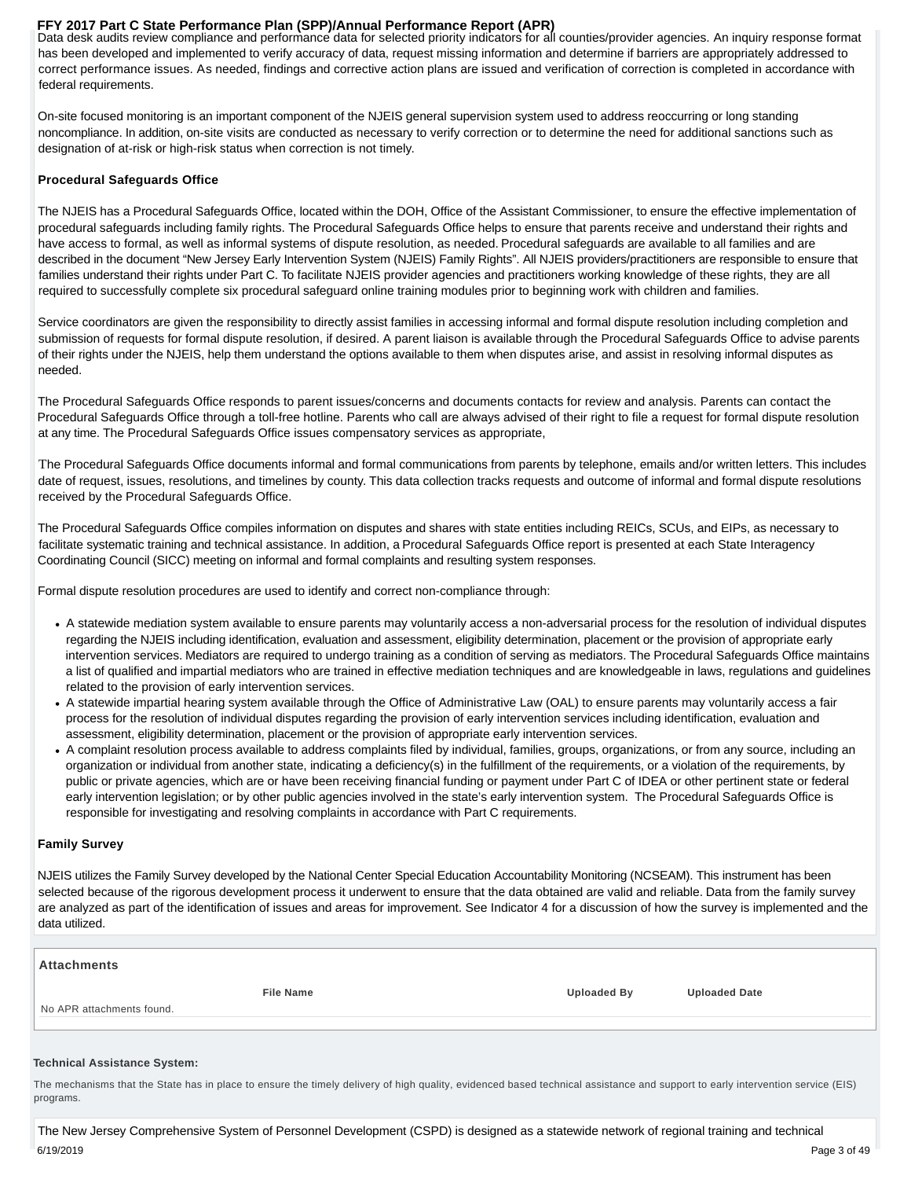Data desk audits review compliance and performance data for selected priority indicators for all counties/provider agencies. An inquiry response format has been developed and implemented to verify accuracy of data, request missing information and determine if barriers are appropriately addressed to correct performance issues. As needed, findings and corrective action plans are issued and verification of correction is completed in accordance with federal requirements.

On-site focused monitoring is an important component of the NJEIS general supervision system used to address reoccurring or long standing noncompliance. In addition, on-site visits are conducted as necessary to verify correction or to determine the need for additional sanctions such as designation of at-risk or high-risk status when correction is not timely.

**Procedural Safeguards Office**

The NJEIS has a Procedural Safeguards Office, located within the DOH, Office of the Assistant Commissioner, to ensure the effective implementation of procedural safeguards including family rights. The Procedural Safeguards Office helps to ensure that parents receive and understand their rights and have access to formal, as well as informal systems of dispute resolution, as needed. Procedural safeguards are available to all families and are described in the document "New Jersey Early Intervention System (NJEIS) Family Rights". All NJEIS providers/practitioners are responsible to ensure that families understand their rights under Part C. To facilitate NJEIS provider agencies and practitioners working knowledge of these rights, they are all required to successfully complete six procedural safeguard online training modules prior to beginning work with children and families.

Service coordinators are given the responsibility to directly assist families in accessing informal and formal dispute resolution including completion and submission of requests for formal dispute resolution, if desired. A parent liaison is available through the Procedural Safeguards Office to advise parents of their rights under the NJEIS, help them understand the options available to them when disputes arise, and assist in resolving informal disputes as needed.

The Procedural Safeguards Office responds to parent issues/concerns and documents contacts for review and analysis. Parents can contact the Procedural Safeguards Office through a toll-free hotline. Parents who call are always advised of their right to file a request for formal dispute resolution at any time. The Procedural Safeguards Office issues compensatory services as appropriate,

The Procedural Safeguards Office documents informal and formal communications from parents by telephone, emails and/or written letters. This includes date of request, issues, resolutions, and timelines by county. This data collection tracks requests and outcome of informal and formal dispute resolutions received by the Procedural Safeguards Office.

The Procedural Safeguards Office compiles information on disputes and shares with state entities including REICs, SCUs, and EIPs, as necessary to facilitate systematic training and technical assistance. In addition, a Procedural Safeguards Office report is presented at each State Interagency Coordinating Council (SICC) meeting on informal and formal complaints and resulting system responses.

Formal dispute resolution procedures are used to identify and correct non-compliance through:

- A statewide mediation system available to ensure parents may voluntarily access a non-adversarial process for the resolution of individual disputes regarding the NJEIS including identification, evaluation and assessment, eligibility determination, placement or the provision of appropriate early intervention services. Mediators are required to undergo training as a condition of serving as mediators. The Procedural Safeguards Office maintains a list of qualified and impartial mediators who are trained in effective mediation techniques and are knowledgeable in laws, regulations and guidelines related to the provision of early intervention services.
- A statewide impartial hearing system available through the Office of Administrative Law (OAL) to ensure parents may voluntarily access a fair process for the resolution of individual disputes regarding the provision of early intervention services including identification, evaluation and assessment, eligibility determination, placement or the provision of appropriate early intervention services.
- A complaint resolution process available to address complaints filed by individual, families, groups, organizations, or from any source, including an organization or individual from another state, indicating a deficiency(s) in the fulfillment of the requirements, or a violation of the requirements, by public or private agencies, which are or have been receiving financial funding or payment under Part C of IDEA or other pertinent state or federal early intervention legislation; or by other public agencies involved in the state's early intervention system. The Procedural Safeguards Office is responsible for investigating and resolving complaints in accordance with Part C requirements.

**Family Survey**

NJEIS utilizes the Family Survey developed by the National Center Special Education Accountability Monitoring (NCSEAM). This instrument has been selected because of the rigorous development process it underwent to ensure that the data obtained are valid and reliable. Data from the family survey are analyzed as part of the identification of issues and areas for improvement. See Indicator 4 for a discussion of how the survey is implemented and the data utilized.

**Attachments**

| File Name | Uploaded By | Uploaded Date |
|---|---|---|
| No APR attachments found. | | |

**Technical Assistance System:**

The mechanisms that the State has in place to ensure the timely delivery of high quality, evidenced based technical assistance and support to early intervention service (EIS) programs.

The New Jersey Comprehensive System of Personnel Development (CSPD) is designed as a statewide network of regional training and technical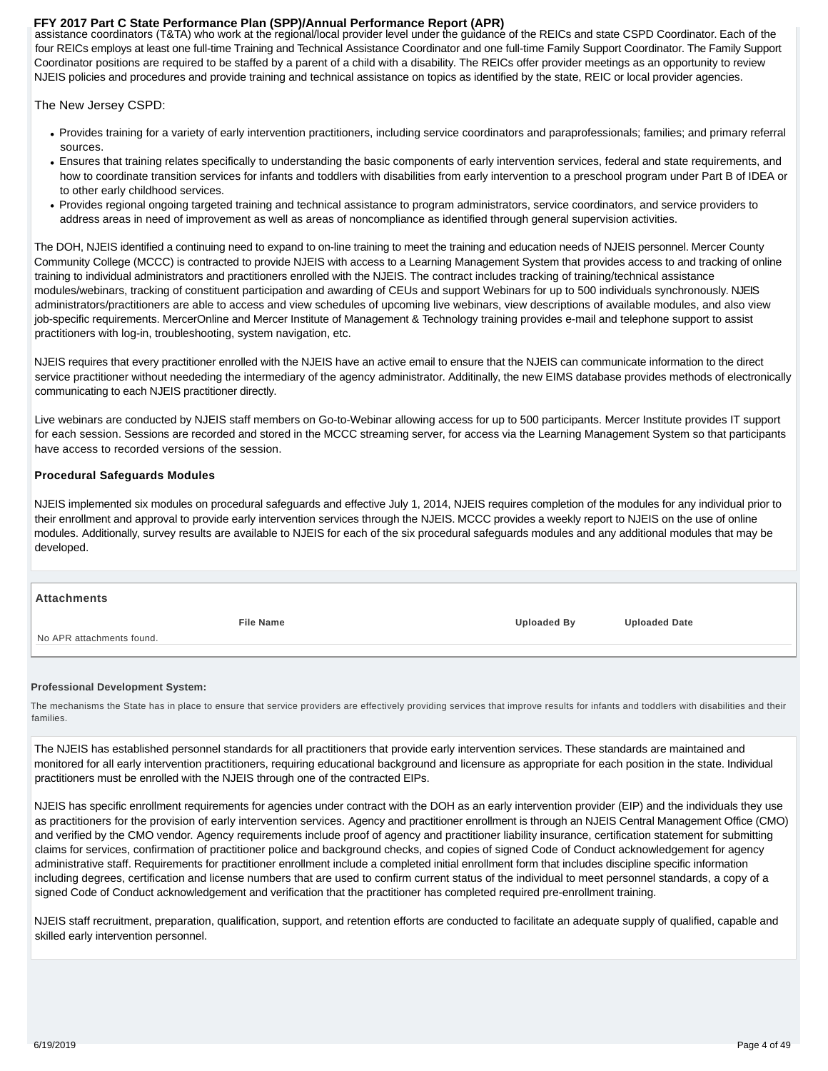assistance coordinators (T&TA) who work at the regional/local provider level under the guidance of the REICs and state CSPD Coordinator. Each of the four REICs employs at least one full-time Training and Technical Assistance Coordinator and one full-time Family Support Coordinator. The Family Support Coordinator positions are required to be staffed by a parent of a child with a disability. The REICs offer provider meetings as an opportunity to review NJEIS policies and procedures and provide training and technical assistance on topics as identified by the state, REIC or local provider agencies.

The New Jersey CSPD:

- Provides training for a variety of early intervention practitioners, including service coordinators and paraprofessionals; families; and primary referral sources.
- Ensures that training relates specifically to understanding the basic components of early intervention services, federal and state requirements, and how to coordinate transition services for infants and toddlers with disabilities from early intervention to a preschool program under Part B of IDEA or to other early childhood services.
- Provides regional ongoing targeted training and technical assistance to program administrators, service coordinators, and service providers to address areas in need of improvement as well as areas of noncompliance as identified through general supervision activities.

The DOH, NJEIS identified a continuing need to expand to on-line training to meet the training and education needs of NJEIS personnel. Mercer County Community College (MCCC) is contracted to provide NJEIS with access to a Learning Management System that provides access to and tracking of online training to individual administrators and practitioners enrolled with the NJEIS. The contract includes tracking of training/technical assistance modules/webinars, tracking of constituent participation and awarding of CEUs and support Webinars for up to 500 individuals synchronously. NJEIS administrators/practitioners are able to access and view schedules of upcoming live webinars, view descriptions of available modules, and also view job-specific requirements. MercerOnline and Mercer Institute of Management & Technology training provides e-mail and telephone support to assist practitioners with log-in, troubleshooting, system navigation, etc.

NJEIS requires that every practitioner enrolled with the NJEIS have an active email to ensure that the NJEIS can communicate information to the direct service practitioner without neededing the intermediary of the agency administrator. Additinally, the new EIMS database provides methods of electronically communicating to each NJEIS practitioner directly.

Live webinars are conducted by NJEIS staff members on Go-to-Webinar allowing access for up to 500 participants. Mercer Institute provides IT support for each session. Sessions are recorded and stored in the MCCC streaming server, for access via the Learning Management System so that participants have access to recorded versions of the session.

**Procedural Safeguards Modules**

NJEIS implemented six modules on procedural safeguards and effective July 1, 2014, NJEIS requires completion of the modules for any individual prior to their enrollment and approval to provide early intervention services through the NJEIS. MCCC provides a weekly report to NJEIS on the use of online modules. Additionally, survey results are available to NJEIS for each of the six procedural safeguards modules and any additional modules that may be developed.

**Attachments**

| File Name | Uploaded By | Uploaded Date |
|---|---|---|
| No APR attachments found. | | |

**Professional Development System:**

The mechanisms the State has in place to ensure that service providers are effectively providing services that improve results for infants and toddlers with disabilities and their families.

The NJEIS has established personnel standards for all practitioners that provide early intervention services. These standards are maintained and monitored for all early intervention practitioners, requiring educational background and licensure as appropriate for each position in the state. Individual practitioners must be enrolled with the NJEIS through one of the contracted EIPs.

NJEIS has specific enrollment requirements for agencies under contract with the DOH as an early intervention provider (EIP) and the individuals they use as practitioners for the provision of early intervention services. Agency and practitioner enrollment is through an NJEIS Central Management Office (CMO) and verified by the CMO vendor. Agency requirements include proof of agency and practitioner liability insurance, certification statement for submitting claims for services, confirmation of practitioner police and background checks, and copies of signed Code of Conduct acknowledgement for agency administrative staff. Requirements for practitioner enrollment include a completed initial enrollment form that includes discipline specific information including degrees, certification and license numbers that are used to confirm current status of the individual to meet personnel standards, a copy of a signed Code of Conduct acknowledgement and verification that the practitioner has completed required pre-enrollment training.

NJEIS staff recruitment, preparation, qualification, support, and retention efforts are conducted to facilitate an adequate supply of qualified, capable and skilled early intervention personnel.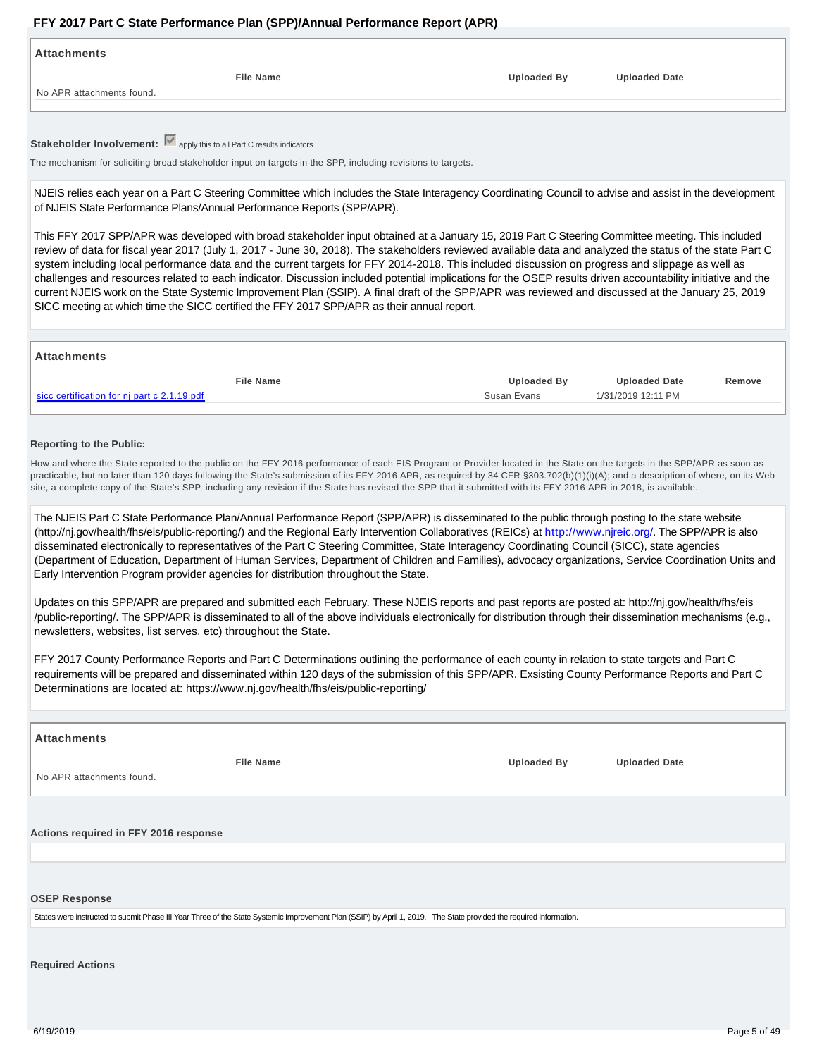### Attachments

| File Name | Uploaded By | Uploaded Date |
|---|---|---|
| No APR attachments found. | | |

**Stakeholder Involvement:** ☑ apply this to all Part C results indicators

The mechanism for soliciting broad stakeholder input on targets in the SPP, including revisions to targets.

NJEIS relies each year on a Part C Steering Committee which includes the State Interagency Coordinating Council to advise and assist in the development of NJEIS State Performance Plans/Annual Performance Reports (SPP/APR).

This FFY 2017 SPP/APR was developed with broad stakeholder input obtained at a January 15, 2019 Part C Steering Committee meeting. This included review of data for fiscal year 2017 (July 1, 2017 - June 30, 2018). The stakeholders reviewed available data and analyzed the status of the state Part C system including local performance data and the current targets for FFY 2014-2018. This included discussion on progress and slippage as well as challenges and resources related to each indicator. Discussion included potential implications for the OSEP results driven accountability initiative and the current NJEIS work on the State Systemic Improvement Plan (SSIP). A final draft of the SPP/APR was reviewed and discussed at the January 25, 2019 SICC meeting at which time the SICC certified the FFY 2017 SPP/APR as their annual report.

### Attachments

| File Name | Uploaded By | Uploaded Date | Remove |
|---|---|---|---|
| sicc certification for nj part c 2.1.19.pdf | Susan Evans | 1/31/2019 12:11 PM | |

**Reporting to the Public:**

How and where the State reported to the public on the FFY 2016 performance of each EIS Program or Provider located in the State on the targets in the SPP/APR as soon as practicable, but no later than 120 days following the State's submission of its FFY 2016 APR, as required by 34 CFR §303.702(b)(1)(i)(A); and a description of where, on its Web site, a complete copy of the State's SPP, including any revision if the State has revised the SPP that it submitted with its FFY 2016 APR in 2018, is available.

The NJEIS Part C State Performance Plan/Annual Performance Report (SPP/APR) is disseminated to the public through posting to the state website (http://nj.gov/health/fhs/eis/public-reporting/) and the Regional Early Intervention Collaboratives (REICs) at http://www.njreic.org/. The SPP/APR is also disseminated electronically to representatives of the Part C Steering Committee, State Interagency Coordinating Council (SICC), state agencies (Department of Education, Department of Human Services, Department of Children and Families), advocacy organizations, Service Coordination Units and Early Intervention Program provider agencies for distribution throughout the State.

Updates on this SPP/APR are prepared and submitted each February. These NJEIS reports and past reports are posted at: http://nj.gov/health/fhs/eis /public-reporting/. The SPP/APR is disseminated to all of the above individuals electronically for distribution through their dissemination mechanisms (e.g., newsletters, websites, list serves, etc) throughout the State.

FFY 2017 County Performance Reports and Part C Determinations outlining the performance of each county in relation to state targets and Part C requirements will be prepared and disseminated within 120 days of the submission of this SPP/APR. Exsisting County Performance Reports and Part C Determinations are located at: https://www.nj.gov/health/fhs/eis/public-reporting/

### Attachments

| File Name | Uploaded By | Uploaded Date |
|---|---|---|
| No APR attachments found. | | |

**Actions required in FFY 2016 response**

**OSEP Response**

States were instructed to submit Phase III Year Three of the State Systemic Improvement Plan (SSIP) by April 1, 2019. The State provided the required information.

**Required Actions**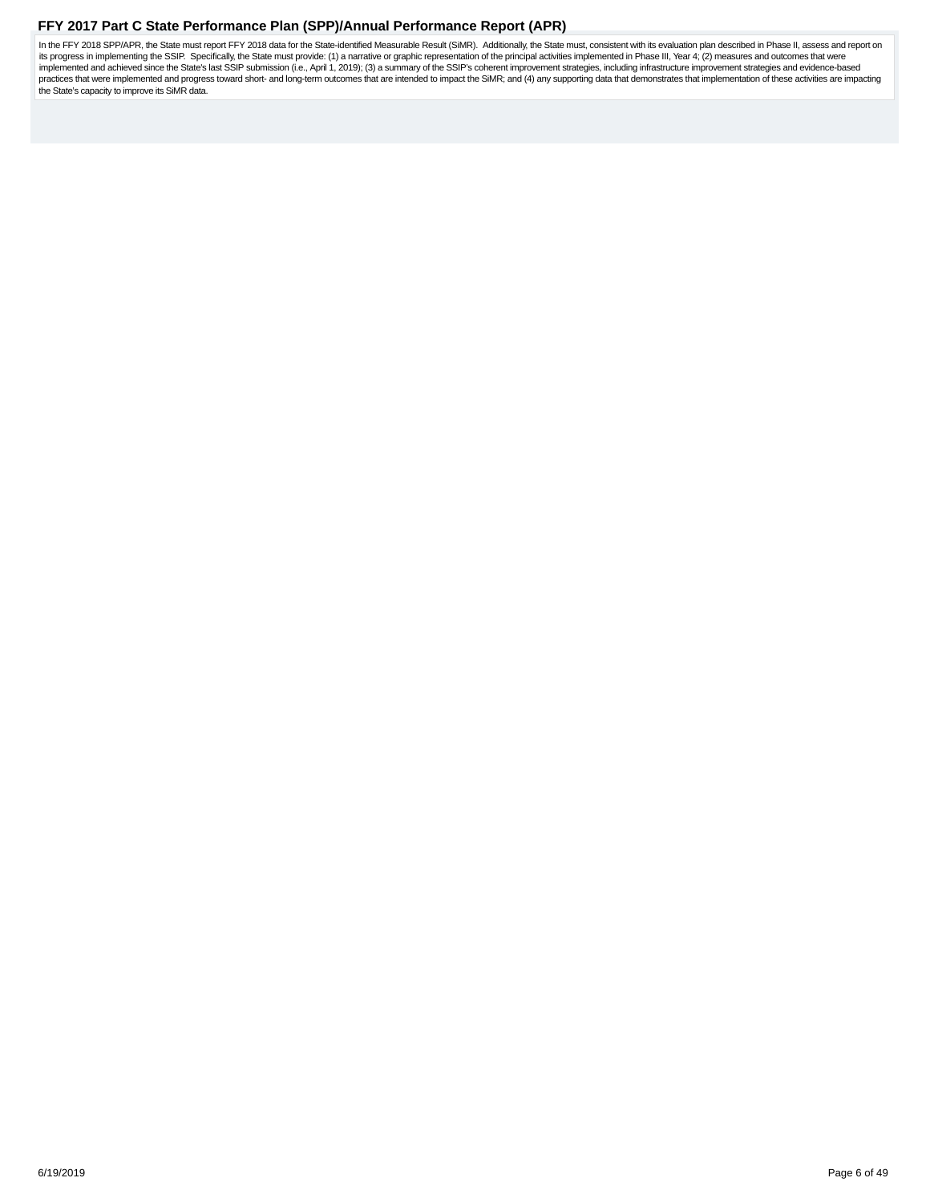In the FFY 2018 SPP/APR, the State must report FFY 2018 data for the State-identified Measurable Result (SiMR). Additionally, the State must, consistent with its evaluation plan described in Phase II, assess and report on its progress in implementing the SSIP. Specifically, the State must provide: (1) a narrative or graphic representation of the principal activities implemented in Phase III, Year 4; (2) measures and outcomes that were implemented and achieved since the State's last SSIP submission (i.e., April 1, 2019); (3) a summary of the SSIP's coherent improvement strategies, including infrastructure improvement strategies and evidence-based practices that were implemented and progress toward short- and long-term outcomes that are intended to impact the SiMR; and (4) any supporting data that demonstrates that implementation of these activities are impacting the State's capacity to improve its SiMR data.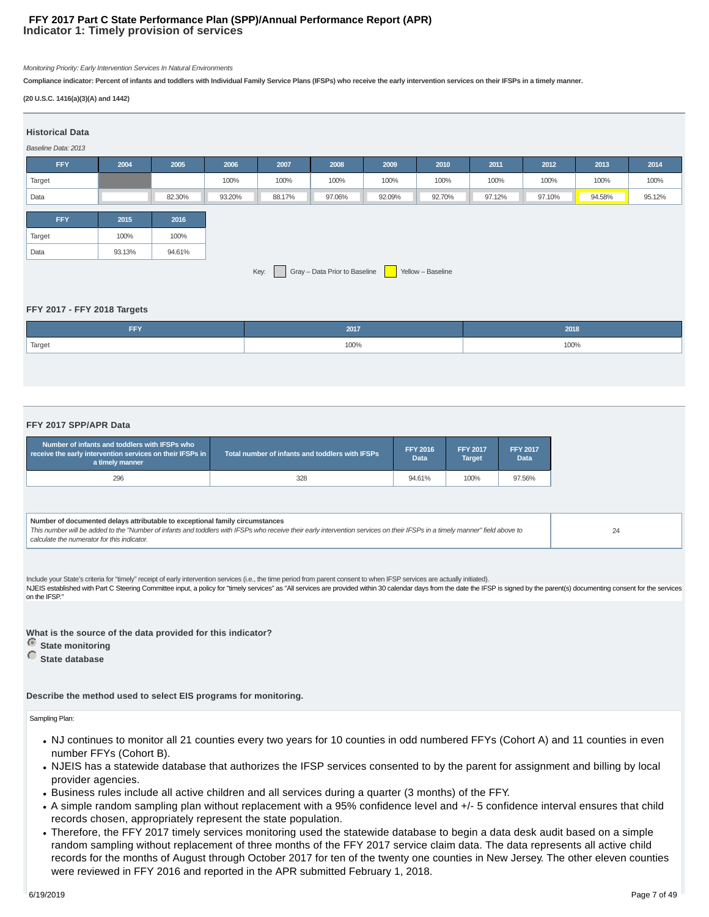# FFY 2017 Part C State Performance Plan (SPP)/Annual Performance Report (APR)
## Indicator 1: Timely provision of services

*Monitoring Priority: Early Intervention Services In Natural Environments*

**Compliance indicator: Percent of infants and toddlers with Individual Family Service Plans (IFSPs) who receive the early intervention services on their IFSPs in a timely manner.**

**(20 U.S.C. 1416(a)(3)(A) and 1442)**

### Historical Data

*Baseline Data: 2013*

| FFY | 2004 | 2005 | 2006 | 2007 | 2008 | 2009 | 2010 | 2011 | 2012 | 2013 | 2014 |
|---|---|---|---|---|---|---|---|---|---|---|---|
| Target | | | 100% | 100% | 100% | 100% | 100% | 100% | 100% | 100% | 100% |
| Data | | 82.30% | 93.20% | 88.17% | 97.06% | 92.09% | 92.70% | 97.12% | 97.10% | 94.58% | 95.12% |

| FFY | 2015 | 2016 |
|---|---|---|
| Target | 100% | 100% |
| Data | 93.13% | 94.61% |

Key: Gray – Data Prior to Baseline Yellow – Baseline

### FFY 2017 - FFY 2018 Targets

| FFY | 2017 | 2018 |
|---|---|---|
| Target | 100% | 100% |

### FFY 2017 SPP/APR Data

| Number of infants and toddlers with IFSPs who receive the early intervention services on their IFSPs in a timely manner | Total number of infants and toddlers with IFSPs | FFY 2016 Data | FFY 2017 Target | FFY 2017 Data |
|---|---|---|---|---|
| 296 | 328 | 94.61% | 100% | 97.56% |

| | |
|---|---|
| **Number of documented delays attributable to exceptional family circumstances**<br>*This number will be added to the "Number of infants and toddlers with IFSPs who receive their early intervention services on their IFSPs in a timely manner" field above to calculate the numerator for this indicator.* | 24 |

Include your State's criteria for "timely" receipt of early intervention services (i.e., the time period from parent consent to when IFSP services are actually initiated).
NJEIS established with Part C Steering Committee input, a policy for "timely services" as "All services are provided within 30 calendar days from the date the IFSP is signed by the parent(s) documenting consent for the services on the IFSP."

**What is the source of the data provided for this indicator?**

- **State monitoring**
- **State database**

**Describe the method used to select EIS programs for monitoring.**

Sampling Plan:

- NJ continues to monitor all 21 counties every two years for 10 counties in odd numbered FFYs (Cohort A) and 11 counties in even number FFYs (Cohort B).
- NJEIS has a statewide database that authorizes the IFSP services consented to by the parent for assignment and billing by local provider agencies.
- Business rules include all active children and all services during a quarter (3 months) of the FFY.
- A simple random sampling plan without replacement with a 95% confidence level and +/- 5 confidence interval ensures that child records chosen, appropriately represent the state population.
- Therefore, the FFY 2017 timely services monitoring used the statewide database to begin a data desk audit based on a simple random sampling without replacement of three months of the FFY 2017 service claim data. The data represents all active child records for the months of August through October 2017 for ten of the twenty one counties in New Jersey. The other eleven counties were reviewed in FFY 2016 and reported in the APR submitted February 1, 2018.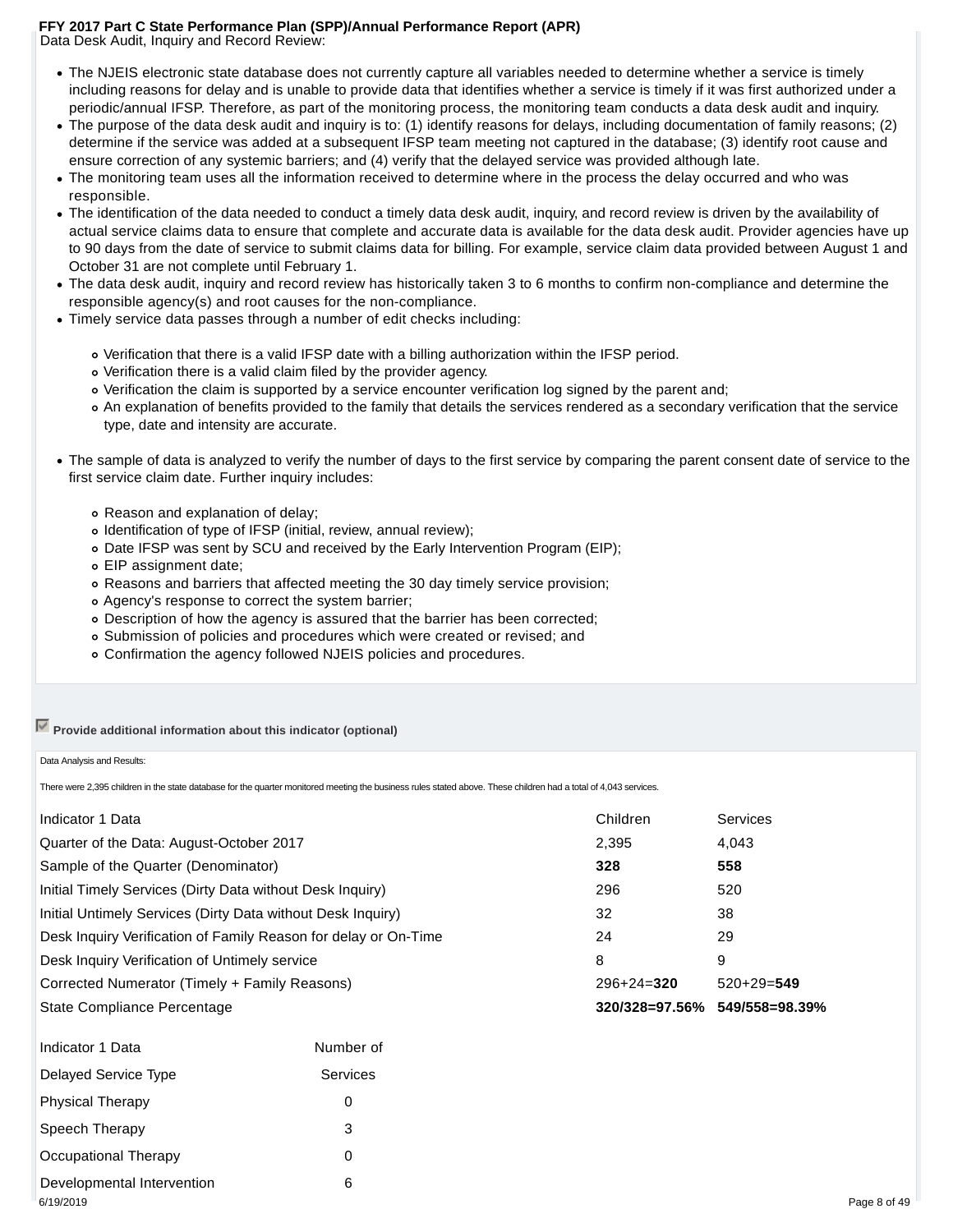Data Desk Audit, Inquiry and Record Review:

- The NJEIS electronic state database does not currently capture all variables needed to determine whether a service is timely including reasons for delay and is unable to provide data that identifies whether a service is timely if it was first authorized under a periodic/annual IFSP. Therefore, as part of the monitoring process, the monitoring team conducts a data desk audit and inquiry.
- The purpose of the data desk audit and inquiry is to: (1) identify reasons for delays, including documentation of family reasons; (2) determine if the service was added at a subsequent IFSP team meeting not captured in the database; (3) identify root cause and ensure correction of any systemic barriers; and (4) verify that the delayed service was provided although late.
- The monitoring team uses all the information received to determine where in the process the delay occurred and who was responsible.
- The identification of the data needed to conduct a timely data desk audit, inquiry, and record review is driven by the availability of actual service claims data to ensure that complete and accurate data is available for the data desk audit. Provider agencies have up to 90 days from the date of service to submit claims data for billing. For example, service claim data provided between August 1 and October 31 are not complete until February 1.
- The data desk audit, inquiry and record review has historically taken 3 to 6 months to confirm non-compliance and determine the responsible agency(s) and root causes for the non-compliance.
- Timely service data passes through a number of edit checks including:
  - Verification that there is a valid IFSP date with a billing authorization within the IFSP period.
  - Verification there is a valid claim filed by the provider agency.
  - Verification the claim is supported by a service encounter verification log signed by the parent and;
  - An explanation of benefits provided to the family that details the services rendered as a secondary verification that the service type, date and intensity are accurate.
- The sample of data is analyzed to verify the number of days to the first service by comparing the parent consent date of service to the first service claim date. Further inquiry includes:
  - Reason and explanation of delay;
  - Identification of type of IFSP (initial, review, annual review);
  - Date IFSP was sent by SCU and received by the Early Intervention Program (EIP);
  - EIP assignment date;
  - Reasons and barriers that affected meeting the 30 day timely service provision;
  - Agency's response to correct the system barrier;
  - Description of how the agency is assured that the barrier has been corrected;
  - Submission of policies and procedures which were created or revised; and
  - Confirmation the agency followed NJEIS policies and procedures.

**Provide additional information about this indicator (optional)**

Data Analysis and Results:

There were 2,395 children in the state database for the quarter monitored meeting the business rules stated above. These children had a total of 4,043 services.

| Indicator 1 Data | Children | Services |
|---|---|---|
| Quarter of the Data: August-October 2017 | 2,395 | 4,043 |
| Sample of the Quarter (Denominator) | **328** | **558** |
| Initial Timely Services (Dirty Data without Desk Inquiry) | 296 | 520 |
| Initial Untimely Services (Dirty Data without Desk Inquiry) | 32 | 38 |
| Desk Inquiry Verification of Family Reason for delay or On-Time | 24 | 29 |
| Desk Inquiry Verification of Untimely service | 8 | 9 |
| Corrected Numerator (Timely + Family Reasons) | 296+24=**320** | 520+29=**549** |
| State Compliance Percentage | **320/328=97.56%** | **549/558=98.39%** |

| Indicator 1 Data Delayed Service Type | Number of Services |
|---|---|
| Physical Therapy | 0 |
| Speech Therapy | 3 |
| Occupational Therapy | 0 |
| Developmental Intervention | 6 |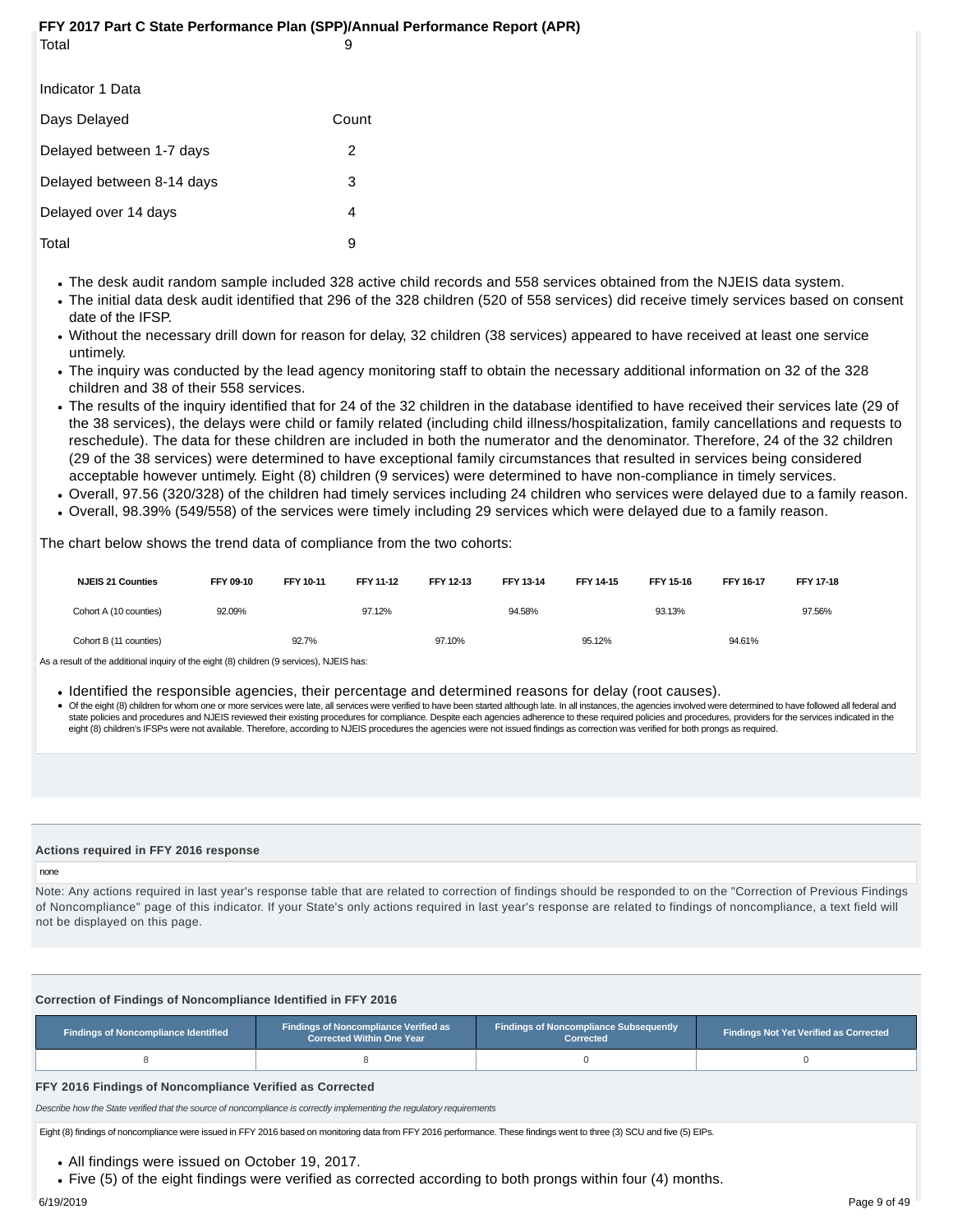| | |
|---|---|
| Total | 9 |

Indicator 1 Data

| Days Delayed | Count |
|---|---|
| Delayed between 1-7 days | 2 |
| Delayed between 8-14 days | 3 |
| Delayed over 14 days | 4 |
| Total | 9 |

- The desk audit random sample included 328 active child records and 558 services obtained from the NJEIS data system.
- The initial data desk audit identified that 296 of the 328 children (520 of 558 services) did receive timely services based on consent date of the IFSP.
- Without the necessary drill down for reason for delay, 32 children (38 services) appeared to have received at least one service untimely.
- The inquiry was conducted by the lead agency monitoring staff to obtain the necessary additional information on 32 of the 328 children and 38 of their 558 services.
- The results of the inquiry identified that for 24 of the 32 children in the database identified to have received their services late (29 of the 38 services), the delays were child or family related (including child illness/hospitalization, family cancellations and requests to reschedule). The data for these children are included in both the numerator and the denominator. Therefore, 24 of the 32 children (29 of the 38 services) were determined to have exceptional family circumstances that resulted in services being considered acceptable however untimely. Eight (8) children (9 services) were determined to have non-compliance in timely services.
- Overall, 97.56 (320/328) of the children had timely services including 24 children who services were delayed due to a family reason.
- Overall, 98.39% (549/558) of the services were timely including 29 services which were delayed due to a family reason.

The chart below shows the trend data of compliance from the two cohorts:

| NJEIS 21 Counties | FFY 09-10 | FFY 10-11 | FFY 11-12 | FFY 12-13 | FFY 13-14 | FFY 14-15 | FFY 15-16 | FFY 16-17 | FFY 17-18 |
|---|---|---|---|---|---|---|---|---|---|
| Cohort A (10 counties) | 92.09% | | 97.12% | | 94.58% | | 93.13% | | 97.56% |
| Cohort B (11 counties) | | 92.7% | | 97.10% | | 95.12% | | 94.61% | |

As a result of the additional inquiry of the eight (8) children (9 services), NJEIS has:

- Identified the responsible agencies, their percentage and determined reasons for delay (root causes).
- Of the eight (8) children for whom one or more services were late, all services were verified to have been started although late. In all instances, the agencies involved were determined to have followed all federal and state policies and procedures and NJEIS reviewed their existing procedures for compliance. Despite each agencies adherence to these required policies and procedures, providers for the services indicated in the eight (8) children's IFSPs were not available. Therefore, according to NJEIS procedures the agencies were not issued findings as correction was verified for both prongs as required.

**Actions required in FFY 2016 response**

none

Note: Any actions required in last year's response table that are related to correction of findings should be responded to on the "Correction of Previous Findings of Noncompliance" page of this indicator. If your State's only actions required in last year's response are related to findings of noncompliance, a text field will not be displayed on this page.

**Correction of Findings of Noncompliance Identified in FFY 2016**

| Findings of Noncompliance Identified | Findings of Noncompliance Verified as Corrected Within One Year | Findings of Noncompliance Subsequently Corrected | Findings Not Yet Verified as Corrected |
|---|---|---|---|
| 8 | 8 | 0 | 0 |

**FFY 2016 Findings of Noncompliance Verified as Corrected**

*Describe how the State verified that the source of noncompliance is correctly implementing the regulatory requirements*

Eight (8) findings of noncompliance were issued in FFY 2016 based on monitoring data from FFY 2016 performance. These findings went to three (3) SCU and five (5) EIPs.

- All findings were issued on October 19, 2017.
- Five (5) of the eight findings were verified as corrected according to both prongs within four (4) months.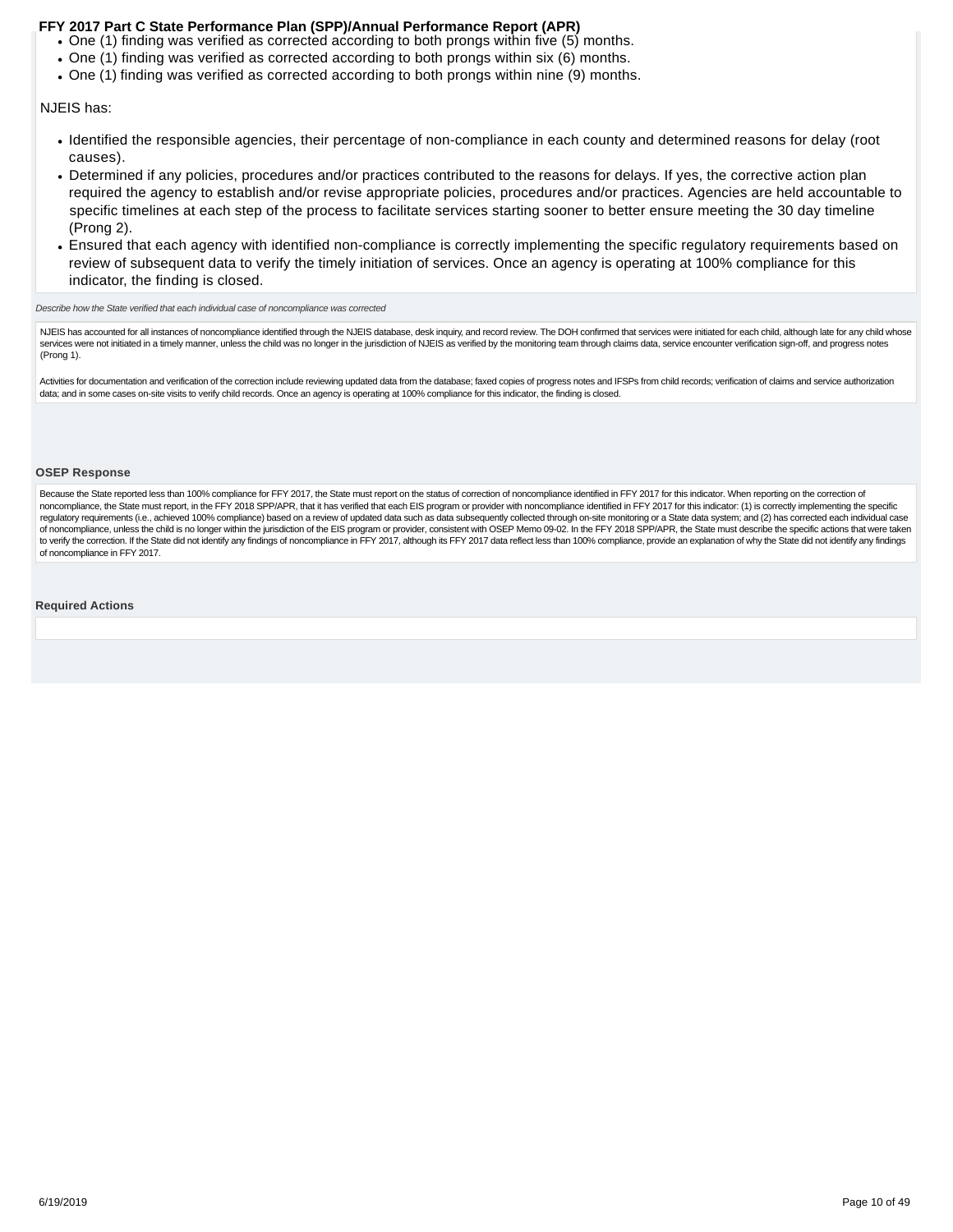- One (1) finding was verified as corrected according to both prongs within five (5) months.
- One (1) finding was verified as corrected according to both prongs within six (6) months.
- One (1) finding was verified as corrected according to both prongs within nine (9) months.

NJEIS has:

- Identified the responsible agencies, their percentage of non-compliance in each county and determined reasons for delay (root causes).
- Determined if any policies, procedures and/or practices contributed to the reasons for delays. If yes, the corrective action plan required the agency to establish and/or revise appropriate policies, procedures and/or practices. Agencies are held accountable to specific timelines at each step of the process to facilitate services starting sooner to better ensure meeting the 30 day timeline (Prong 2).
- Ensured that each agency with identified non-compliance is correctly implementing the specific regulatory requirements based on review of subsequent data to verify the timely initiation of services. Once an agency is operating at 100% compliance for this indicator, the finding is closed.

*Describe how the State verified that each individual case of noncompliance was corrected*

NJEIS has accounted for all instances of noncompliance identified through the NJEIS database, desk inquiry, and record review. The DOH confirmed that services were initiated for each child, although late for any child whose services were not initiated in a timely manner, unless the child was no longer in the jurisdiction of NJEIS as verified by the monitoring team through claims data, service encounter verification sign-off, and progress notes (Prong 1).

Activities for documentation and verification of the correction include reviewing updated data from the database; faxed copies of progress notes and IFSPs from child records; verification of claims and service authorization data; and in some cases on-site visits to verify child records. Once an agency is operating at 100% compliance for this indicator, the finding is closed.

### OSEP Response

Because the State reported less than 100% compliance for FFY 2017, the State must report on the status of correction of noncompliance identified in FFY 2017 for this indicator. When reporting on the correction of noncompliance, the State must report, in the FFY 2018 SPP/APR, that it has verified that each EIS program or provider with noncompliance identified in FFY 2017 for this indicator: (1) is correctly implementing the specific regulatory requirements (i.e., achieved 100% compliance) based on a review of updated data such as data subsequently collected through on-site monitoring or a State data system; and (2) has corrected each individual case of noncompliance, unless the child is no longer within the jurisdiction of the EIS program or provider, consistent with OSEP Memo 09-02. In the FFY 2018 SPP/APR, the State must describe the specific actions that were taken to verify the correction. If the State did not identify any findings of noncompliance in FFY 2017, although its FFY 2017 data reflect less than 100% compliance, provide an explanation of why the State did not identify any findings of noncompliance in FFY 2017.

### Required Actions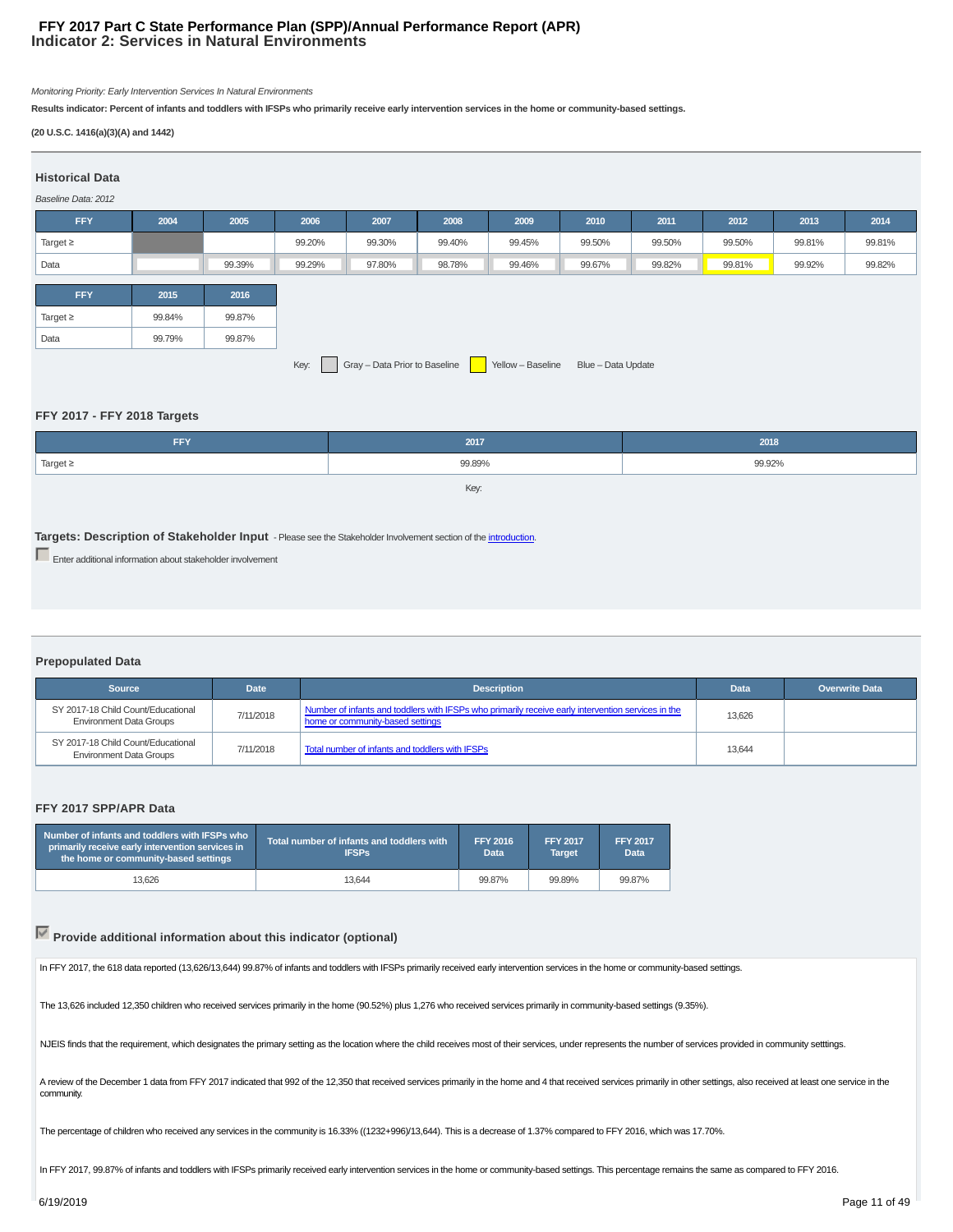# FFY 2017 Part C State Performance Plan (SPP)/Annual Performance Report (APR)
## Indicator 2: Services in Natural Environments

*Monitoring Priority: Early Intervention Services In Natural Environments*

**Results indicator: Percent of infants and toddlers with IFSPs who primarily receive early intervention services in the home or community-based settings.**

**(20 U.S.C. 1416(a)(3)(A) and 1442)**

### Historical Data

*Baseline Data: 2012*

| FFY | 2004 | 2005 | 2006 | 2007 | 2008 | 2009 | 2010 | 2011 | 2012 | 2013 | 2014 |
|---|---|---|---|---|---|---|---|---|---|---|---|
| Target ≥ | | | 99.20% | 99.30% | 99.40% | 99.45% | 99.50% | 99.50% | 99.50% | 99.81% | 99.81% |
| Data | | 99.39% | 99.29% | 97.80% | 98.78% | 99.46% | 99.67% | 99.82% | 99.81% | 99.92% | 99.82% |

| FFY | 2015 | 2016 |
|---|---|---|
| Target ≥ | 99.84% | 99.87% |
| Data | 99.79% | 99.87% |

Key: Gray – Data Prior to Baseline Yellow – Baseline Blue – Data Update

### FFY 2017 - FFY 2018 Targets

| FFY | 2017 | 2018 |
|---|---|---|
| Target ≥ | 99.89% | 99.92% |

Key:

**Targets: Description of Stakeholder Input** - Please see the Stakeholder Involvement section of the introduction.

Enter additional information about stakeholder involvement

### Prepopulated Data

| Source | Date | Description | Data | Overwrite Data |
|---|---|---|---|---|
| SY 2017-18 Child Count/Educational Environment Data Groups | 7/11/2018 | Number of infants and toddlers with IFSPs who primarily receive early intervention services in the home or community-based settings | 13,626 | |
| SY 2017-18 Child Count/Educational Environment Data Groups | 7/11/2018 | Total number of infants and toddlers with IFSPs | 13,644 | |

### FFY 2017 SPP/APR Data

| Number of infants and toddlers with IFSPs who primarily receive early intervention services in the home or community-based settings | Total number of infants and toddlers with IFSPs | FFY 2016 Data | FFY 2017 Target | FFY 2017 Data |
|---|---|---|---|---|
| 13,626 | 13,644 | 99.87% | 99.89% | 99.87% |

**Provide additional information about this indicator (optional)**

In FFY 2017, the 618 data reported (13,626/13,644) 99.87% of infants and toddlers with IFSPs primarily received early intervention services in the home or community-based settings.

The 13,626 included 12,350 children who received services primarily in the home (90.52%) plus 1,276 who received services primarily in community-based settings (9.35%).

NJEIS finds that the requirement, which designates the primary setting as the location where the child receives most of their services, under represents the number of services provided in community setttings.

A review of the December 1 data from FFY 2017 indicated that 992 of the 12,350 that received services primarily in the home and 4 that received services primarily in other settings, also received at least one service in the community.

The percentage of children who received any services in the community is 16.33% ((1232+996)/13,644). This is a decrease of 1.37% compared to FFY 2016, which was 17.70%.

In FFY 2017, 99.87% of infants and toddlers with IFSPs primarily received early intervention services in the home or community-based settings. This percentage remains the same as compared to FFY 2016.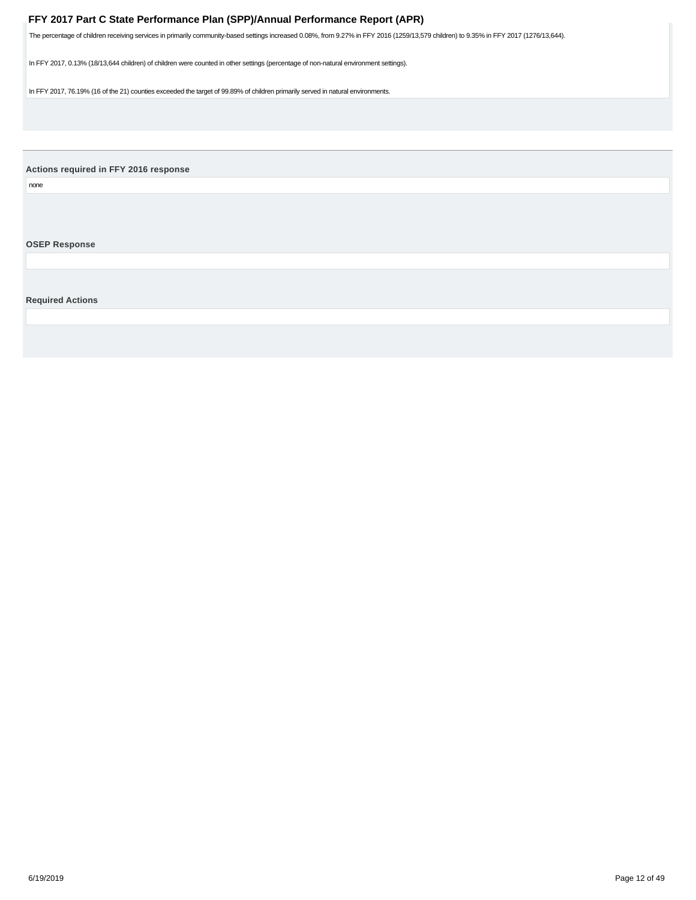The percentage of children receiving services in primarily community-based settings increased 0.08%, from 9.27% in FFY 2016 (1259/13,579 children) to 9.35% in FFY 2017 (1276/13,644).

In FFY 2017, 0.13% (18/13,644 children) of children were counted in other settings (percentage of non-natural environment settings).

In FFY 2017, 76.19% (16 of the 21) counties exceeded the target of 99.89% of children primarily served in natural environments.

**Actions required in FFY 2016 response**

none

**OSEP Response**

**Required Actions**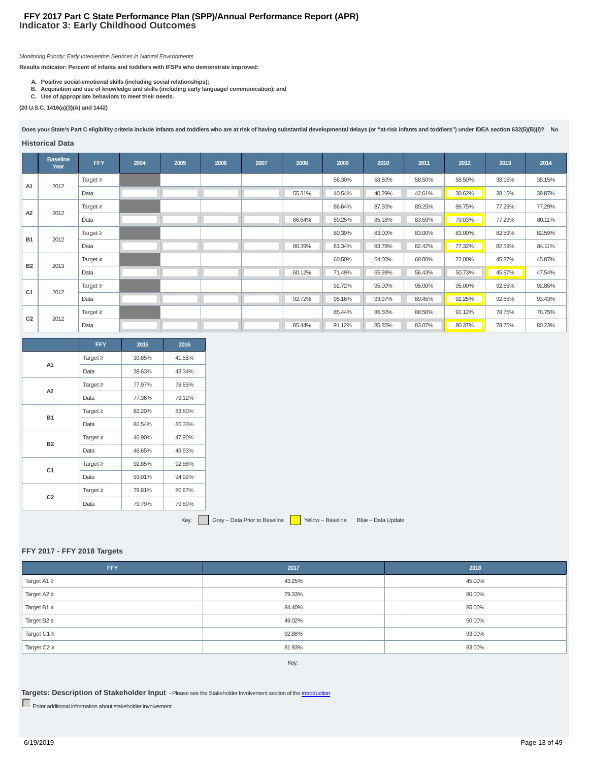# FFY 2017 Part C State Performance Plan (SPP)/Annual Performance Report (APR)
## Indicator 3: Early Childhood Outcomes

*Monitoring Priority: Early Intervention Services In Natural Environments*

**Results indicator: Percent of infants and toddlers with IFSPs who demonstrate improved:**

- **A. Positive social-emotional skills (including social relationships);**
- **B. Acquisition and use of knowledge and skills (including early language/ communication); and**
- **C. Use of appropriate behaviors to meet their needs.**

**(20 U.S.C. 1416(a)(3)(A) and 1442)**

**Does your State's Part C eligibility criteria include infants and toddlers who are at risk of having substantial developmental delays (or "at-risk infants and toddlers") under IDEA section 632(5)(B)(i)? No**

### Historical Data

| | Baseline Year | FFY | 2004 | 2005 | 2006 | 2007 | 2008 | 2009 | 2010 | 2011 | 2012 | 2013 | 2014 |
|---|---|---|---|---|---|---|---|---|---|---|---|---|---|
| A1 | 2012 | Target ≥ | | | | | | 56.30% | 58.50% | 58.50% | 58.50% | 38.15% | 38.15% |
| | | Data | | | | | 55.31% | 40.54% | 40.29% | 42.61% | 30.62% | 38.15% | 39.87% |
| A2 | 2012 | Target ≥ | | | | | | 86.64% | 87.50% | 89.25% | 89.75% | 77.29% | 77.29% |
| | | Data | | | | | 86.64% | 89.25% | 85.18% | 83.59% | 79.03% | 77.29% | 80.11% |
| B1 | 2012 | Target ≥ | | | | | | 80.39% | 83.00% | 83.00% | 83.00% | 82.59% | 82.59% |
| | | Data | | | | | 80.39% | 81.34% | 83.79% | 82.42% | 77.32% | 82.59% | 84.11% |
| B2 | 2013 | Target ≥ | | | | | | 60.50% | 64.00% | 68.00% | 72.00% | 45.87% | 45.87% |
| | | Data | | | | | 60.12% | 71.49% | 65.99% | 56.43% | 50.73% | 45.87% | 47.54% |
| C1 | 2012 | Target ≥ | | | | | | 92.72% | 95.00% | 95.00% | 95.00% | 92.85% | 92.85% |
| | | Data | | | | | 92.72% | 95.16% | 93.97% | 89.45% | 92.25% | 93.85% | 93.43% |
| C2 | 2012 | Target ≥ | | | | | | 85.44% | 86.50% | 88.50% | 91.12% | 78.75% | 78.75% |
| | | Data | | | | | 85.44% | 91.12% | 85.85% | 83.07% | 80.37% | 78.75% | 80.23% |

| | FFY | 2015 | 2016 |
|---|---|---|---|
| A1 | Target ≥ | 39.85% | 41.55% |
| | Data | 39.63% | 43.34% |
| A2 | Target ≥ | 77.97% | 78.65% |
| | Data | 77.36% | 79.12% |
| B1 | Target ≥ | 83.20% | 83.80% |
| | Data | 82.54% | 85.33% |
| B2 | Target ≥ | 46.90% | 47.90% |
| | Data | 46.65% | 49.93% |
| C1 | Target ≥ | 92.85% | 92.88% |
| | Data | 93.01% | 94.92% |
| C2 | Target ≥ | 79.81% | 80.87% |
| | Data | 79.79% | 79.80% |

Key: Gray – Data Prior to Baseline Yellow – Baseline Blue – Data Update

### FFY 2017 - FFY 2018 Targets

| FFY | 2017 | 2018 |
|---|---|---|
| Target A1 ≥ | 43.25% | 45.00% |
| Target A2 ≥ | 79.33% | 80.00% |
| Target B1 ≥ | 84.40% | 85.00% |
| Target B2 ≥ | 49.02% | 50.00% |
| Target C1 ≥ | 92.88% | 93.00% |
| Target C2 ≥ | 81.93% | 83.00% |

Key:

**Targets: Description of Stakeholder Input** - Please see the Stakeholder Involvement section of the introduction.

Enter additional information about stakeholder involvement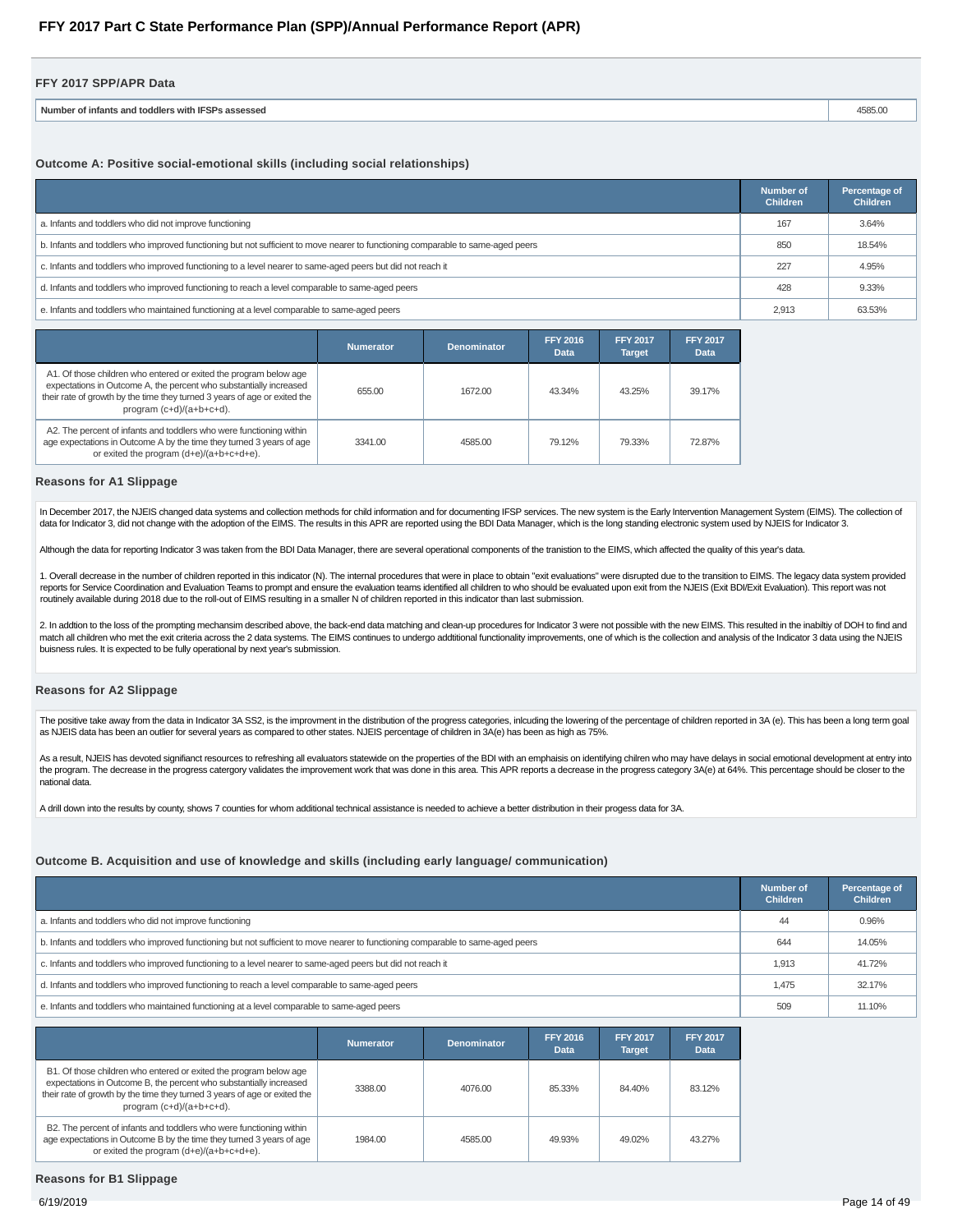## FFY 2017 SPP/APR Data

| | |
|---|---|
| Number of infants and toddlers with IFSPs assessed | 4585.00 |

### Outcome A: Positive social-emotional skills (including social relationships)

| | Number of Children | Percentage of Children |
|---|---|---|
| a. Infants and toddlers who did not improve functioning | 167 | 3.64% |
| b. Infants and toddlers who improved functioning but not sufficient to move nearer to functioning comparable to same-aged peers | 850 | 18.54% |
| c. Infants and toddlers who improved functioning to a level nearer to same-aged peers but did not reach it | 227 | 4.95% |
| d. Infants and toddlers who improved functioning to reach a level comparable to same-aged peers | 428 | 9.33% |
| e. Infants and toddlers who maintained functioning at a level comparable to same-aged peers | 2,913 | 63.53% |

| | Numerator | Denominator | FFY 2016 Data | FFY 2017 Target | FFY 2017 Data |
|---|---|---|---|---|---|
| A1. Of those children who entered or exited the program below age expectations in Outcome A, the percent who substantially increased their rate of growth by the time they turned 3 years of age or exited the program (c+d)/(a+b+c+d). | 655.00 | 1672.00 | 43.34% | 43.25% | 39.17% |
| A2. The percent of infants and toddlers who were functioning within age expectations in Outcome A by the time they turned 3 years of age or exited the program (d+e)/(a+b+c+d+e). | 3341.00 | 4585.00 | 79.12% | 79.33% | 72.87% |

### Reasons for A1 Slippage

In December 2017, the NJEIS changed data systems and collection methods for child information and for documenting IFSP services. The new system is the Early Intervention Management System (EIMS). The collection of data for Indicator 3, did not change with the adoption of the EIMS. The results in this APR are reported using the BDI Data Manager, which is the long standing electronic system used by NJEIS for Indicator 3.

Although the data for reporting Indicator 3 was taken from the BDI Data Manager, there are several operational components of the tranistion to the EIMS, which affected the quality of this year's data.

1. Overall decrease in the number of children reported in this indicator (N). The internal procedures that were in place to obtain "exit evaluations" were disrupted due to the transition to EIMS. The legacy data system provided reports for Service Coordination and Evaluation Teams to prompt and ensure the evaluation teams identified all children to who should be evaluated upon exit from the NJEIS (Exit BDI/Exit Evaluation). This report was not routinely available during 2018 due to the roll-out of EIMS resulting in a smaller N of children reported in this indicator than last submission.

2. In addtion to the loss of the prompting mechansim described above, the back-end data matching and clean-up procedures for Indicator 3 were not possible with the new EIMS. This resulted in the inabiltiy of DOH to find and match all children who met the exit criteria across the 2 data systems. The EIMS continues to undergo addtitional functionality improvements, one of which is the collection and analysis of the Indicator 3 data using the NJEIS buisness rules. It is expected to be fully operational by next year's submission.

### Reasons for A2 Slippage

The positive take away from the data in Indicator 3A SS2, is the improvment in the distribution of the progress categories, inlcuding the lowering of the percentage of children reported in 3A (e). This has been a long term goal as NJEIS data has been an outlier for several years as compared to other states. NJEIS percentage of children in 3A(e) has been as high as 75%.

As a result, NJEIS has devoted signifianct resources to refreshing all evaluators statewide on the properties of the BDI with an emphaisis on identifying chilren who may have delays in social emotional development at entry into the program. The decrease in the progress catergory validates the improvement work that was done in this area. This APR reports a decrease in the progress category 3A(e) at 64%. This percentage should be closer to the national data.

A drill down into the results by county, shows 7 counties for whom additional technical assistance is needed to achieve a better distribution in their progess data for 3A.

### Outcome B. Acquisition and use of knowledge and skills (including early language/ communication)

| | Number of Children | Percentage of Children |
|---|---|---|
| a. Infants and toddlers who did not improve functioning | 44 | 0.96% |
| b. Infants and toddlers who improved functioning but not sufficient to move nearer to functioning comparable to same-aged peers | 644 | 14.05% |
| c. Infants and toddlers who improved functioning to a level nearer to same-aged peers but did not reach it | 1,913 | 41.72% |
| d. Infants and toddlers who improved functioning to reach a level comparable to same-aged peers | 1,475 | 32.17% |
| e. Infants and toddlers who maintained functioning at a level comparable to same-aged peers | 509 | 11.10% |

| | Numerator | Denominator | FFY 2016 Data | FFY 2017 Target | FFY 2017 Data |
|---|---|---|---|---|---|
| B1. Of those children who entered or exited the program below age expectations in Outcome B, the percent who substantially increased their rate of growth by the time they turned 3 years of age or exited the program (c+d)/(a+b+c+d). | 3388.00 | 4076.00 | 85.33% | 84.40% | 83.12% |
| B2. The percent of infants and toddlers who were functioning within age expectations in Outcome B by the time they turned 3 years of age or exited the program (d+e)/(a+b+c+d+e). | 1984.00 | 4585.00 | 49.93% | 49.02% | 43.27% |

### Reasons for B1 Slippage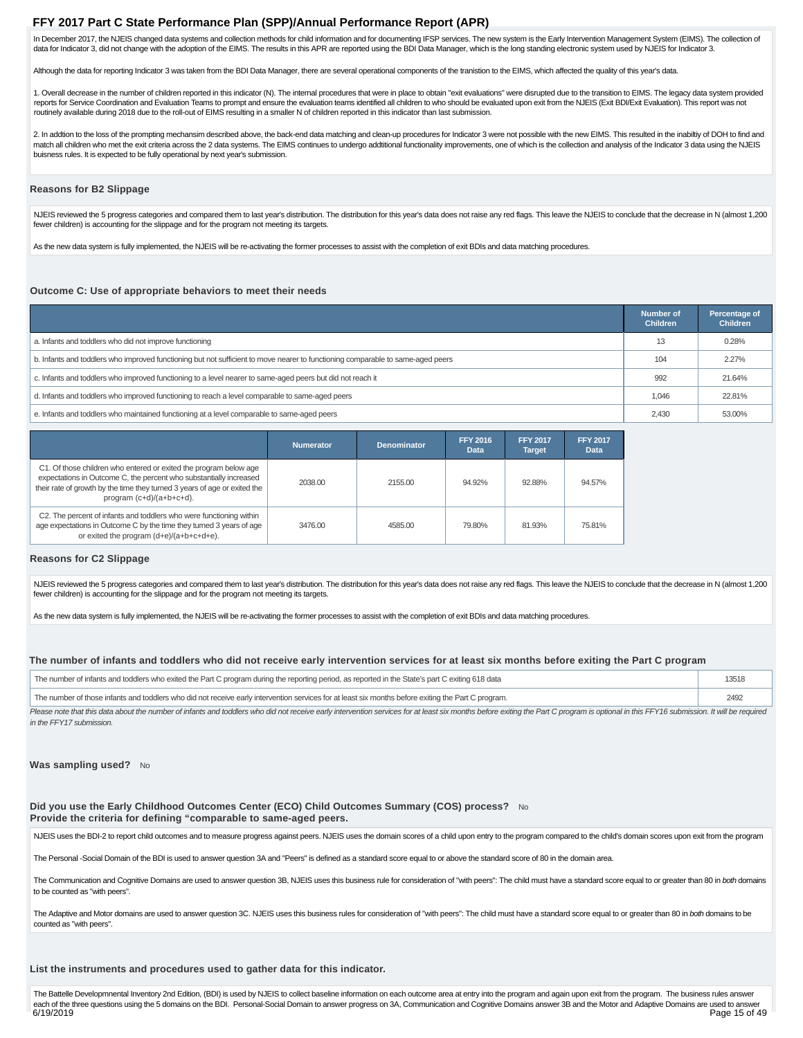In December 2017, the NJEIS changed data systems and collection methods for child information and for documenting IFSP services. The new system is the Early Intervention Management System (EIMS). The collection of data for Indicator 3, did not change with the adoption of the EIMS. The results in this APR are reported using the BDI Data Manager, which is the long standing electronic system used by NJEIS for Indicator 3.

Although the data for reporting Indicator 3 was taken from the BDI Data Manager, there are several operational components of the tranistion to the EIMS, which affected the quality of this year's data.

1. Overall decrease in the number of children reported in this indicator (N). The internal procedures that were in place to obtain "exit evaluations" were disrupted due to the transition to EIMS. The legacy data system provided reports for Service Coordination and Evaluation Teams to prompt and ensure the evaluation teams identified all children to who should be evaluated upon exit from the NJEIS (Exit BDI/Exit Evaluation). This report was not routinely available during 2018 due to the roll-out of EIMS resulting in a smaller N of children reported in this indicator than last submission.

2. In addtion to the loss of the prompting mechansim described above, the back-end data matching and clean-up procedures for Indicator 3 were not possible with the new EIMS. This resulted in the inabiltiy of DOH to find and match all children who met the exit criteria across the 2 data systems. The EIMS continues to undergo addtitional functionality improvements, one of which is the collection and analysis of the Indicator 3 data using the NJEIS buisness rules. It is expected to be fully operational by next year's submission.

### Reasons for B2 Slippage

NJEIS reviewed the 5 progress categories and compared them to last year's distribution. The distribution for this year's data does not raise any red flags. This leave the NJEIS to conclude that the decrease in N (almost 1,200 fewer children) is accounting for the slippage and for the program not meeting its targets.

As the new data system is fully implemented, the NJEIS will be re-activating the former processes to assist with the completion of exit BDIs and data matching procedures.

### Outcome C: Use of appropriate behaviors to meet their needs

| | Number of Children | Percentage of Children |
|---|---|---|
| a. Infants and toddlers who did not improve functioning | 13 | 0.28% |
| b. Infants and toddlers who improved functioning but not sufficient to move nearer to functioning comparable to same-aged peers | 104 | 2.27% |
| c. Infants and toddlers who improved functioning to a level nearer to same-aged peers but did not reach it | 992 | 21.64% |
| d. Infants and toddlers who improved functioning to reach a level comparable to same-aged peers | 1,046 | 22.81% |
| e. Infants and toddlers who maintained functioning at a level comparable to same-aged peers | 2,430 | 53.00% |

| | Numerator | Denominator | FFY 2016 Data | FFY 2017 Target | FFY 2017 Data |
|---|---|---|---|---|---|
| C1. Of those children who entered or exited the program below age expectations in Outcome C, the percent who substantially increased their rate of growth by the time they turned 3 years of age or exited the program (c+d)/(a+b+c+d). | 2038.00 | 2155.00 | 94.92% | 92.88% | 94.57% |
| C2. The percent of infants and toddlers who were functioning within age expectations in Outcome C by the time they turned 3 years of age or exited the program (d+e)/(a+b+c+d+e). | 3476.00 | 4585.00 | 79.80% | 81.93% | 75.81% |

### Reasons for C2 Slippage

NJEIS reviewed the 5 progress categories and compared them to last year's distribution. The distribution for this year's data does not raise any red flags. This leave the NJEIS to conclude that the decrease in N (almost 1,200 fewer children) is accounting for the slippage and for the program not meeting its targets.

As the new data system is fully implemented, the NJEIS will be re-activating the former processes to assist with the completion of exit BDIs and data matching procedures.

### The number of infants and toddlers who did not receive early intervention services for at least six months before exiting the Part C program

| | |
|---|---|
| The number of infants and toddlers who exited the Part C program during the reporting period, as reported in the State's part C exiting 618 data | 13518 |
| The number of those infants and toddlers who did not receive early intervention services for at least six months before exiting the Part C program. | 2492 |

*Please note that this data about the number of infants and toddlers who did not receive early intervention services for at least six months before exiting the Part C program is optional in this FFY16 submission. It will be required in the FFY17 submission.*

**Was sampling used?** No

**Did you use the Early Childhood Outcomes Center (ECO) Child Outcomes Summary (COS) process?** No

**Provide the criteria for defining "comparable to same-aged peers.**

NJEIS uses the BDI-2 to report child outcomes and to measure progress against peers. NJEIS uses the domain scores of a child upon entry to the program compared to the child's domain scores upon exit from the program

The Personal -Social Domain of the BDI is used to answer question 3A and "Peers" is defined as a standard score equal to or above the standard score of 80 in the domain area.

The Communication and Cognitive Domains are used to answer question 3B, NJEIS uses this business rule for consideration of "with peers": The child must have a standard score equal to or greater than 80 in *both* domains to be counted as "with peers".

The Adaptive and Motor domains are used to answer question 3C. NJEIS uses this business rules for consideration of "with peers": The child must have a standard score equal to or greater than 80 in *both* domains to be counted as "with peers".

### List the instruments and procedures used to gather data for this indicator.

The Battelle Developmnental Inventory 2nd Edition, (BDI) is used by NJEIS to collect baseline information on each outcome area at entry into the program and again upon exit from the program. The business rules answer each of the three questions using the 5 domains on the BDI. Personal-Social Domain to answer progress on 3A, Communication and Cognitive Domains answer 3B and the Motor and Adaptive Domains are used to answer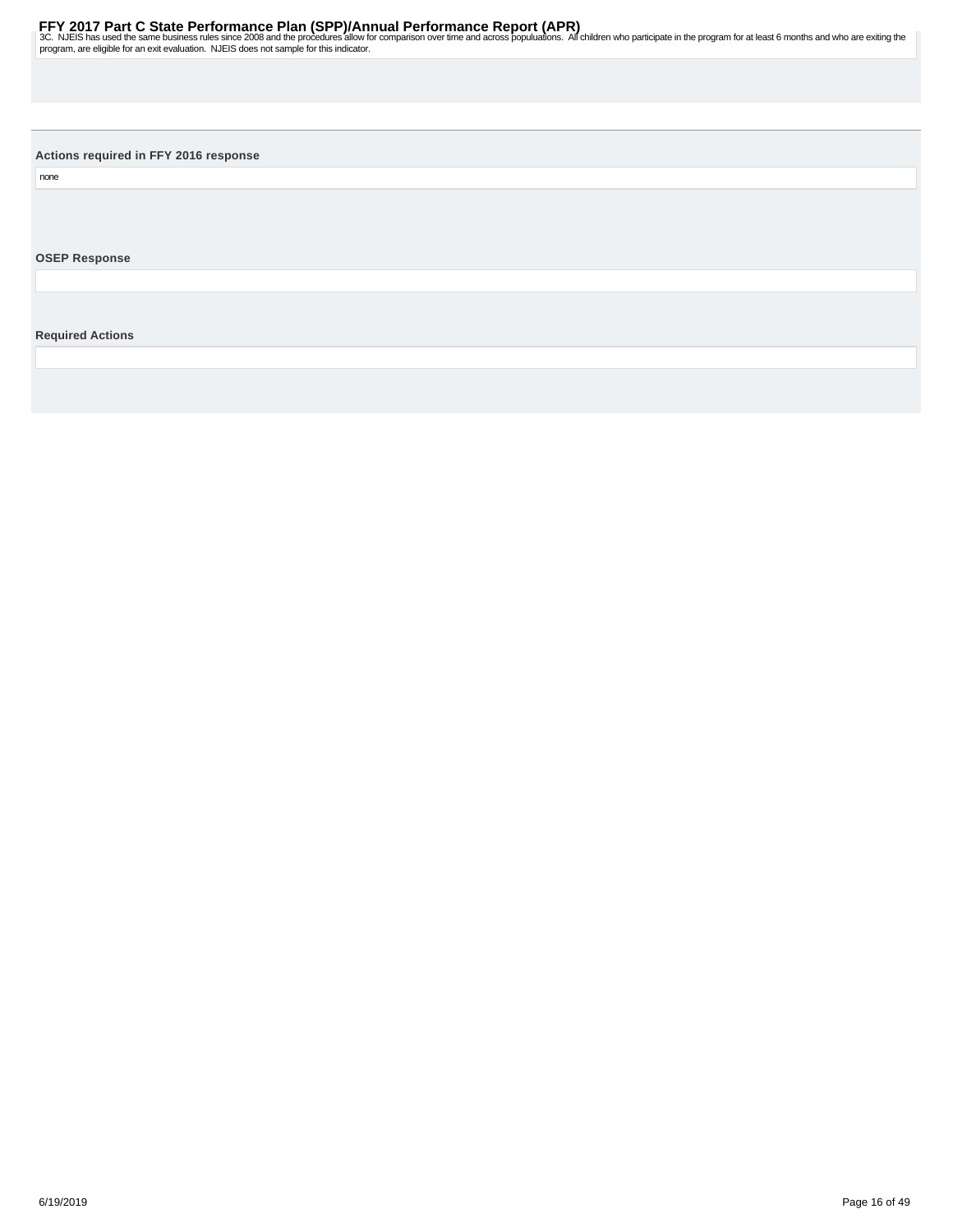3C. NJEIS has used the same business rules since 2008 and the procedures allow for comparison over time and across populuations. All children who participate in the program for at least 6 months and who are exiting the program, are eligible for an exit evaluation. NJEIS does not sample for this indicator.

**Actions required in FFY 2016 response**

none

**OSEP Response**

**Required Actions**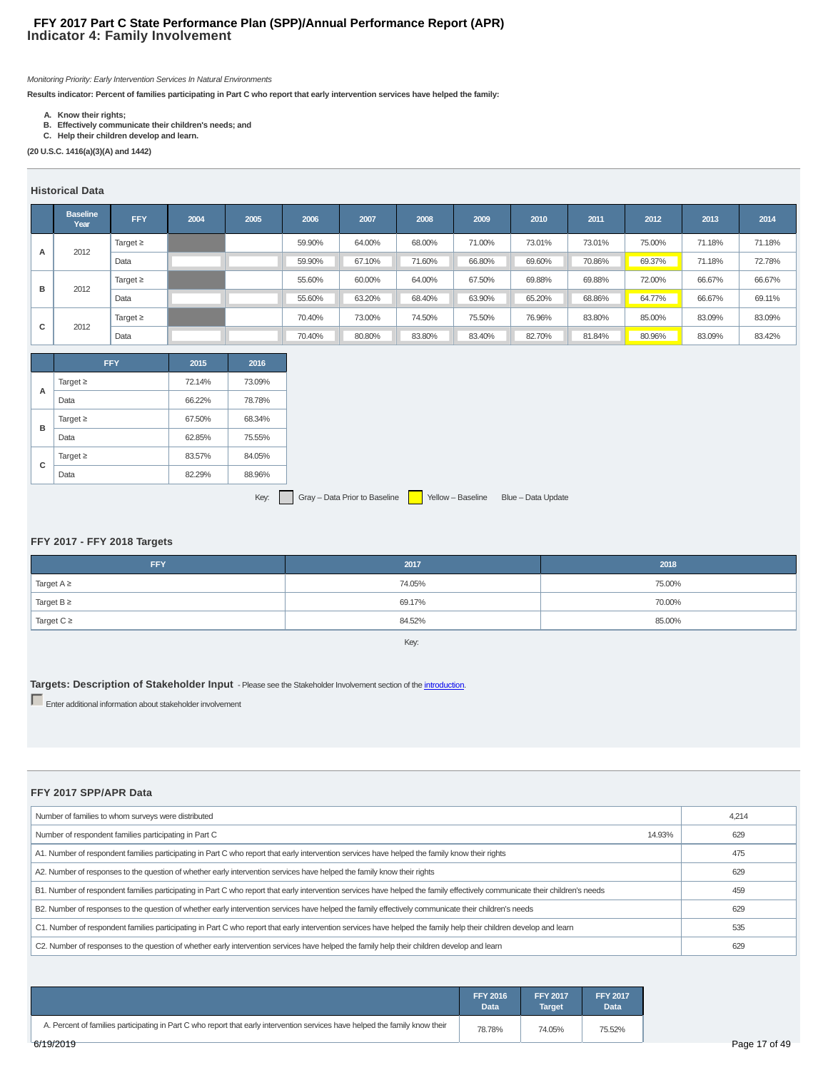# FFY 2017 Part C State Performance Plan (SPP)/Annual Performance Report (APR)
## Indicator 4: Family Involvement

*Monitoring Priority: Early Intervention Services In Natural Environments*

**Results indicator: Percent of families participating in Part C who report that early intervention services have helped the family:**

- **A. Know their rights;**
- **B. Effectively communicate their children's needs; and**
- **C. Help their children develop and learn.**

**(20 U.S.C. 1416(a)(3)(A) and 1442)**

### Historical Data

| | Baseline Year | FFY | 2004 | 2005 | 2006 | 2007 | 2008 | 2009 | 2010 | 2011 | 2012 | 2013 | 2014 |
|---|---|---|---|---|---|---|---|---|---|---|---|---|---|
| A | 2012 | Target ≥ | | | 59.90% | 64.00% | 68.00% | 71.00% | 73.01% | 73.01% | 75.00% | 71.18% | 71.18% |
| | | Data | | | 59.90% | 67.10% | 71.60% | 66.80% | 69.60% | 70.86% | 69.37% | 71.18% | 72.78% |
| B | 2012 | Target ≥ | | | 55.60% | 60.00% | 64.00% | 67.50% | 69.88% | 69.88% | 72.00% | 66.67% | 66.67% |
| | | Data | | | 55.60% | 63.20% | 68.40% | 63.90% | 65.20% | 68.86% | 64.77% | 66.67% | 69.11% |
| C | 2012 | Target ≥ | | | 70.40% | 73.00% | 74.50% | 75.50% | 76.96% | 83.80% | 85.00% | 83.09% | 83.09% |
| | | Data | | | 70.40% | 80.80% | 83.80% | 83.40% | 82.70% | 81.84% | 80.96% | 83.09% | 83.42% |

| | FFY | 2015 | 2016 |
|---|---|---|---|
| A | Target ≥ | 72.14% | 73.09% |
| | Data | 66.22% | 78.78% |
| B | Target ≥ | 67.50% | 68.34% |
| | Data | 62.85% | 75.55% |
| C | Target ≥ | 83.57% | 84.05% |
| | Data | 82.29% | 88.96% |

Key: Gray – Data Prior to Baseline Yellow – Baseline Blue – Data Update

### FFY 2017 - FFY 2018 Targets

| FFY | 2017 | 2018 |
|---|---|---|
| Target A ≥ | 74.05% | 75.00% |
| Target B ≥ | 69.17% | 70.00% |
| Target C ≥ | 84.52% | 85.00% |

Key:

**Targets: Description of Stakeholder Input** - Please see the Stakeholder Involvement section of the introduction.

Enter additional information about stakeholder involvement

### FFY 2017 SPP/APR Data

| | | |
|---|---|---|
| Number of families to whom surveys were distributed | | 4,214 |
| Number of respondent families participating in Part C | 14.93% | 629 |
| A1. Number of respondent families participating in Part C who report that early intervention services have helped the family know their rights | | 475 |
| A2. Number of responses to the question of whether early intervention services have helped the family know their rights | | 629 |
| B1. Number of respondent families participating in Part C who report that early intervention services have helped the family effectively communicate their children's needs | | 459 |
| B2. Number of responses to the question of whether early intervention services have helped the family effectively communicate their children's needs | | 629 |
| C1. Number of respondent families participating in Part C who report that early intervention services have helped the family help their children develop and learn | | 535 |
| C2. Number of responses to the question of whether early intervention services have helped the family help their children develop and learn | | 629 |

| | FFY 2016 Data | FFY 2017 Target | FFY 2017 Data |
|---|---|---|---|
| A. Percent of families participating in Part C who report that early intervention services have helped the family know their | 78.78% | 74.05% | 75.52% |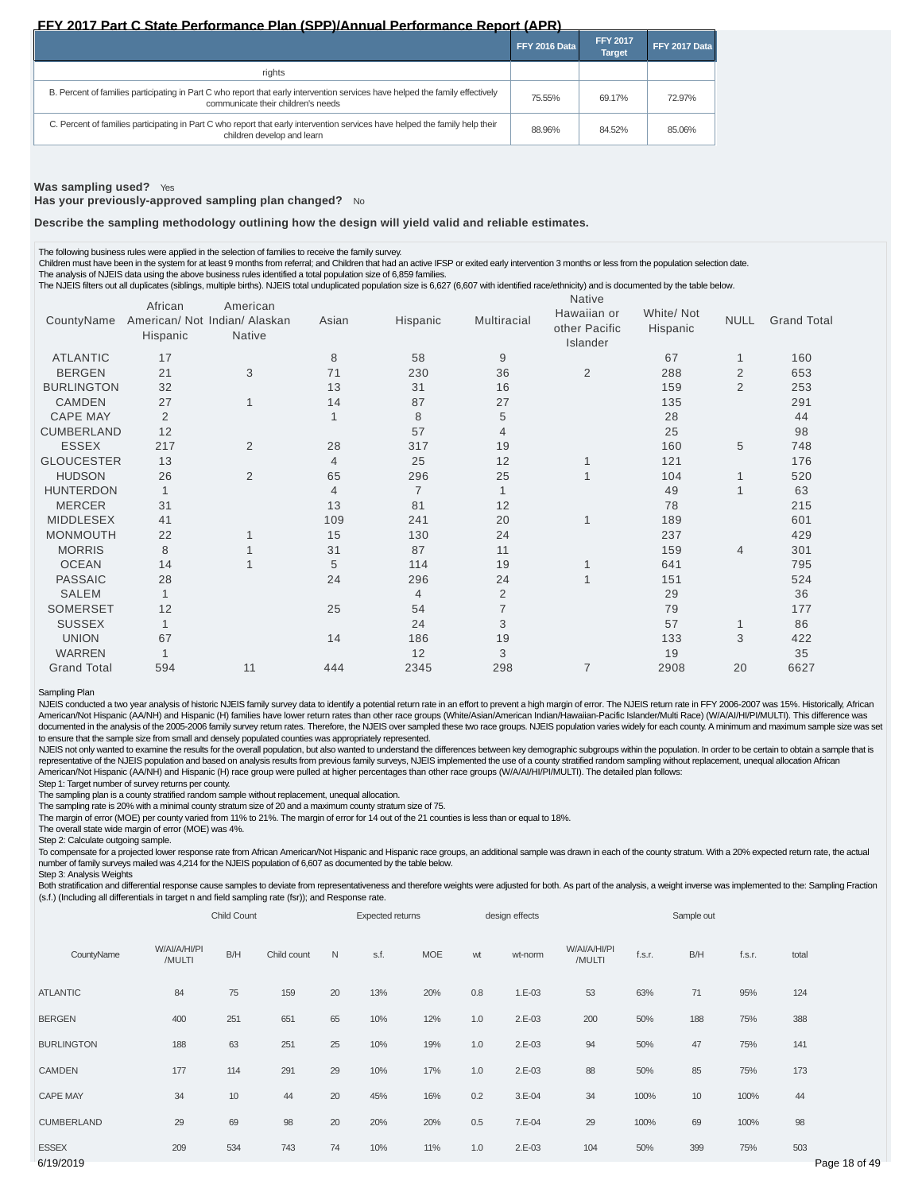| | FFY 2016 Data | FFY 2017 Target | FFY 2017 Data |
|---|---|---|---|
| rights | | | |
| B. Percent of families participating in Part C who report that early intervention services have helped the family effectively communicate their children's needs | 75.55% | 69.17% | 72.97% |
| C. Percent of families participating in Part C who report that early intervention services have helped the family help their children develop and learn | 88.96% | 84.52% | 85.06% |

**Was sampling used?** Yes

**Has your previously-approved sampling plan changed?** No

**Describe the sampling methodology outlining how the design will yield valid and reliable estimates.**

The following business rules were applied in the selection of families to receive the family survey.
Children must have been in the system for at least 9 months from referral; and Children that had an active IFSP or exited early intervention 3 months or less from the population selection date.
The analysis of NJEIS data using the above business rules identified a total population size of 6,859 families.
The NJEIS filters out all duplicates (siblings, multiple births). NJEIS total unduplicated population size is 6,627 (6,607 with identified race/ethnicity) and is documented by the table below.

| CountyName | African American/ Not Hispanic | American Indian/ Alaskan Native | Asian | Hispanic | Multiracial | Native Hawaiian or other Pacific Islander | White/ Not Hispanic | NULL | Grand Total |
|---|---|---|---|---|---|---|---|---|---|
| ATLANTIC | 17 | | 8 | 58 | 9 | | 67 | 1 | 160 |
| BERGEN | 21 | 3 | 71 | 230 | 36 | 2 | 288 | 2 | 653 |
| BURLINGTON | 32 | | 13 | 31 | 16 | | 159 | 2 | 253 |
| CAMDEN | 27 | 1 | 14 | 87 | 27 | | 135 | | 291 |
| CAPE MAY | 2 | | 1 | 8 | 5 | | 28 | | 44 |
| CUMBERLAND | 12 | | | 57 | 4 | | 25 | | 98 |
| ESSEX | 217 | 2 | 28 | 317 | 19 | | 160 | 5 | 748 |
| GLOUCESTER | 13 | | 4 | 25 | 12 | 1 | 121 | | 176 |
| HUDSON | 26 | 2 | 65 | 296 | 25 | 1 | 104 | 1 | 520 |
| HUNTERDON | 1 | | 4 | 7 | 1 | | 49 | 1 | 63 |
| MERCER | 31 | | 13 | 81 | 12 | | 78 | | 215 |
| MIDDLESEX | 41 | | 109 | 241 | 20 | 1 | 189 | | 601 |
| MONMOUTH | 22 | 1 | 15 | 130 | 24 | | 237 | | 429 |
| MORRIS | 8 | 1 | 31 | 87 | 11 | | 159 | 4 | 301 |
| OCEAN | 14 | 1 | 5 | 114 | 19 | 1 | 641 | | 795 |
| PASSAIC | 28 | | 24 | 296 | 24 | 1 | 151 | | 524 |
| SALEM | 1 | | | 4 | 2 | | 29 | | 36 |
| SOMERSET | 12 | | 25 | 54 | 7 | | 79 | | 177 |
| SUSSEX | 1 | | | 24 | 3 | | 57 | 1 | 86 |
| UNION | 67 | | 14 | 186 | 19 | | 133 | 3 | 422 |
| WARREN | 1 | | | 12 | 3 | | 19 | | 35 |
| Grand Total | 594 | 11 | 444 | 2345 | 298 | 7 | 2908 | 20 | 6627 |

Sampling Plan

NJEIS conducted a two year analysis of historic NJEIS family survey data to identify a potential return rate in an effort to prevent a high margin of error. The NJEIS return rate in FFY 2006-2007 was 15%. Historically, African American/Not Hispanic (AA/NH) and Hispanic (H) families have lower return rates than other race groups (White/Asian/American Indian/Hawaiian-Pacific Islander/Multi Race) (W/A/AI/HI/PI/MULTI). This difference was documented in the analysis of the 2005-2006 family survey return rates. Therefore, the NJEIS over sampled these two race groups. NJEIS population varies widely for each county. A minimum and maximum sample size was set to ensure that the sample size from small and densely populated counties was appropriately represented.

NJEIS not only wanted to examine the results for the overall population, but also wanted to understand the differences between key demographic subgroups within the population. In order to be certain to obtain a sample that is representative of the NJEIS population and based on analysis results from previous family surveys, NJEIS implemented the use of a county stratified random sampling without replacement, unequal allocation African American/Not Hispanic (AA/NH) and Hispanic (H) race group were pulled at higher percentages than other race groups (W/A/AI/HI/PI/MULTI). The detailed plan follows:

Step 1: Target number of survey returns per county.
The sampling plan is a county stratified random sample without replacement, unequal allocation.
The sampling rate is 20% with a minimal county stratum size of 20 and a maximum county stratum size of 75.
The margin of error (MOE) per county varied from 11% to 21%. The margin of error for 14 out of the 21 counties is less than or equal to 18%.
The overall state wide margin of error (MOE) was 4%.
Step 2: Calculate outgoing sample.
To compensate for a projected lower response rate from African American/Not Hispanic and Hispanic race groups, an additional sample was drawn in each of the county stratum. With a 20% expected return rate, the actual number of family surveys mailed was 4,214 for the NJEIS population of 6,607 as documented by the table below.
Step 3: Analysis Weights
Both stratification and differential response cause samples to deviate from representativeness and therefore weights were adjusted for both. As part of the analysis, a weight inverse was implemented to the: Sampling Fraction (s.f.) (Including all differentials in target n and field sampling rate (fsr)); and Response rate.

| | Child Count | | | Expected returns | | | design effects | | Sample out | | | | |
|---|---|---|---|---|---|---|---|---|---|---|---|---|---|
| CountyName | W/AI/A/HI/PI /MULTI | B/H | Child count | N | s.f. | MOE | wt | wt-norm | W/AI/A/HI/PI /MULTI | f.s.r. | B/H | f.s.r. | total |
| ATLANTIC | 84 | 75 | 159 | 20 | 13% | 20% | 0.8 | 1.E-03 | 53 | 63% | 71 | 95% | 124 |
| BERGEN | 400 | 251 | 651 | 65 | 10% | 12% | 1.0 | 2.E-03 | 200 | 50% | 188 | 75% | 388 |
| BURLINGTON | 188 | 63 | 251 | 25 | 10% | 19% | 1.0 | 2.E-03 | 94 | 50% | 47 | 75% | 141 |
| CAMDEN | 177 | 114 | 291 | 29 | 10% | 17% | 1.0 | 2.E-03 | 88 | 50% | 85 | 75% | 173 |
| CAPE MAY | 34 | 10 | 44 | 20 | 45% | 16% | 0.2 | 3.E-04 | 34 | 100% | 10 | 100% | 44 |
| CUMBERLAND | 29 | 69 | 98 | 20 | 20% | 20% | 0.5 | 7.E-04 | 29 | 100% | 69 | 100% | 98 |
| ESSEX | 209 | 534 | 743 | 74 | 10% | 11% | 1.0 | 2.E-03 | 104 | 50% | 399 | 75% | 503 |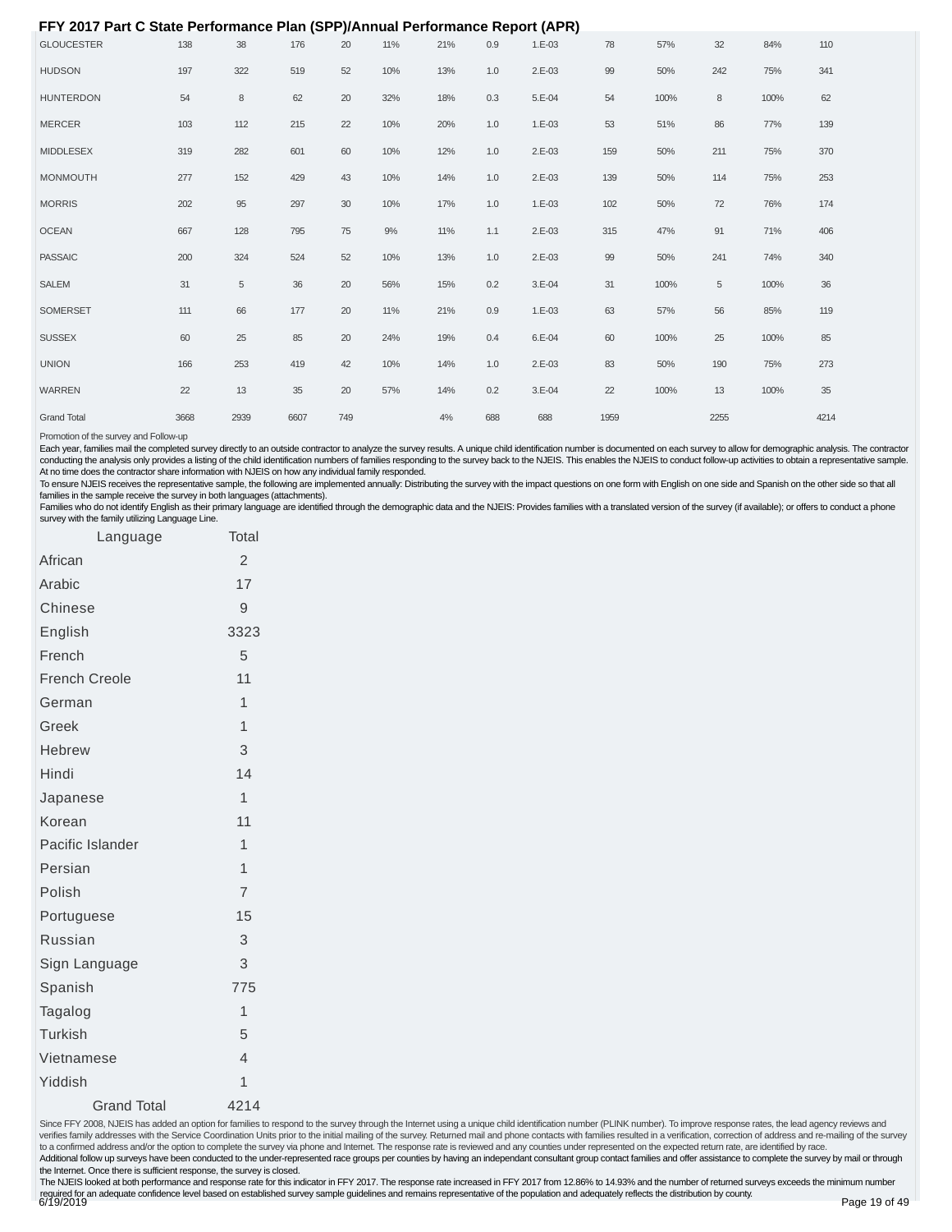| | | | | | | | | | | | | | |
|---|---|---|---|---|---|---|---|---|---|---|---|---|---|
| GLOUCESTER | 138 | 38 | 176 | 20 | 11% | 21% | 0.9 | 1.E-03 | 78 | 57% | 32 | 84% | 110 |
| HUDSON | 197 | 322 | 519 | 52 | 10% | 13% | 1.0 | 2.E-03 | 99 | 50% | 242 | 75% | 341 |
| HUNTERDON | 54 | 8 | 62 | 20 | 32% | 18% | 0.3 | 5.E-04 | 54 | 100% | 8 | 100% | 62 |
| MERCER | 103 | 112 | 215 | 22 | 10% | 20% | 1.0 | 1.E-03 | 53 | 51% | 86 | 77% | 139 |
| MIDDLESEX | 319 | 282 | 601 | 60 | 10% | 12% | 1.0 | 2.E-03 | 159 | 50% | 211 | 75% | 370 |
| MONMOUTH | 277 | 152 | 429 | 43 | 10% | 14% | 1.0 | 2.E-03 | 139 | 50% | 114 | 75% | 253 |
| MORRIS | 202 | 95 | 297 | 30 | 10% | 17% | 1.0 | 1.E-03 | 102 | 50% | 72 | 76% | 174 |
| OCEAN | 667 | 128 | 795 | 75 | 9% | 11% | 1.1 | 2.E-03 | 315 | 47% | 91 | 71% | 406 |
| PASSAIC | 200 | 324 | 524 | 52 | 10% | 13% | 1.0 | 2.E-03 | 99 | 50% | 241 | 74% | 340 |
| SALEM | 31 | 5 | 36 | 20 | 56% | 15% | 0.2 | 3.E-04 | 31 | 100% | 5 | 100% | 36 |
| SOMERSET | 111 | 66 | 177 | 20 | 11% | 21% | 0.9 | 1.E-03 | 63 | 57% | 56 | 85% | 119 |
| SUSSEX | 60 | 25 | 85 | 20 | 24% | 19% | 0.4 | 6.E-04 | 60 | 100% | 25 | 100% | 85 |
| UNION | 166 | 253 | 419 | 42 | 10% | 14% | 1.0 | 2.E-03 | 83 | 50% | 190 | 75% | 273 |
| WARREN | 22 | 13 | 35 | 20 | 57% | 14% | 0.2 | 3.E-04 | 22 | 100% | 13 | 100% | 35 |
| Grand Total | 3668 | 2939 | 6607 | 749 | | 4% | 688 | 688 | 1959 | | 2255 | | 4214 |

Promotion of the survey and Follow-up

Each year, families mail the completed survey directly to an outside contractor to analyze the survey results. A unique child identification number is documented on each survey to allow for demographic analysis. The contractor conducting the analysis only provides a listing of the child identification numbers of families responding to the survey back to the NJEIS. This enables the NJEIS to conduct follow-up activities to obtain a representative sample. At no time does the contractor share information with NJEIS on how any individual family responded.

To ensure NJEIS receives the representative sample, the following are implemented annually: Distributing the survey with the impact questions on one form with English on one side and Spanish on the other side so that all families in the sample receive the survey in both languages (attachments).

Families who do not identify English as their primary language are identified through the demographic data and the NJEIS: Provides families with a translated version of the survey (if available); or offers to conduct a phone survey with the family utilizing Language Line.

| Language | Total |
|---|---|
| African | 2 |
| Arabic | 17 |
| Chinese | 9 |
| English | 3323 |
| French | 5 |
| French Creole | 11 |
| German | 1 |
| Greek | 1 |
| Hebrew | 3 |
| Hindi | 14 |
| Japanese | 1 |
| Korean | 11 |
| Pacific Islander | 1 |
| Persian | 1 |
| Polish | 7 |
| Portuguese | 15 |
| Russian | 3 |
| Sign Language | 3 |
| Spanish | 775 |
| Tagalog | 1 |
| Turkish | 5 |
| Vietnamese | 4 |
| Yiddish | 1 |
| Grand Total | 4214 |

Since FFY 2008, NJEIS has added an option for families to respond to the survey through the Internet using a unique child identification number (PLINK number). To improve response rates, the lead agency reviews and verifies family addresses with the Service Coordination Units prior to the initial mailing of the survey. Returned mail and phone contacts with families resulted in a verification, correction of address and re-mailing of the survey to a confirmed address and/or the option to complete the survey via phone and Internet. The response rate is reviewed and any counties under represented on the expected return rate, are identified by race.

Additional follow up surveys have been conducted to the under-represented race groups per counties by having an independant consultant group contact families and offer assistance to complete the survey by mail or through the Internet. Once there is sufficient response, the survey is closed.

The NJEIS looked at both performance and response rate for this indicator in FFY 2017. The response rate increased in FFY 2017 from 12.86% to 14.93% and the number of returned surveys exceeds the minimum number required for an adequate confidence level based on established survey sample guidelines and remains representative of the population and adequately reflects the distribution by county.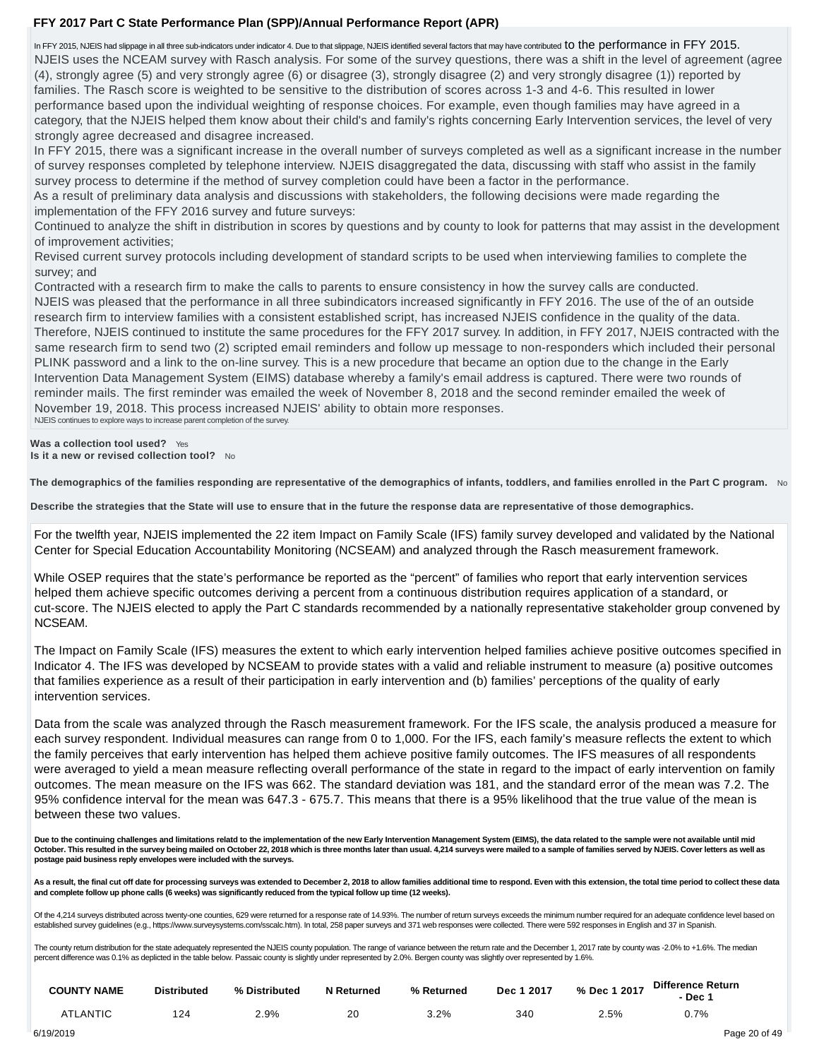In FFY 2015, NJEIS had slippage in all three sub-indicators under indicator 4. Due to that slippage, NJEIS identified several factors that may have contributed to the performance in FFY 2015.

NJEIS uses the NCEAM survey with Rasch analysis. For some of the survey questions, there was a shift in the level of agreement (agree (4), strongly agree (5) and very strongly agree (6) or disagree (3), strongly disagree (2) and very strongly disagree (1)) reported by families. The Rasch score is weighted to be sensitive to the distribution of scores across 1-3 and 4-6. This resulted in lower performance based upon the individual weighting of response choices. For example, even though families may have agreed in a category, that the NJEIS helped them know about their child's and family's rights concerning Early Intervention services, the level of very strongly agree decreased and disagree increased.

In FFY 2015, there was a significant increase in the overall number of surveys completed as well as a significant increase in the number of survey responses completed by telephone interview. NJEIS disaggregated the data, discussing with staff who assist in the family survey process to determine if the method of survey completion could have been a factor in the performance.

As a result of preliminary data analysis and discussions with stakeholders, the following decisions were made regarding the implementation of the FFY 2016 survey and future surveys:

Continued to analyze the shift in distribution in scores by questions and by county to look for patterns that may assist in the development of improvement activities;

Revised current survey protocols including development of standard scripts to be used when interviewing families to complete the survey; and

Contracted with a research firm to make the calls to parents to ensure consistency in how the survey calls are conducted.

NJEIS was pleased that the performance in all three subindicators increased significantly in FFY 2016. The use of the of an outside research firm to interview families with a consistent established script, has increased NJEIS confidence in the quality of the data. Therefore, NJEIS continued to institute the same procedures for the FFY 2017 survey. In addition, in FFY 2017, NJEIS contracted with the same research firm to send two (2) scripted email reminders and follow up message to non-responders which included their personal PLINK password and a link to the on-line survey. This is a new procedure that became an option due to the change in the Early Intervention Data Management System (EIMS) database whereby a family's email address is captured. There were two rounds of reminder mails. The first reminder was emailed the week of November 8, 2018 and the second reminder emailed the week of November 19, 2018. This process increased NJEIS' ability to obtain more responses.

NJEIS continues to explore ways to increase parent completion of the survey.

**Was a collection tool used?** Yes
**Is it a new or revised collection tool?** No

**The demographics of the families responding are representative of the demographics of infants, toddlers, and families enrolled in the Part C program.** No

**Describe the strategies that the State will use to ensure that in the future the response data are representative of those demographics.**

For the twelfth year, NJEIS implemented the 22 item Impact on Family Scale (IFS) family survey developed and validated by the National Center for Special Education Accountability Monitoring (NCSEAM) and analyzed through the Rasch measurement framework.

While OSEP requires that the state's performance be reported as the "percent" of families who report that early intervention services helped them achieve specific outcomes deriving a percent from a continuous distribution requires application of a standard, or cut-score. The NJEIS elected to apply the Part C standards recommended by a nationally representative stakeholder group convened by NCSEAM.

The Impact on Family Scale (IFS) measures the extent to which early intervention helped families achieve positive outcomes specified in Indicator 4. The IFS was developed by NCSEAM to provide states with a valid and reliable instrument to measure (a) positive outcomes that families experience as a result of their participation in early intervention and (b) families' perceptions of the quality of early intervention services.

Data from the scale was analyzed through the Rasch measurement framework. For the IFS scale, the analysis produced a measure for each survey respondent. Individual measures can range from 0 to 1,000. For the IFS, each family's measure reflects the extent to which the family perceives that early intervention has helped them achieve positive family outcomes. The IFS measures of all respondents were averaged to yield a mean measure reflecting overall performance of the state in regard to the impact of early intervention on family outcomes. The mean measure on the IFS was 662. The standard deviation was 181, and the standard error of the mean was 7.2. The 95% confidence interval for the mean was 647.3 - 675.7. This means that there is a 95% likelihood that the true value of the mean is between these two values.

**Due to the continuing challenges and limitations relatd to the implementation of the new Early Intervention Management System (EIMS), the data related to the sample were not available until mid October. This resulted in the survey being mailed on October 22, 2018 which is three months later than usual. 4,214 surveys were mailed to a sample of families served by NJEIS. Cover letters as well as postage paid business reply envelopes were included with the surveys.**

**As a result, the final cut off date for processing surveys was extended to December 2, 2018 to allow families additional time to respond. Even with this extension, the total time period to collect these data and complete follow up phone calls (6 weeks) was significantly reduced from the typical follow up time (12 weeks).**

Of the 4,214 surveys distributed across twenty-one counties, 629 were returned for a response rate of 14.93%. The number of return surveys exceeds the minimum number required for an adequate confidence level based on established survey guidelines (e.g., https://www.surveysystems.com/sscalc.htm). In total, 258 paper surveys and 371 web responses were collected. There were 592 responses in English and 37 in Spanish.

The county return distribution for the state adequately represented the NJEIS county population. The range of variance between the return rate and the December 1, 2017 rate by county was -2.0% to +1.6%. The median percent difference was 0.1% as deplicted in the table below. Passaic county is slightly under represented by 2.0%. Bergen county was slightly over represented by 1.6%.

| COUNTY NAME | Distributed | % Distributed | N Returned | % Returned | Dec 1 2017 | % Dec 1 2017 | Difference Return - Dec 1 |
|---|---|---|---|---|---|---|---|
| ATLANTIC | 124 | 2.9% | 20 | 3.2% | 340 | 2.5% | 0.7% |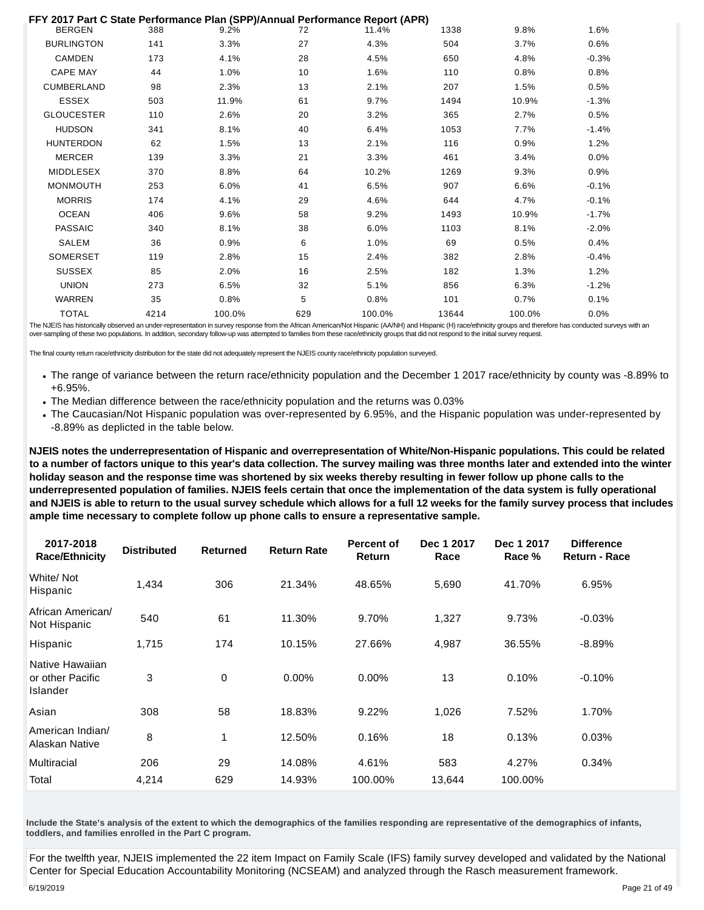| | | | | | | | |
|---|---|---|---|---|---|---|---|
| BERGEN | 388 | 9.2% | 72 | 11.4% | 1338 | 9.8% | 1.6% |
| BURLINGTON | 141 | 3.3% | 27 | 4.3% | 504 | 3.7% | 0.6% |
| CAMDEN | 173 | 4.1% | 28 | 4.5% | 650 | 4.8% | -0.3% |
| CAPE MAY | 44 | 1.0% | 10 | 1.6% | 110 | 0.8% | 0.8% |
| CUMBERLAND | 98 | 2.3% | 13 | 2.1% | 207 | 1.5% | 0.5% |
| ESSEX | 503 | 11.9% | 61 | 9.7% | 1494 | 10.9% | -1.3% |
| GLOUCESTER | 110 | 2.6% | 20 | 3.2% | 365 | 2.7% | 0.5% |
| HUDSON | 341 | 8.1% | 40 | 6.4% | 1053 | 7.7% | -1.4% |
| HUNTERDON | 62 | 1.5% | 13 | 2.1% | 116 | 0.9% | 1.2% |
| MERCER | 139 | 3.3% | 21 | 3.3% | 461 | 3.4% | 0.0% |
| MIDDLESEX | 370 | 8.8% | 64 | 10.2% | 1269 | 9.3% | 0.9% |
| MONMOUTH | 253 | 6.0% | 41 | 6.5% | 907 | 6.6% | -0.1% |
| MORRIS | 174 | 4.1% | 29 | 4.6% | 644 | 4.7% | -0.1% |
| OCEAN | 406 | 9.6% | 58 | 9.2% | 1493 | 10.9% | -1.7% |
| PASSAIC | 340 | 8.1% | 38 | 6.0% | 1103 | 8.1% | -2.0% |
| SALEM | 36 | 0.9% | 6 | 1.0% | 69 | 0.5% | 0.4% |
| SOMERSET | 119 | 2.8% | 15 | 2.4% | 382 | 2.8% | -0.4% |
| SUSSEX | 85 | 2.0% | 16 | 2.5% | 182 | 1.3% | 1.2% |
| UNION | 273 | 6.5% | 32 | 5.1% | 856 | 6.3% | -1.2% |
| WARREN | 35 | 0.8% | 5 | 0.8% | 101 | 0.7% | 0.1% |
| TOTAL | 4214 | 100.0% | 629 | 100.0% | 13644 | 100.0% | 0.0% |

The NJEIS has historically observed an under-representation in survey response from the African American/Not Hispanic (AA/NH) and Hispanic (H) race/ethnicity groups and therefore has conducted surveys with an over-sampling of these two populations. In addition, secondary follow-up was attempted to families from these race/ethnicity groups that did not respond to the initial survey request.

The final county return race/ethnicity distribution for the state did not adequately represent the NJEIS county race/ethnicity population surveyed.

- The range of variance between the return race/ethnicity population and the December 1 2017 race/ethnicity by county was -8.89% to +6.95%.
- The Median difference between the race/ethnicity population and the returns was 0.03%
- The Caucasian/Not Hispanic population was over-represented by 6.95%, and the Hispanic population was under-represented by -8.89% as deplicted in the table below.

**NJEIS notes the underrepresentation of Hispanic and overrepresentation of White/Non-Hispanic populations. This could be related to a number of factors unique to this year's data collection. The survey mailing was three months later and extended into the winter holiday season and the response time was shortened by six weeks thereby resulting in fewer follow up phone calls to the underrepresented population of families. NJEIS feels certain that once the implementation of the data system is fully operational and NJEIS is able to return to the usual survey schedule which allows for a full 12 weeks for the family survey process that includes ample time necessary to complete follow up phone calls to ensure a representative sample.**

| 2017-2018 Race/Ethnicity | Distributed | Returned | Return Rate | Percent of Return | Dec 1 2017 Race | Dec 1 2017 Race % | Difference Return - Race |
|---|---|---|---|---|---|---|---|
| White/ Not Hispanic | 1,434 | 306 | 21.34% | 48.65% | 5,690 | 41.70% | 6.95% |
| African American/ Not Hispanic | 540 | 61 | 11.30% | 9.70% | 1,327 | 9.73% | -0.03% |
| Hispanic | 1,715 | 174 | 10.15% | 27.66% | 4,987 | 36.55% | -8.89% |
| Native Hawaiian or other Pacific Islander | 3 | 0 | 0.00% | 0.00% | 13 | 0.10% | -0.10% |
| Asian | 308 | 58 | 18.83% | 9.22% | 1,026 | 7.52% | 1.70% |
| American Indian/ Alaskan Native | 8 | 1 | 12.50% | 0.16% | 18 | 0.13% | 0.03% |
| Multiracial | 206 | 29 | 14.08% | 4.61% | 583 | 4.27% | 0.34% |
| Total | 4,214 | 629 | 14.93% | 100.00% | 13,644 | 100.00% | |

**Include the State's analysis of the extent to which the demographics of the families responding are representative of the demographics of infants, toddlers, and families enrolled in the Part C program.**

For the twelfth year, NJEIS implemented the 22 item Impact on Family Scale (IFS) family survey developed and validated by the National Center for Special Education Accountability Monitoring (NCSEAM) and analyzed through the Rasch measurement framework.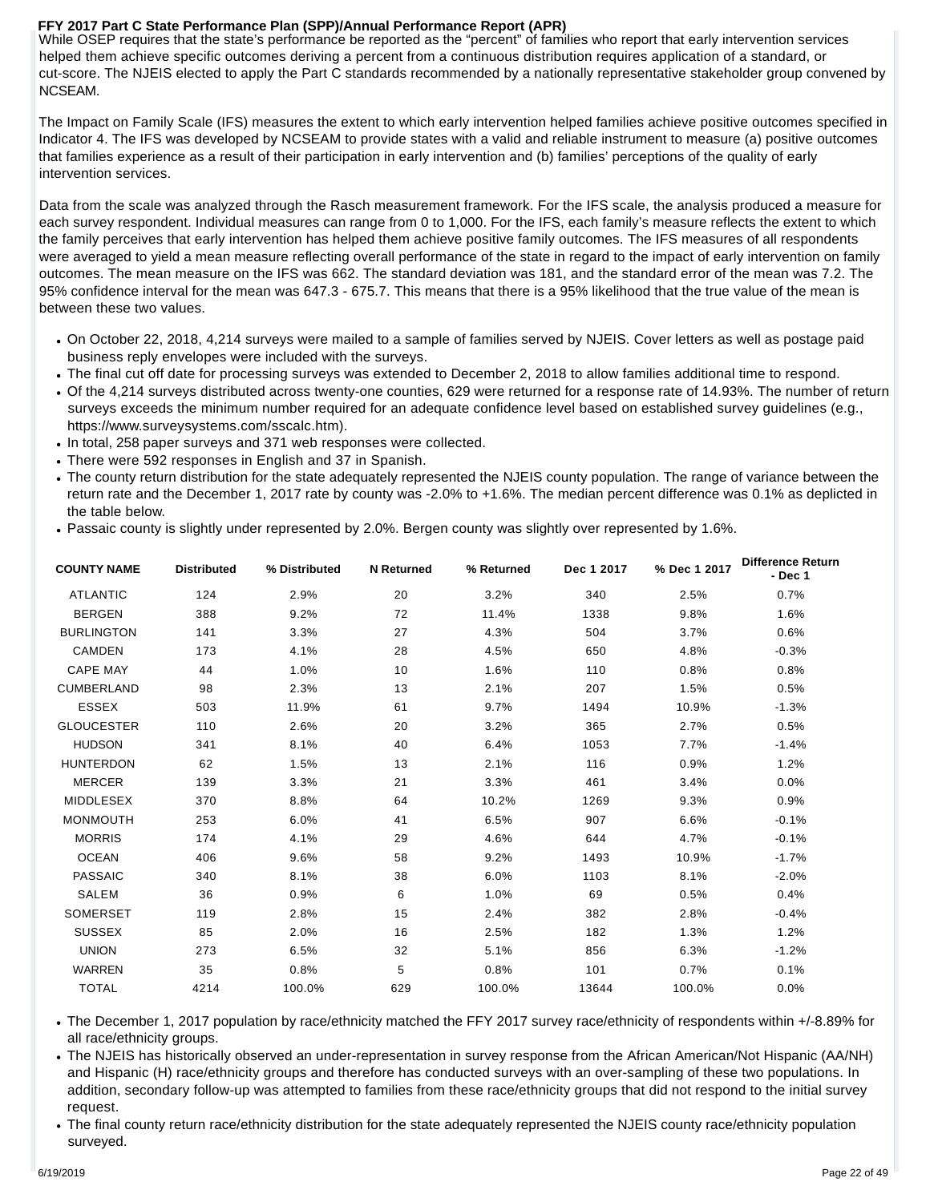While OSEP requires that the state's performance be reported as the "percent" of families who report that early intervention services helped them achieve specific outcomes deriving a percent from a continuous distribution requires application of a standard, or cut-score. The NJEIS elected to apply the Part C standards recommended by a nationally representative stakeholder group convened by NCSEAM.

The Impact on Family Scale (IFS) measures the extent to which early intervention helped families achieve positive outcomes specified in Indicator 4. The IFS was developed by NCSEAM to provide states with a valid and reliable instrument to measure (a) positive outcomes that families experience as a result of their participation in early intervention and (b) families' perceptions of the quality of early intervention services.

Data from the scale was analyzed through the Rasch measurement framework. For the IFS scale, the analysis produced a measure for each survey respondent. Individual measures can range from 0 to 1,000. For the IFS, each family's measure reflects the extent to which the family perceives that early intervention has helped them achieve positive family outcomes. The IFS measures of all respondents were averaged to yield a mean measure reflecting overall performance of the state in regard to the impact of early intervention on family outcomes. The mean measure on the IFS was 662. The standard deviation was 181, and the standard error of the mean was 7.2. The 95% confidence interval for the mean was 647.3 - 675.7. This means that there is a 95% likelihood that the true value of the mean is between these two values.

- On October 22, 2018, 4,214 surveys were mailed to a sample of families served by NJEIS. Cover letters as well as postage paid business reply envelopes were included with the surveys.
- The final cut off date for processing surveys was extended to December 2, 2018 to allow families additional time to respond.
- Of the 4,214 surveys distributed across twenty-one counties, 629 were returned for a response rate of 14.93%. The number of return surveys exceeds the minimum number required for an adequate confidence level based on established survey guidelines (e.g., https://www.surveysystems.com/sscalc.htm).
- In total, 258 paper surveys and 371 web responses were collected.
- There were 592 responses in English and 37 in Spanish.
- The county return distribution for the state adequately represented the NJEIS county population. The range of variance between the return rate and the December 1, 2017 rate by county was -2.0% to +1.6%. The median percent difference was 0.1% as deplicted in the table below.
- Passaic county is slightly under represented by 2.0%. Bergen county was slightly over represented by 1.6%.

| COUNTY NAME | Distributed | % Distributed | N Returned | % Returned | Dec 1 2017 | % Dec 1 2017 | Difference Return - Dec 1 |
|---|---|---|---|---|---|---|---|
| ATLANTIC | 124 | 2.9% | 20 | 3.2% | 340 | 2.5% | 0.7% |
| BERGEN | 388 | 9.2% | 72 | 11.4% | 1338 | 9.8% | 1.6% |
| BURLINGTON | 141 | 3.3% | 27 | 4.3% | 504 | 3.7% | 0.6% |
| CAMDEN | 173 | 4.1% | 28 | 4.5% | 650 | 4.8% | -0.3% |
| CAPE MAY | 44 | 1.0% | 10 | 1.6% | 110 | 0.8% | 0.8% |
| CUMBERLAND | 98 | 2.3% | 13 | 2.1% | 207 | 1.5% | 0.5% |
| ESSEX | 503 | 11.9% | 61 | 9.7% | 1494 | 10.9% | -1.3% |
| GLOUCESTER | 110 | 2.6% | 20 | 3.2% | 365 | 2.7% | 0.5% |
| HUDSON | 341 | 8.1% | 40 | 6.4% | 1053 | 7.7% | -1.4% |
| HUNTERDON | 62 | 1.5% | 13 | 2.1% | 116 | 0.9% | 1.2% |
| MERCER | 139 | 3.3% | 21 | 3.3% | 461 | 3.4% | 0.0% |
| MIDDLESEX | 370 | 8.8% | 64 | 10.2% | 1269 | 9.3% | 0.9% |
| MONMOUTH | 253 | 6.0% | 41 | 6.5% | 907 | 6.6% | -0.1% |
| MORRIS | 174 | 4.1% | 29 | 4.6% | 644 | 4.7% | -0.1% |
| OCEAN | 406 | 9.6% | 58 | 9.2% | 1493 | 10.9% | -1.7% |
| PASSAIC | 340 | 8.1% | 38 | 6.0% | 1103 | 8.1% | -2.0% |
| SALEM | 36 | 0.9% | 6 | 1.0% | 69 | 0.5% | 0.4% |
| SOMERSET | 119 | 2.8% | 15 | 2.4% | 382 | 2.8% | -0.4% |
| SUSSEX | 85 | 2.0% | 16 | 2.5% | 182 | 1.3% | 1.2% |
| UNION | 273 | 6.5% | 32 | 5.1% | 856 | 6.3% | -1.2% |
| WARREN | 35 | 0.8% | 5 | 0.8% | 101 | 0.7% | 0.1% |
| TOTAL | 4214 | 100.0% | 629 | 100.0% | 13644 | 100.0% | 0.0% |

- The December 1, 2017 population by race/ethnicity matched the FFY 2017 survey race/ethnicity of respondents within +/-8.89% for all race/ethnicity groups.
- The NJEIS has historically observed an under-representation in survey response from the African American/Not Hispanic (AA/NH) and Hispanic (H) race/ethnicity groups and therefore has conducted surveys with an over-sampling of these two populations. In addition, secondary follow-up was attempted to families from these race/ethnicity groups that did not respond to the initial survey request.
- The final county return race/ethnicity distribution for the state adequately represented the NJEIS county race/ethnicity population surveyed.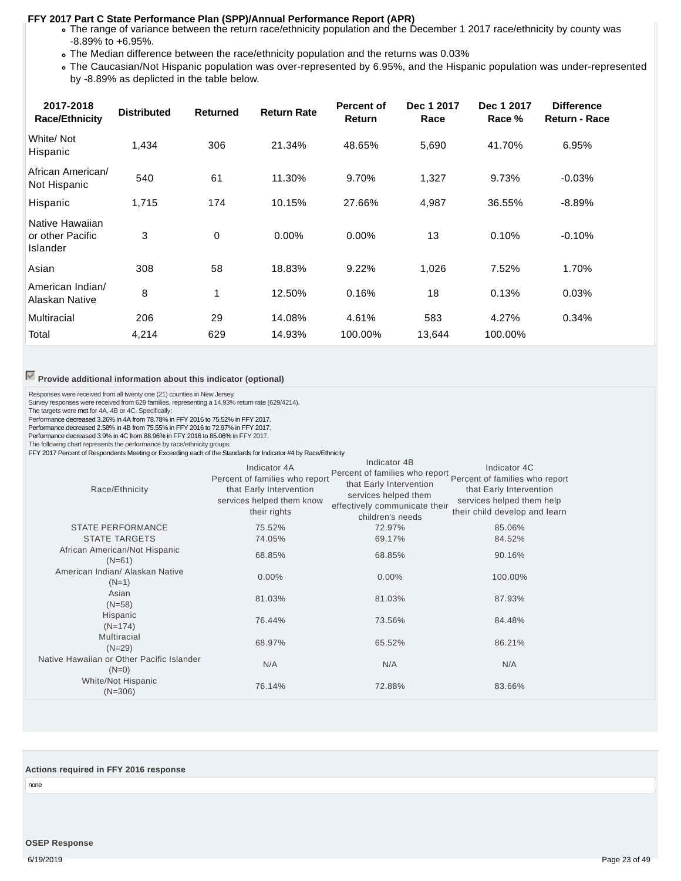- The range of variance between the return race/ethnicity population and the December 1 2017 race/ethnicity by county was -8.89% to +6.95%.
- The Median difference between the race/ethnicity population and the returns was 0.03%
- The Caucasian/Not Hispanic population was over-represented by 6.95%, and the Hispanic population was under-represented by -8.89% as deplicted in the table below.

| 2017-2018 Race/Ethnicity | Distributed | Returned | Return Rate | Percent of Return | Dec 1 2017 Race | Dec 1 2017 Race % | Difference Return - Race |
|---|---|---|---|---|---|---|---|
| White/ Not Hispanic | 1,434 | 306 | 21.34% | 48.65% | 5,690 | 41.70% | 6.95% |
| African American/ Not Hispanic | 540 | 61 | 11.30% | 9.70% | 1,327 | 9.73% | -0.03% |
| Hispanic | 1,715 | 174 | 10.15% | 27.66% | 4,987 | 36.55% | -8.89% |
| Native Hawaiian or other Pacific Islander | 3 | 0 | 0.00% | 0.00% | 13 | 0.10% | -0.10% |
| Asian | 308 | 58 | 18.83% | 9.22% | 1,026 | 7.52% | 1.70% |
| American Indian/ Alaskan Native | 8 | 1 | 12.50% | 0.16% | 18 | 0.13% | 0.03% |
| Multiracial | 206 | 29 | 14.08% | 4.61% | 583 | 4.27% | 0.34% |
| Total | 4,214 | 629 | 14.93% | 100.00% | 13,644 | 100.00% | |

**Provide additional information about this indicator (optional)**

Responses were received from all twenty one (21) counties in New Jersey.
Survey responses were received from 629 families, representing a 14.93% return rate (629/4214).
The targets were met for 4A, 4B or 4C. Specifically:
Performance decreased 3.26% in 4A from 78.78% in FFY 2016 to 75.52% in FFY 2017.
Performance decreased 2.58% in 4B from 75.55% in FFY 2016 to 72.97% in FFY 2017.
Performance decreased 3.9% in 4C from 88.96% in FFY 2016 to 85.06% in FFY 2017.
The following chart represents the performance by race/ethnicity groups:
FFY 2017 Percent of Respondents Meeting or Exceeding each of the Standards for Indicator #4 by Race/Ethnicity

| Race/Ethnicity | Indicator 4A Percent of families who report that Early Intervention services helped them know their rights | Indicator 4B Percent of families who report that Early Intervention services helped them effectively communicate their children's needs | Indicator 4C Percent of families who report that Early Intervention services helped them help their child develop and learn |
|---|---|---|---|
| STATE PERFORMANCE | 75.52% | 72.97% | 85.06% |
| STATE TARGETS | 74.05% | 69.17% | 84.52% |
| African American/Not Hispanic (N=61) | 68.85% | 68.85% | 90.16% |
| American Indian/ Alaskan Native (N=1) | 0.00% | 0.00% | 100.00% |
| Asian (N=58) | 81.03% | 81.03% | 87.93% |
| Hispanic (N=174) | 76.44% | 73.56% | 84.48% |
| Multiracial (N=29) | 68.97% | 65.52% | 86.21% |
| Native Hawaiian or Other Pacific Islander (N=0) | N/A | N/A | N/A |
| White/Not Hispanic (N=306) | 76.14% | 72.88% | 83.66% |

**Actions required in FFY 2016 response**

none

**OSEP Response**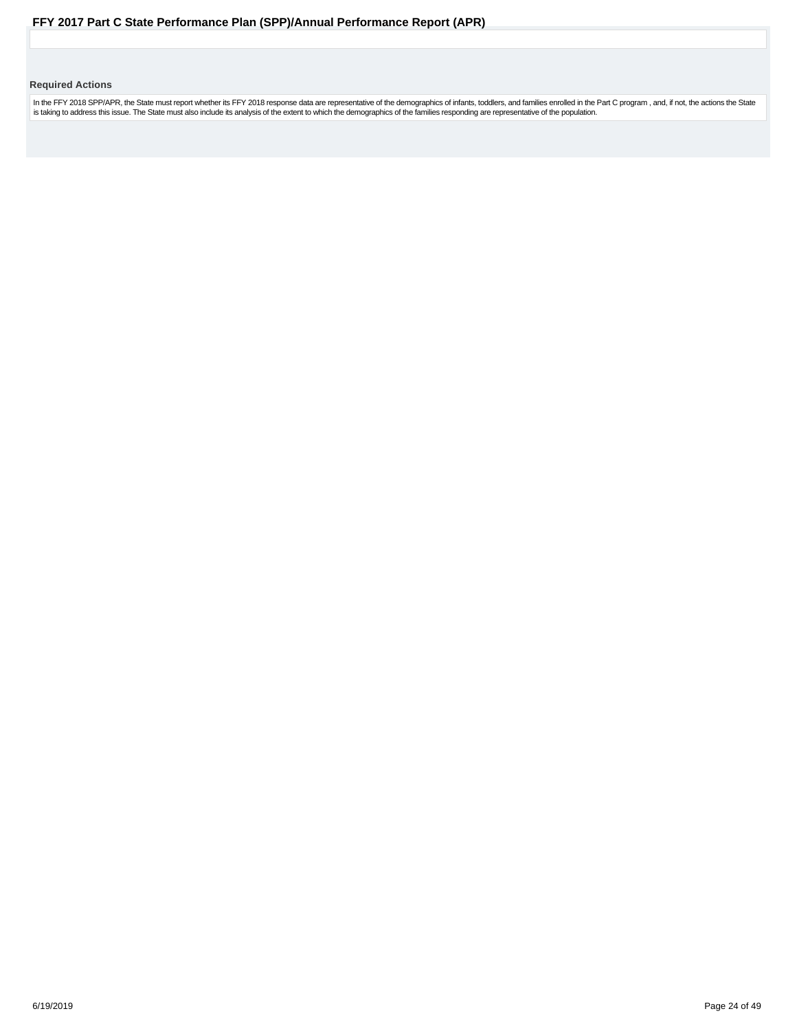**Required Actions**

In the FFY 2018 SPP/APR, the State must report whether its FFY 2018 response data are representative of the demographics of infants, toddlers, and families enrolled in the Part C program , and, if not, the actions the State is taking to address this issue. The State must also include its analysis of the extent to which the demographics of the families responding are representative of the population.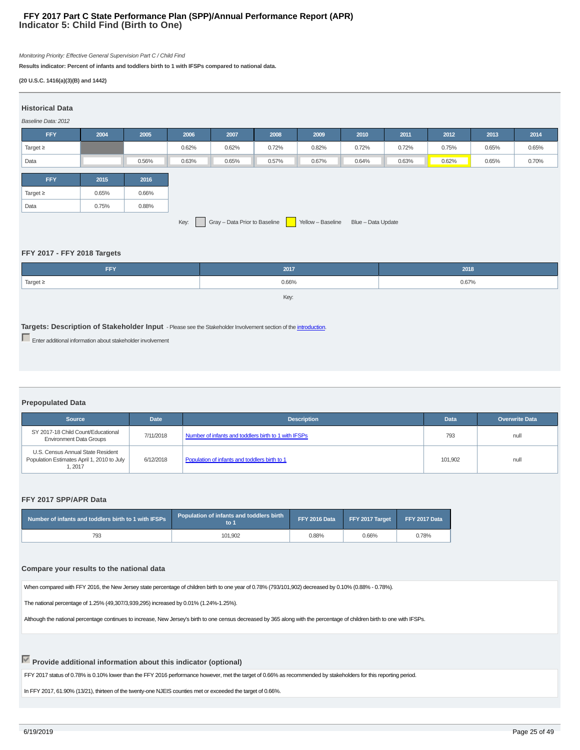# FFY 2017 Part C State Performance Plan (SPP)/Annual Performance Report (APR)
## Indicator 5: Child Find (Birth to One)

*Monitoring Priority: Effective General Supervision Part C / Child Find*

**Results indicator: Percent of infants and toddlers birth to 1 with IFSPs compared to national data.**

**(20 U.S.C. 1416(a)(3)(B) and 1442)**

### Historical Data

*Baseline Data: 2012*

| FFY | 2004 | 2005 | 2006 | 2007 | 2008 | 2009 | 2010 | 2011 | 2012 | 2013 | 2014 |
|---|---|---|---|---|---|---|---|---|---|---|---|
| Target ≥ | | | 0.62% | 0.62% | 0.72% | 0.82% | 0.72% | 0.72% | 0.75% | 0.65% | 0.65% |
| Data | | 0.56% | 0.63% | 0.65% | 0.57% | 0.67% | 0.64% | 0.63% | 0.62% | 0.65% | 0.70% |

| FFY | 2015 | 2016 |
|---|---|---|
| Target ≥ | 0.65% | 0.66% |
| Data | 0.75% | 0.88% |

Key: Gray – Data Prior to Baseline Yellow – Baseline Blue – Data Update

### FFY 2017 - FFY 2018 Targets

| FFY | 2017 | 2018 |
|---|---|---|
| Target ≥ | 0.66% | 0.67% |

Key:

### Targets: Description of Stakeholder Input - Please see the Stakeholder Involvement section of the introduction.

Enter additional information about stakeholder involvement

### Prepopulated Data

| Source | Date | Description | Data | Overwrite Data |
|---|---|---|---|---|
| SY 2017-18 Child Count/Educational Environment Data Groups | 7/11/2018 | Number of infants and toddlers birth to 1 with IFSPs | 793 | null |
| U.S. Census Annual State Resident Population Estimates April 1, 2010 to July 1, 2017 | 6/12/2018 | Population of infants and toddlers birth to 1 | 101,902 | null |

### FFY 2017 SPP/APR Data

| Number of infants and toddlers birth to 1 with IFSPs | Population of infants and toddlers birth to 1 | FFY 2016 Data | FFY 2017 Target | FFY 2017 Data |
|---|---|---|---|---|
| 793 | 101,902 | 0.88% | 0.66% | 0.78% |

### Compare your results to the national data

When compared with FFY 2016, the New Jersey state percentage of children birth to one year of 0.78% (793/101,902) decreased by 0.10% (0.88% - 0.78%).

The national percentage of 1.25% (49,307/3,939,295) increased by 0.01% (1.24%-1.25%).

Although the national percentage continues to increase, New Jersey's birth to one census decreased by 365 along with the percentage of children birth to one with IFSPs.

### Provide additional information about this indicator (optional)

FFY 2017 status of 0.78% is 0.10% lower than the FFY 2016 performance however, met the target of 0.66% as recommended by stakeholders for this reporting period.

In FFY 2017, 61.90% (13/21), thirteen of the twenty-one NJEIS counties met or exceeded the target of 0.66%.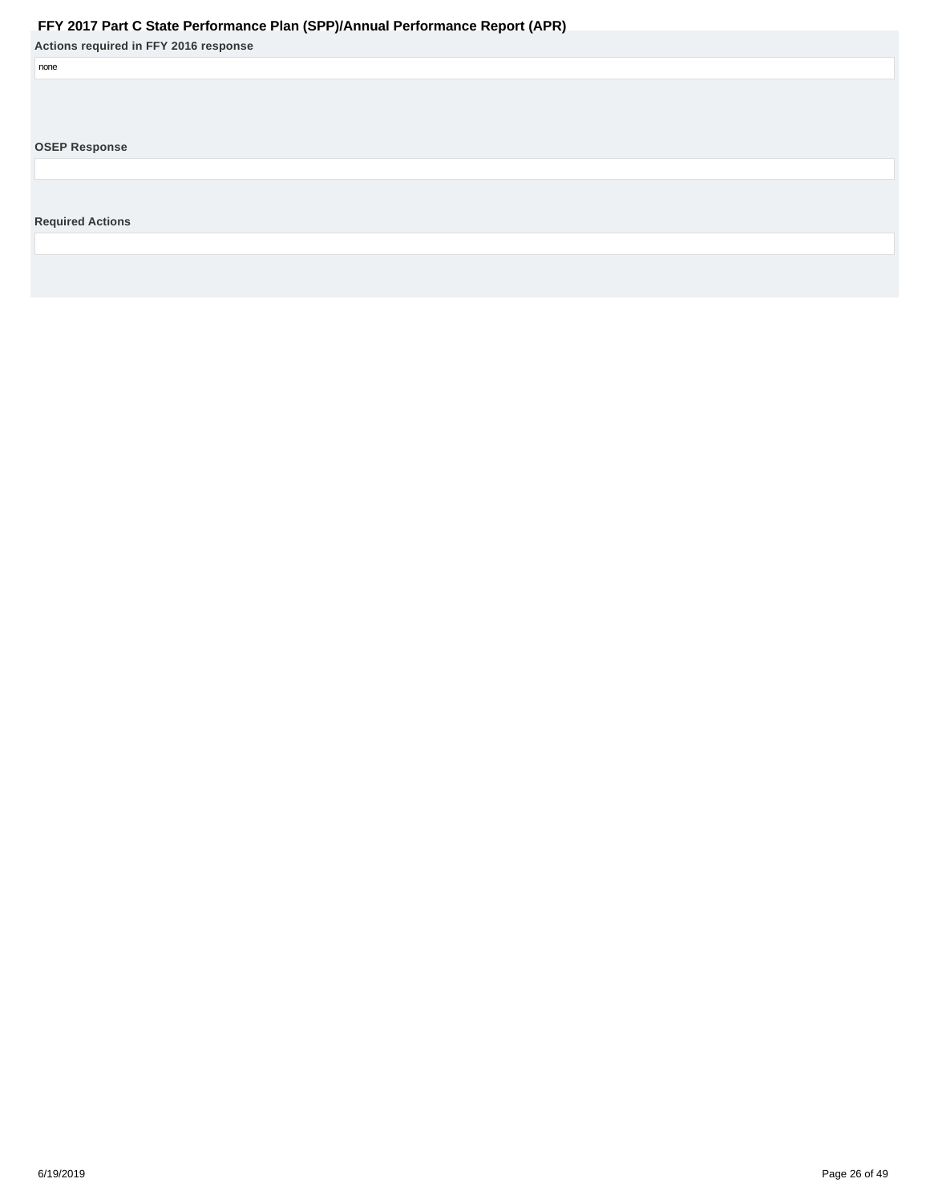**Actions required in FFY 2016 response**

none

**OSEP Response**

**Required Actions**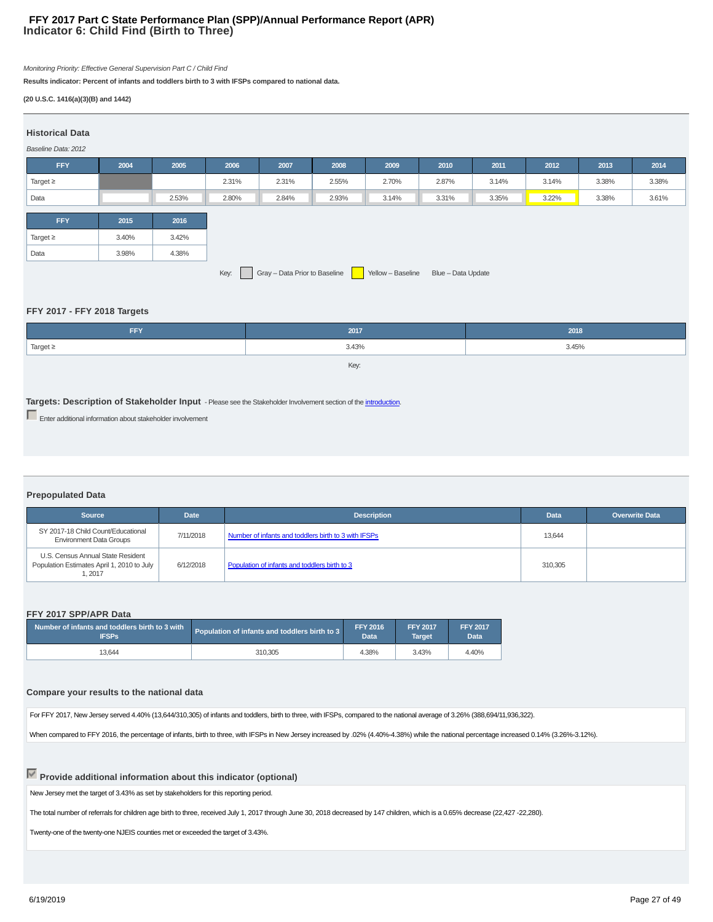# FFY 2017 Part C State Performance Plan (SPP)/Annual Performance Report (APR)
## Indicator 6: Child Find (Birth to Three)

*Monitoring Priority: Effective General Supervision Part C / Child Find*

**Results indicator: Percent of infants and toddlers birth to 3 with IFSPs compared to national data.**

**(20 U.S.C. 1416(a)(3)(B) and 1442)**

### Historical Data

*Baseline Data: 2012*

| FFY | 2004 | 2005 | 2006 | 2007 | 2008 | 2009 | 2010 | 2011 | 2012 | 2013 | 2014 |
|---|---|---|---|---|---|---|---|---|---|---|---|
| Target ≥ | | | 2.31% | 2.31% | 2.55% | 2.70% | 2.87% | 3.14% | 3.14% | 3.38% | 3.38% |
| Data | | 2.53% | 2.80% | 2.84% | 2.93% | 3.14% | 3.31% | 3.35% | 3.22% | 3.38% | 3.61% |

| FFY | 2015 | 2016 |
|---|---|---|
| Target ≥ | 3.40% | 3.42% |
| Data | 3.98% | 4.38% |

Key: Gray – Data Prior to Baseline Yellow – Baseline Blue – Data Update

### FFY 2017 - FFY 2018 Targets

| FFY | 2017 | 2018 |
|---|---|---|
| Target ≥ | 3.43% | 3.45% |

Key:

**Targets: Description of Stakeholder Input** - Please see the Stakeholder Involvement section of the introduction.

Enter additional information about stakeholder involvement

### Prepopulated Data

| Source | Date | Description | Data | Overwrite Data |
|---|---|---|---|---|
| SY 2017-18 Child Count/Educational Environment Data Groups | 7/11/2018 | Number of infants and toddlers birth to 3 with IFSPs | 13,644 | |
| U.S. Census Annual State Resident Population Estimates April 1, 2010 to July 1, 2017 | 6/12/2018 | Population of infants and toddlers birth to 3 | 310,305 | |

### FFY 2017 SPP/APR Data

| Number of infants and toddlers birth to 3 with IFSPs | Population of infants and toddlers birth to 3 | FFY 2016 Data | FFY 2017 Target | FFY 2017 Data |
|---|---|---|---|---|
| 13,644 | 310,305 | 4.38% | 3.43% | 4.40% |

### Compare your results to the national data

For FFY 2017, New Jersey served 4.40% (13,644/310,305) of infants and toddlers, birth to three, with IFSPs, compared to the national average of 3.26% (388,694/11,936,322).

When compared to FFY 2016, the percentage of infants, birth to three, with IFSPs in New Jersey increased by .02% (4.40%-4.38%) while the national percentage increased 0.14% (3.26%-3.12%).

### Provide additional information about this indicator (optional)

New Jersey met the target of 3.43% as set by stakeholders for this reporting period.

The total number of referrals for children age birth to three, received July 1, 2017 through June 30, 2018 decreased by 147 children, which is a 0.65% decrease (22,427 -22,280).

Twenty-one of the twenty-one NJEIS counties met or exceeded the target of 3.43%.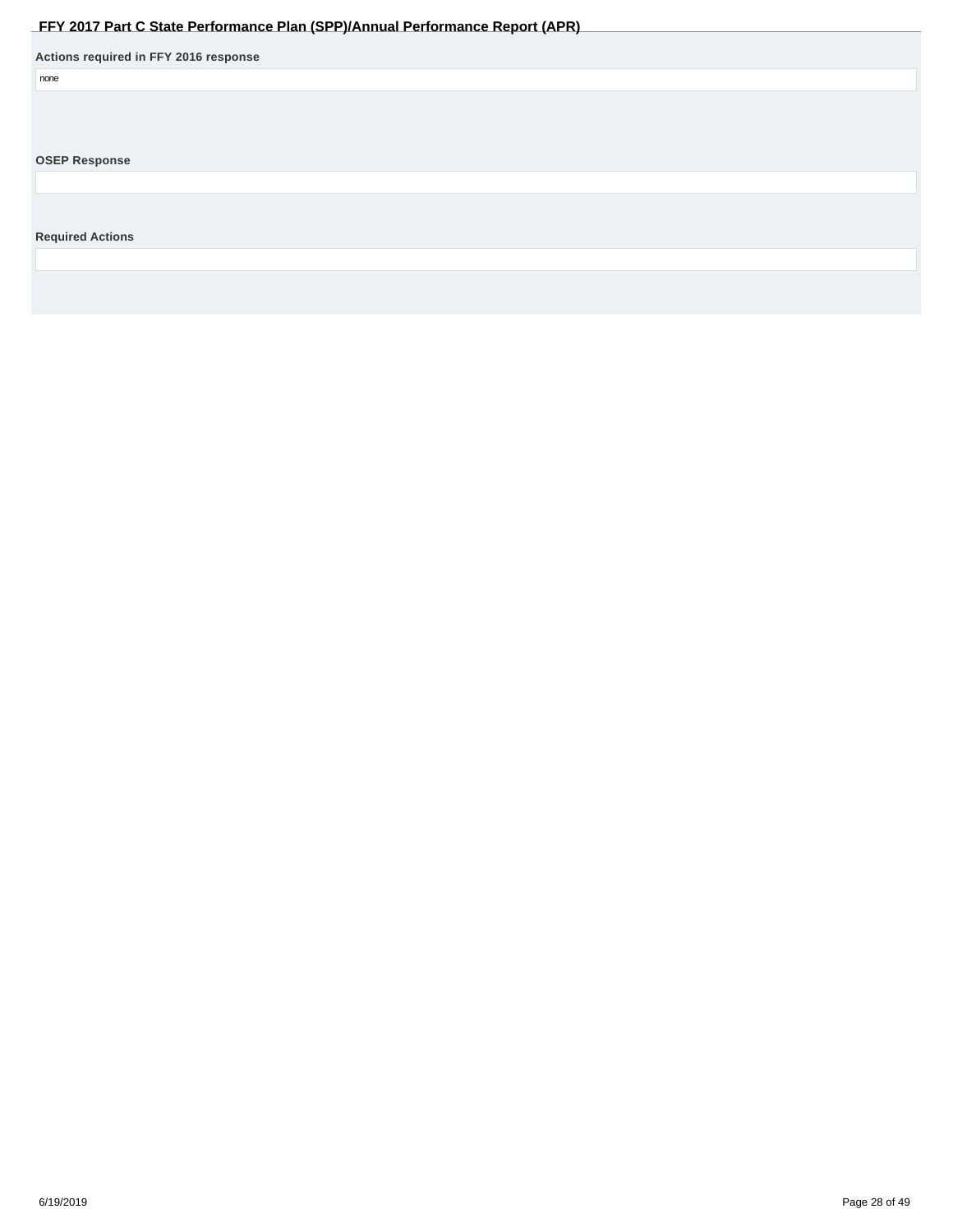**Actions required in FFY 2016 response**

none

**OSEP Response**

**Required Actions**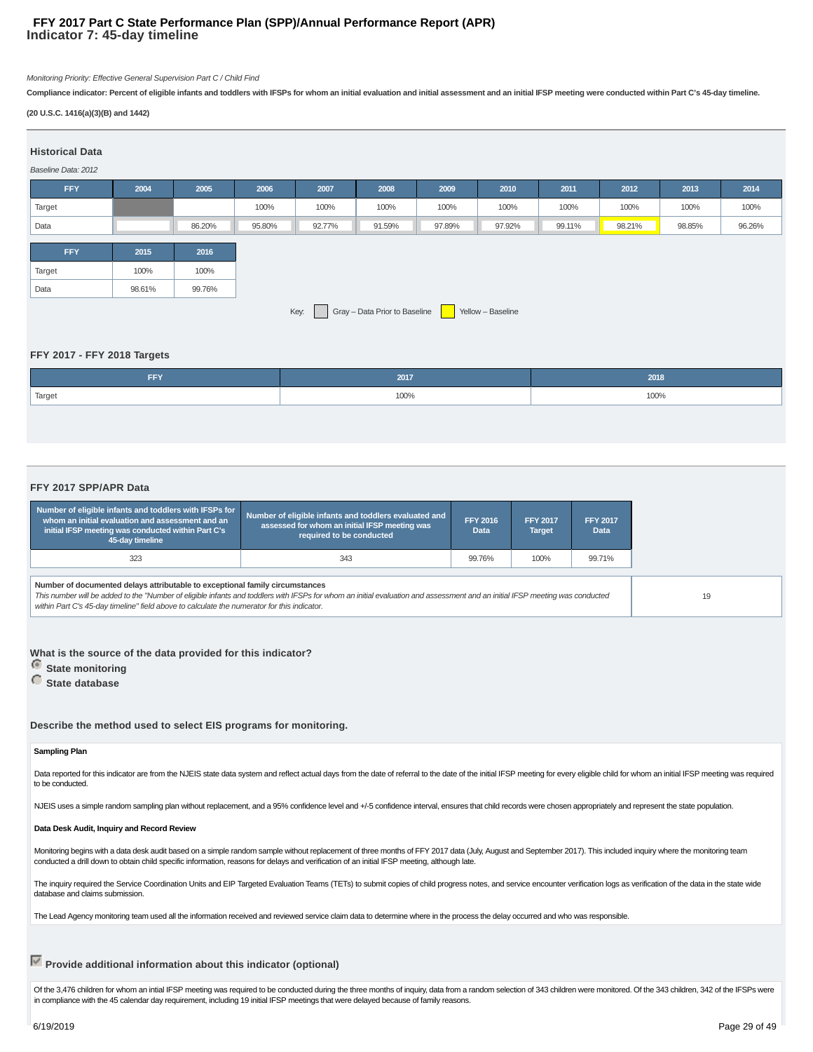# FFY 2017 Part C State Performance Plan (SPP)/Annual Performance Report (APR)

## Indicator 7: 45-day timeline

*Monitoring Priority: Effective General Supervision Part C / Child Find*

**Compliance indicator: Percent of eligible infants and toddlers with IFSPs for whom an initial evaluation and initial assessment and an initial IFSP meeting were conducted within Part C's 45-day timeline.**

**(20 U.S.C. 1416(a)(3)(B) and 1442)**

### Historical Data

*Baseline Data: 2012*

| FFY | 2004 | 2005 | 2006 | 2007 | 2008 | 2009 | 2010 | 2011 | 2012 | 2013 | 2014 |
|---|---|---|---|---|---|---|---|---|---|---|---|
| Target | | | 100% | 100% | 100% | 100% | 100% | 100% | 100% | 100% | 100% |
| Data | | 86.20% | 95.80% | 92.77% | 91.59% | 97.89% | 97.92% | 99.11% | 98.21% | 98.85% | 96.26% |

| FFY | 2015 | 2016 |
|---|---|---|
| Target | 100% | 100% |
| Data | 98.61% | 99.76% |

Key: Gray – Data Prior to Baseline   Yellow – Baseline

### FFY 2017 - FFY 2018 Targets

| FFY | 2017 | 2018 |
|---|---|---|
| Target | 100% | 100% |

### FFY 2017 SPP/APR Data

| Number of eligible infants and toddlers with IFSPs for whom an initial evaluation and assessment and an initial IFSP meeting was conducted within Part C's 45-day timeline | Number of eligible infants and toddlers evaluated and assessed for whom an initial IFSP meeting was required to be conducted | FFY 2016 Data | FFY 2017 Target | FFY 2017 Data |
|---|---|---|---|---|
| 323 | 343 | 99.76% | 100% | 99.71% |

| | |
|---|---|
| **Number of documented delays attributable to exceptional family circumstances**<br>*This number will be added to the "Number of eligible infants and toddlers with IFSPs for whom an initial evaluation and assessment and an initial IFSP meeting was conducted within Part C's 45-day timeline" field above to calculate the numerator for this indicator.* | 19 |

### What is the source of the data provided for this indicator?

- (selected) State monitoring
- State database

### Describe the method used to select EIS programs for monitoring.

**Sampling Plan**

Data reported for this indicator are from the NJEIS state data system and reflect actual days from the date of referral to the date of the initial IFSP meeting for every eligible child for whom an initial IFSP meeting was required to be conducted.

NJEIS uses a simple random sampling plan without replacement, and a 95% confidence level and +/-5 confidence interval, ensures that child records were chosen appropriately and represent the state population.

**Data Desk Audit, Inquiry and Record Review**

Monitoring begins with a data desk audit based on a simple random sample without replacement of three months of FFY 2017 data (July, August and September 2017). This included inquiry where the monitoring team conducted a drill down to obtain child specific information, reasons for delays and verification of an initial IFSP meeting, although late.

The inquiry required the Service Coordination Units and EIP Targeted Evaluation Teams (TETs) to submit copies of child progress notes, and service encounter verification logs as verification of the data in the state wide database and claims submission.

The Lead Agency monitoring team used all the information received and reviewed service claim data to determine where in the process the delay occurred and who was responsible.

### Provide additional information about this indicator (optional)

Of the 3,476 children for whom an intial IFSP meeting was required to be conducted during the three months of inquiry, data from a random selection of 343 children were monitored. Of the 343 children, 342 of the IFSPs were in compliance with the 45 calendar day requirement, including 19 initial IFSP meetings that were delayed because of family reasons.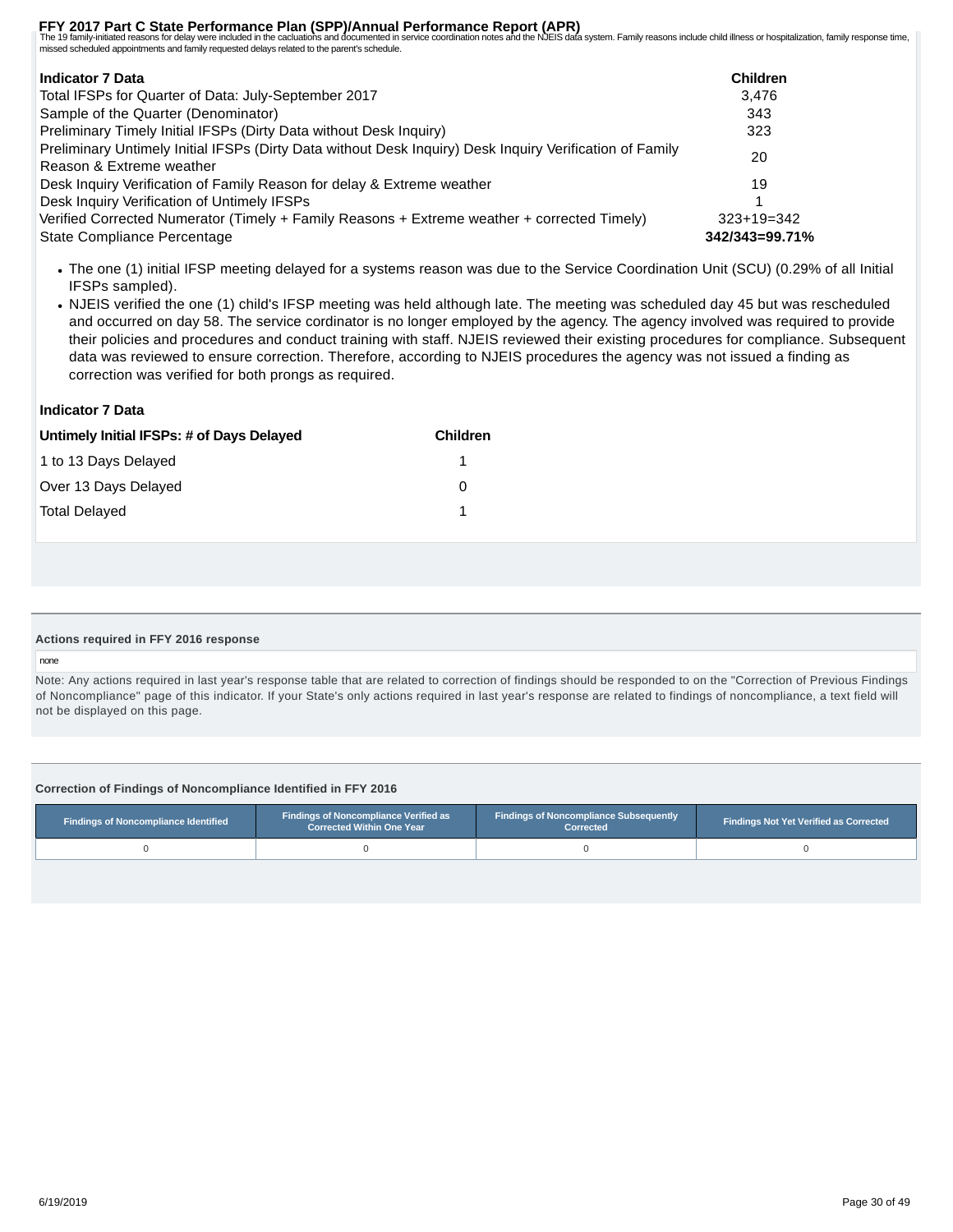The 19 family-initiated reasons for delay were included in the cacluations and documented in service coordination notes and the NJEIS data system. Family reasons include child illness or hospitalization, family response time, missed scheduled appointments and family requested delays related to the parent's schedule.

| Indicator 7 Data | Children |
|---|---|
| Total IFSPs for Quarter of Data: July-September 2017 | 3,476 |
| Sample of the Quarter (Denominator) | 343 |
| Preliminary Timely Initial IFSPs (Dirty Data without Desk Inquiry) | 323 |
| Preliminary Untimely Initial IFSPs (Dirty Data without Desk Inquiry) Desk Inquiry Verification of Family Reason & Extreme weather | 20 |
| Desk Inquiry Verification of Family Reason for delay & Extreme weather | 19 |
| Desk Inquiry Verification of Untimely IFSPs | 1 |
| Verified Corrected Numerator (Timely + Family Reasons + Extreme weather + corrected Timely) | 323+19=342 |
| State Compliance Percentage | **342/343=99.71%** |

- The one (1) initial IFSP meeting delayed for a systems reason was due to the Service Coordination Unit (SCU) (0.29% of all Initial IFSPs sampled).
- NJEIS verified the one (1) child's IFSP meeting was held although late. The meeting was scheduled day 45 but was rescheduled and occurred on day 58. The service cordinator is no longer employed by the agency. The agency involved was required to provide their policies and procedures and conduct training with staff. NJEIS reviewed their existing procedures for compliance. Subsequent data was reviewed to ensure correction. Therefore, according to NJEIS procedures the agency was not issued a finding as correction was verified for both prongs as required.

**Indicator 7 Data**

| Untimely Initial IFSPs: # of Days Delayed | Children |
|---|---|
| 1 to 13 Days Delayed | 1 |
| Over 13 Days Delayed | 0 |
| Total Delayed | 1 |

**Actions required in FFY 2016 response**

none

Note: Any actions required in last year's response table that are related to correction of findings should be responded to on the "Correction of Previous Findings of Noncompliance" page of this indicator. If your State's only actions required in last year's response are related to findings of noncompliance, a text field will not be displayed on this page.

**Correction of Findings of Noncompliance Identified in FFY 2016**

| Findings of Noncompliance Identified | Findings of Noncompliance Verified as Corrected Within One Year | Findings of Noncompliance Subsequently Corrected | Findings Not Yet Verified as Corrected |
|---|---|---|---|
| 0 | 0 | 0 | 0 |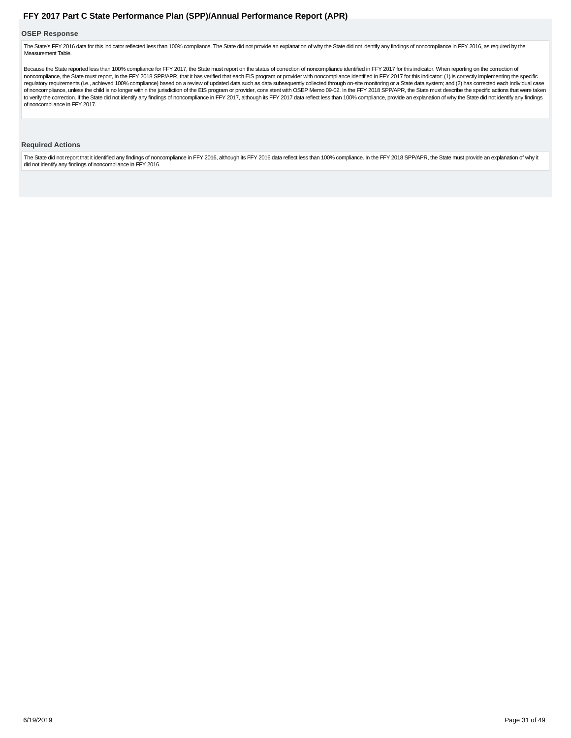### OSEP Response

The State's FFY 2016 data for this indicator reflected less than 100% compliance. The State did not provide an explanation of why the State did not identify any findings of noncompliance in FFY 2016, as required by the Measurement Table.

Because the State reported less than 100% compliance for FFY 2017, the State must report on the status of correction of noncompliance identified in FFY 2017 for this indicator. When reporting on the correction of noncompliance, the State must report, in the FFY 2018 SPP/APR, that it has verified that each EIS program or provider with noncompliance identified in FFY 2017 for this indicator: (1) is correctly implementing the specific regulatory requirements (i.e., achieved 100% compliance) based on a review of updated data such as data subsequently collected through on-site monitoring or a State data system; and (2) has corrected each individual case of noncompliance, unless the child is no longer within the jurisdiction of the EIS program or provider, consistent with OSEP Memo 09-02. In the FFY 2018 SPP/APR, the State must describe the specific actions that were taken to verify the correction. If the State did not identify any findings of noncompliance in FFY 2017, although its FFY 2017 data reflect less than 100% compliance, provide an explanation of why the State did not identify any findings of noncompliance in FFY 2017.

### Required Actions

The State did not report that it identified any findings of noncompliance in FFY 2016, although its FFY 2016 data reflect less than 100% compliance. In the FFY 2018 SPP/APR, the State must provide an explanation of why it did not identify any findings of noncompliance in FFY 2016.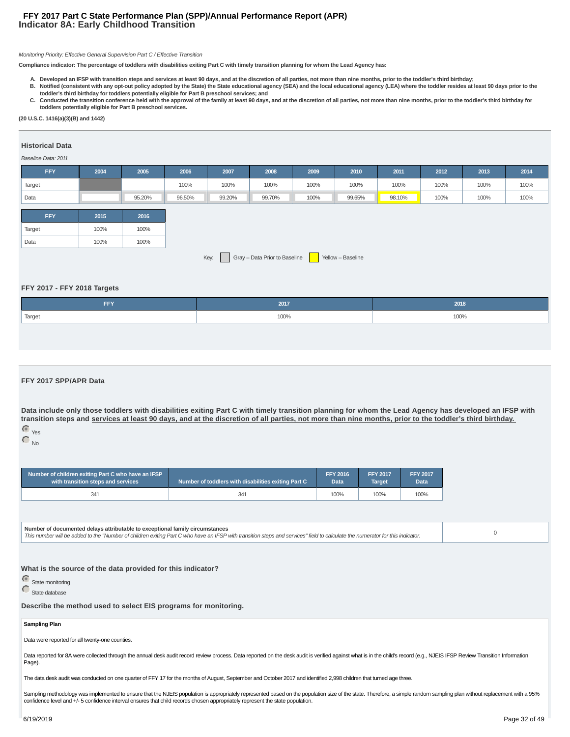# FFY 2017 Part C State Performance Plan (SPP)/Annual Performance Report (APR)
## Indicator 8A: Early Childhood Transition

*Monitoring Priority: Effective General Supervision Part C / Effective Transition*

**Compliance indicator: The percentage of toddlers with disabilities exiting Part C with timely transition planning for whom the Lead Agency has:**

A. **Developed an IFSP with transition steps and services at least 90 days, and at the discretion of all parties, not more than nine months, prior to the toddler's third birthday;**
B. **Notified (consistent with any opt-out policy adopted by the State) the State educational agency (SEA) and the local educational agency (LEA) where the toddler resides at least 90 days prior to the toddler's third birthday for toddlers potentially eligible for Part B preschool services; and**
C. **Conducted the transition conference held with the approval of the family at least 90 days, and at the discretion of all parties, not more than nine months, prior to the toddler's third birthday for toddlers potentially eligible for Part B preschool services.**

**(20 U.S.C. 1416(a)(3)(B) and 1442)**

### Historical Data

*Baseline Data: 2011*

| FFY | 2004 | 2005 | 2006 | 2007 | 2008 | 2009 | 2010 | 2011 | 2012 | 2013 | 2014 |
|---|---|---|---|---|---|---|---|---|---|---|---|
| Target | | | 100% | 100% | 100% | 100% | 100% | 100% | 100% | 100% | 100% |
| Data | | 95.20% | 96.50% | 99.20% | 99.70% | 100% | 99.65% | 98.10% | 100% | 100% | 100% |

| FFY | 2015 | 2016 |
|---|---|---|
| Target | 100% | 100% |
| Data | 100% | 100% |

Key: Gray – Data Prior to Baseline; Yellow – Baseline

### FFY 2017 - FFY 2018 Targets

| FFY | 2017 | 2018 |
|---|---|---|
| Target | 100% | 100% |

### FFY 2017 SPP/APR Data

**Data include only those toddlers with disabilities exiting Part C with timely transition planning for whom the Lead Agency has developed an IFSP with transition steps and services at least 90 days, and at the discretion of all parties, not more than nine months, prior to the toddler's third birthday.**

- (selected) Yes
- No

| Number of children exiting Part C who have an IFSP with transition steps and services | Number of toddlers with disabilities exiting Part C | FFY 2016 Data | FFY 2017 Target | FFY 2017 Data |
|---|---|---|---|---|
| 341 | 341 | 100% | 100% | 100% |

| | |
|---|---|
| **Number of documented delays attributable to exceptional family circumstances**<br>*This number will be added to the "Number of children exiting Part C who have an IFSP with transition steps and services" field to calculate the numerator for this indicator.* | 0 |

**What is the source of the data provided for this indicator?**

- (selected) State monitoring
- State database

**Describe the method used to select EIS programs for monitoring.**

**Sampling Plan**

Data were reported for all twenty-one counties.

Data reported for 8A were collected through the annual desk audit record review process. Data reported on the desk audit is verified against what is in the child's record (e.g., NJEIS IFSP Review Transition Information Page).

The data desk audit was conducted on one quarter of FFY 17 for the months of August, September and October 2017 and identified 2,998 children that turned age three.

Sampling methodology was implemented to ensure that the NJEIS population is appropriately represented based on the population size of the state. Therefore, a simple random sampling plan without replacement with a 95% confidence level and +/- 5 confidence interval ensures that child records chosen appropriately represent the state population.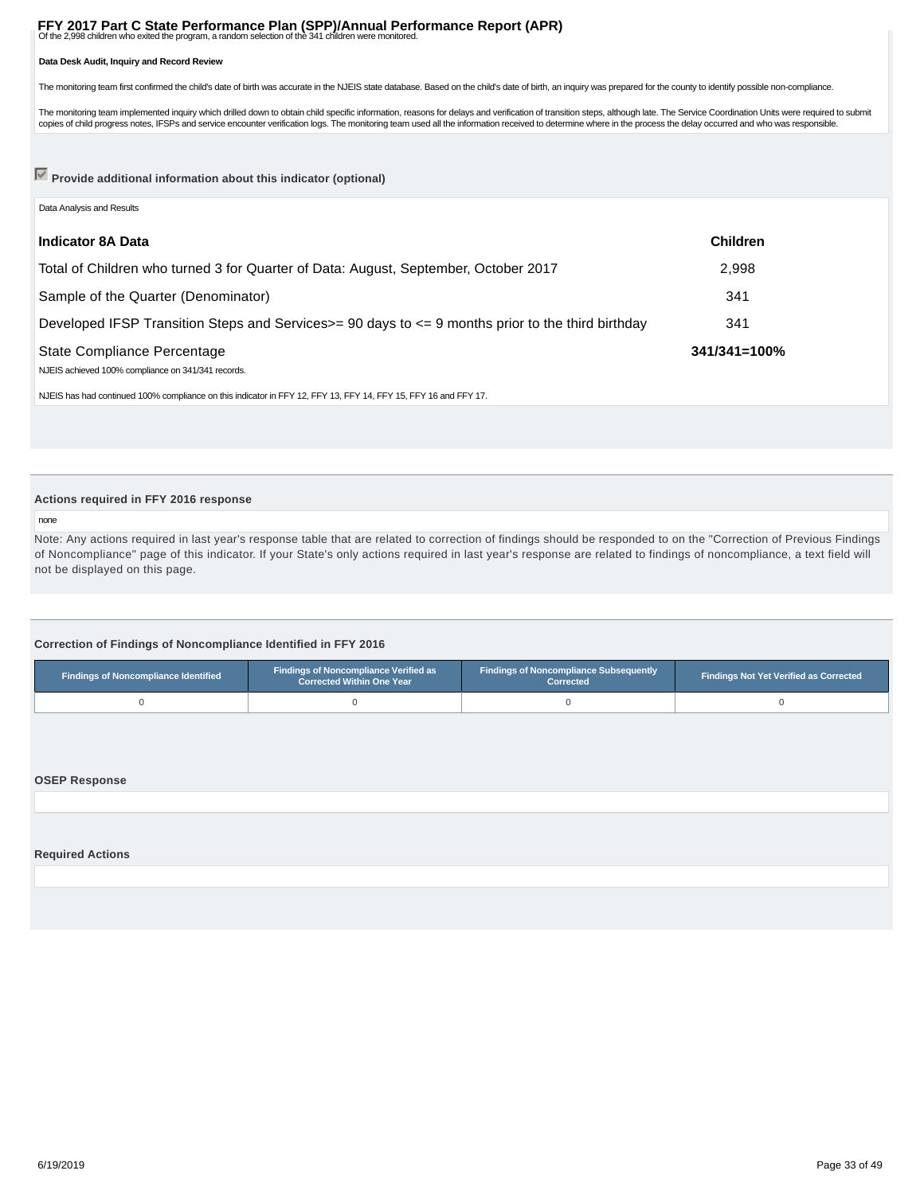Of the 2,998 children who exited the program, a random selection of the 341 children were monitored.

**Data Desk Audit, Inquiry and Record Review**

The monitoring team first confirmed the child's date of birth was accurate in the NJEIS state database. Based on the child's date of birth, an inquiry was prepared for the county to identify possible non-compliance.

The monitoring team implemented inquiry which drilled down to obtain child specific information, reasons for delays and verification of transition steps, although late. The Service Coordination Units were required to submit copies of child progress notes, IFSPs and service encounter verification logs. The monitoring team used all the information received to determine where in the process the delay occurred and who was responsible.

☑ **Provide additional information about this indicator (optional)**

Data Analysis and Results

| **Indicator 8A Data** | **Children** |
|---|---|
| Total of Children who turned 3 for Quarter of Data: August, September, October 2017 | 2,998 |
| Sample of the Quarter (Denominator) | 341 |
| Developed IFSP Transition Steps and Services>= 90 days to <= 9 months prior to the third birthday | 341 |
| State Compliance Percentage | **341/341=100%** |

NJEIS achieved 100% compliance on 341/341 records.

NJEIS has had continued 100% compliance on this indicator in FFY 12, FFY 13, FFY 14, FFY 15, FFY 16 and FFY 17.

### Actions required in FFY 2016 response

none

Note: Any actions required in last year's response table that are related to correction of findings should be responded to on the "Correction of Previous Findings of Noncompliance" page of this indicator. If your State's only actions required in last year's response are related to findings of noncompliance, a text field will not be displayed on this page.

### Correction of Findings of Noncompliance Identified in FFY 2016

| Findings of Noncompliance Identified | Findings of Noncompliance Verified as Corrected Within One Year | Findings of Noncompliance Subsequently Corrected | Findings Not Yet Verified as Corrected |
|---|---|---|---|
| 0 | 0 | 0 | 0 |

### OSEP Response

### Required Actions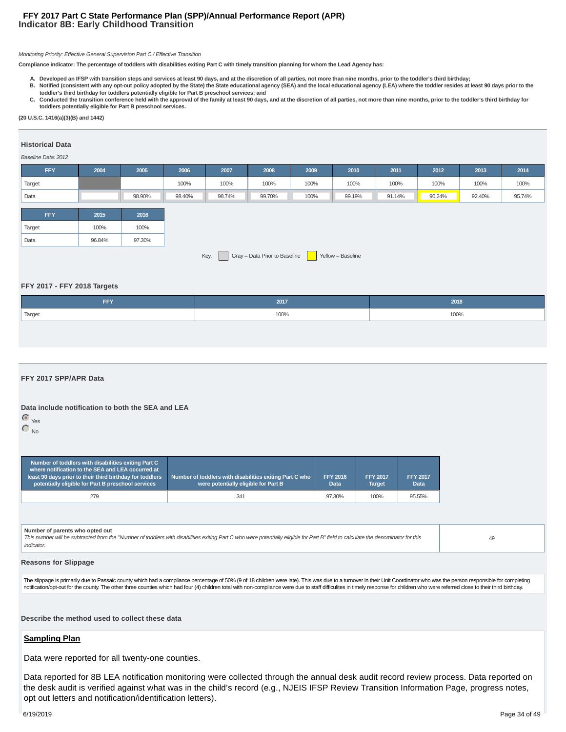# FFY 2017 Part C State Performance Plan (SPP)/Annual Performance Report (APR)
## Indicator 8B: Early Childhood Transition

*Monitoring Priority: Effective General Supervision Part C / Effective Transition*

**Compliance indicator: The percentage of toddlers with disabilities exiting Part C with timely transition planning for whom the Lead Agency has:**

A. **Developed an IFSP with transition steps and services at least 90 days, and at the discretion of all parties, not more than nine months, prior to the toddler's third birthday;**
B. **Notified (consistent with any opt-out policy adopted by the State) the State educational agency (SEA) and the local educational agency (LEA) where the toddler resides at least 90 days prior to the toddler's third birthday for toddlers potentially eligible for Part B preschool services; and**
C. **Conducted the transition conference held with the approval of the family at least 90 days, and at the discretion of all parties, not more than nine months, prior to the toddler's third birthday for toddlers potentially eligible for Part B preschool services.**

**(20 U.S.C. 1416(a)(3)(B) and 1442)**

### Historical Data

*Baseline Data: 2012*

| FFY | 2004 | 2005 | 2006 | 2007 | 2008 | 2009 | 2010 | 2011 | 2012 | 2013 | 2014 |
|---|---|---|---|---|---|---|---|---|---|---|---|
| Target | | | 100% | 100% | 100% | 100% | 100% | 100% | 100% | 100% | 100% |
| Data | | 98.90% | 98.40% | 98.74% | 99.70% | 100% | 99.19% | 91.14% | 90.24% | 92.40% | 95.74% |

| FFY | 2015 | 2016 |
|---|---|---|
| Target | 100% | 100% |
| Data | 96.84% | 97.30% |

Key: Gray – Data Prior to Baseline; Yellow – Baseline

### FFY 2017 - FFY 2018 Targets

| FFY | 2017 | 2018 |
|---|---|---|
| Target | 100% | 100% |

### FFY 2017 SPP/APR Data

**Data include notification to both the SEA and LEA**

- Yes (selected)
- No

| Number of toddlers with disabilities exiting Part C where notification to the SEA and LEA occurred at least 90 days prior to their third birthday for toddlers potentially eligible for Part B preschool services | Number of toddlers with disabilities exiting Part C who were potentially eligible for Part B | FFY 2016 Data | FFY 2017 Target | FFY 2017 Data |
|---|---|---|---|---|
| 279 | 341 | 97.30% | 100% | 95.55% |

| Number of parents who opted out | |
|---|---|
| *This number will be subtracted from the "Number of toddlers with disabilities exiting Part C who were potentially eligible for Part B" field to calculate the denominator for this indicator.* | 49 |

**Reasons for Slippage**

The slippage is primarily due to Passaic county which had a compliance percentage of 50% (9 of 18 children were late). This was due to a turnover in their Unit Coordinator who was the person responsible for completing notification/opt-out for the county. The other three counties which had four (4) children total with non-compliance were due to staff difficulites in timely response for children who were referred close to their third birthday.

**Describe the method used to collect these data**

**<u>Sampling Plan</u>**

Data were reported for all twenty-one counties.

Data reported for 8B LEA notification monitoring were collected through the annual desk audit record review process. Data reported on the desk audit is verified against what was in the child's record (e.g., NJEIS IFSP Review Transition Information Page, progress notes, opt out letters and notification/identification letters).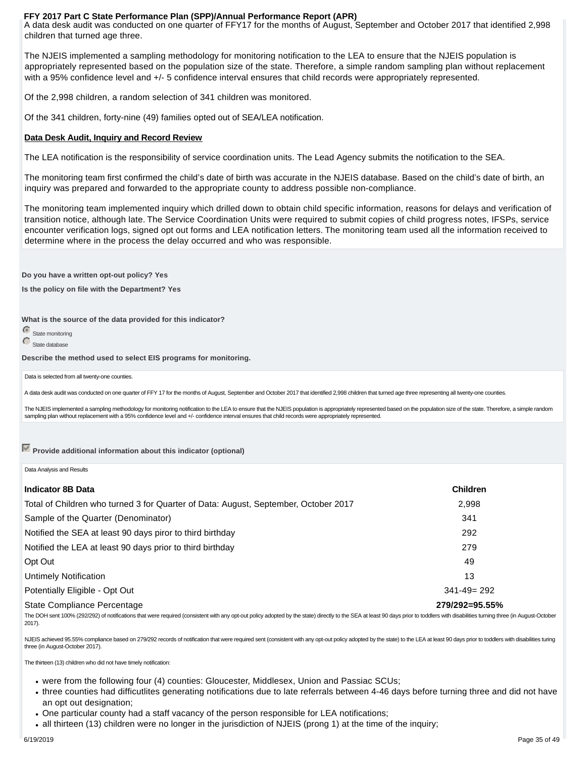A data desk audit was conducted on one quarter of FFY17 for the months of August, September and October 2017 that identified 2,998 children that turned age three.

The NJEIS implemented a sampling methodology for monitoring notification to the LEA to ensure that the NJEIS population is appropriately represented based on the population size of the state. Therefore, a simple random sampling plan without replacement with a 95% confidence level and +/- 5 confidence interval ensures that child records were appropriately represented.

Of the 2,998 children, a random selection of 341 children was monitored.

Of the 341 children, forty-nine (49) families opted out of SEA/LEA notification.

**Data Desk Audit, Inquiry and Record Review**

The LEA notification is the responsibility of service coordination units. The Lead Agency submits the notification to the SEA.

The monitoring team first confirmed the child's date of birth was accurate in the NJEIS database. Based on the child's date of birth, an inquiry was prepared and forwarded to the appropriate county to address possible non-compliance.

The monitoring team implemented inquiry which drilled down to obtain child specific information, reasons for delays and verification of transition notice, although late. The Service Coordination Units were required to submit copies of child progress notes, IFSPs, service encounter verification logs, signed opt out forms and LEA notification letters. The monitoring team used all the information received to determine where in the process the delay occurred and who was responsible.

**Do you have a written opt-out policy? Yes**

**Is the policy on file with the Department? Yes**

**What is the source of the data provided for this indicator?**

- (selected) State monitoring
- State database

**Describe the method used to select EIS programs for monitoring.**

Data is selected from all twenty-one counties.

A data desk audit was conducted on one quarter of FFY 17 for the months of August, September and October 2017 that identified 2,998 children that turned age three representing all twenty-one counties.

The NJEIS implemented a sampling methodology for monitoring notification to the LEA to ensure that the NJEIS population is appropriately represented based on the population size of the state. Therefore, a simple random sampling plan without replacement with a 95% confidence level and +/- confidence interval ensures that child records were appropriately represented.

**Provide additional information about this indicator (optional)**

Data Analysis and Results

| Indicator 8B Data | Children |
|---|---|
| Total of Children who turned 3 for Quarter of Data: August, September, October 2017 | 2,998 |
| Sample of the Quarter (Denominator) | 341 |
| Notified the SEA at least 90 days piror to third birthday | 292 |
| Notified the LEA at least 90 days prior to third birthday | 279 |
| Opt Out | 49 |
| Untimely Notification | 13 |
| Potentially Eligible - Opt Out | 341-49= 292 |
| State Compliance Percentage | **279/292=95.55%** |

The DOH sent 100% (292/292) of notifications that were required (consistent with any opt-out policy adopted by the state) directly to the SEA at least 90 days prior to toddlers with disabilities turning three (in August-October 2017).

NJEIS achieved 95.55% compliance based on 279/292 records of notification that were required sent (consistent with any opt-out policy adopted by the state) to the LEA at least 90 days prior to toddlers with disabilities turing three (in August-October 2017).

The thirteen (13) children who did not have timely notification:

- were from the following four (4) counties: Gloucester, Middlesex, Union and Passiac SCUs;
- three counties had diffcutlites generating notifications due to late referrals between 4-46 days before turning three and did not have an opt out designation;
- One particular county had a staff vacancy of the person responsible for LEA notifications;
- all thirteen (13) children were no longer in the jurisdiction of NJEIS (prong 1) at the time of the inquiry;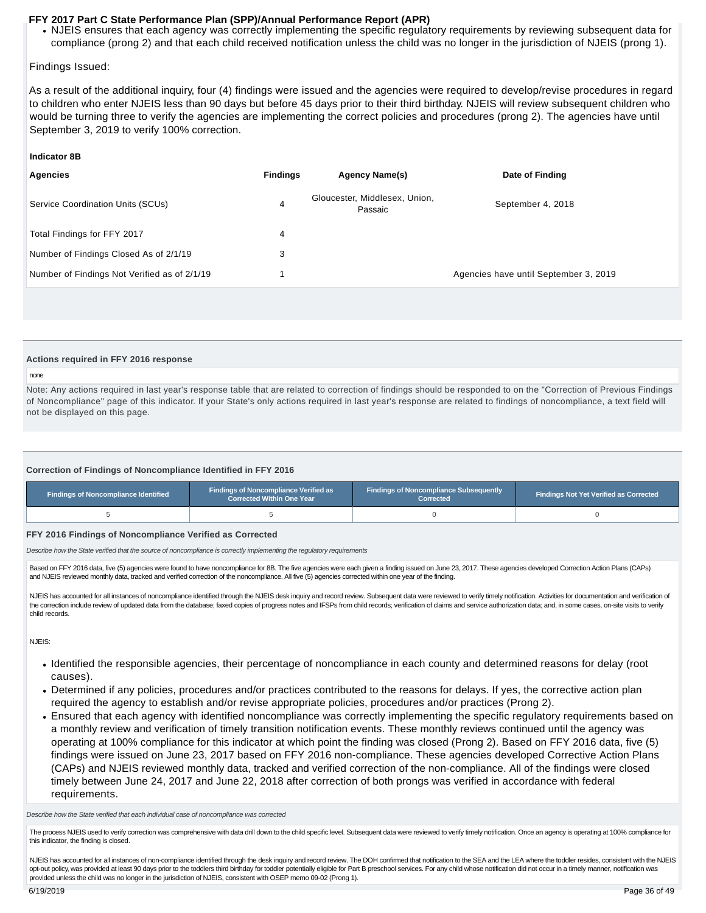- NJEIS ensures that each agency was correctly implementing the specific regulatory requirements by reviewing subsequent data for compliance (prong 2) and that each child received notification unless the child was no longer in the jurisdiction of NJEIS (prong 1).

Findings Issued:

As a result of the additional inquiry, four (4) findings were issued and the agencies were required to develop/revise procedures in regard to children who enter NJEIS less than 90 days but before 45 days prior to their third birthday. NJEIS will review subsequent children who would be turning three to verify the agencies are implementing the correct policies and procedures (prong 2). The agencies have until September 3, 2019 to verify 100% correction.

**Indicator 8B**

| Agencies | Findings | Agency Name(s) | Date of Finding |
|---|---|---|---|
| Service Coordination Units (SCUs) | 4 | Gloucester, Middlesex, Union, Passaic | September 4, 2018 |
| Total Findings for FFY 2017 | 4 | | |
| Number of Findings Closed As of 2/1/19 | 3 | | |
| Number of Findings Not Verified as of 2/1/19 | 1 | | Agencies have until September 3, 2019 |

### Actions required in FFY 2016 response

none

Note: Any actions required in last year's response table that are related to correction of findings should be responded to on the "Correction of Previous Findings of Noncompliance" page of this indicator. If your State's only actions required in last year's response are related to findings of noncompliance, a text field will not be displayed on this page.

### Correction of Findings of Noncompliance Identified in FFY 2016

| Findings of Noncompliance Identified | Findings of Noncompliance Verified as Corrected Within One Year | Findings of Noncompliance Subsequently Corrected | Findings Not Yet Verified as Corrected |
|---|---|---|---|
| 5 | 5 | 0 | 0 |

#### FFY 2016 Findings of Noncompliance Verified as Corrected

*Describe how the State verified that the source of noncompliance is correctly implementing the regulatory requirements*

Based on FFY 2016 data, five (5) agencies were found to have noncompliance for 8B. The five agencies were each given a finding issued on June 23, 2017. These agencies developed Correction Action Plans (CAPs) and NJEIS reviewed monthly data, tracked and verified correction of the noncompliance. All five (5) agencies corrected within one year of the finding.

NJEIS has accounted for all instances of noncompliance identified through the NJEIS desk inquiry and record review. Subsequent data were reviewed to verify timely notification. Activities for documentation and verification of the correction include review of updated data from the database; faxed copies of progress notes and IFSPs from child records; verification of claims and service authorization data; and, in some cases, on-site visits to verify child records.

NJEIS:

- Identified the responsible agencies, their percentage of noncompliance in each county and determined reasons for delay (root causes).
- Determined if any policies, procedures and/or practices contributed to the reasons for delays. If yes, the corrective action plan required the agency to establish and/or revise appropriate policies, procedures and/or practices (Prong 2).
- Ensured that each agency with identified noncompliance was correctly implementing the specific regulatory requirements based on a monthly review and verification of timely transition notification events. These monthly reviews continued until the agency was operating at 100% compliance for this indicator at which point the finding was closed (Prong 2). Based on FFY 2016 data, five (5) findings were issued on June 23, 2017 based on FFY 2016 non-compliance. These agencies developed Corrective Action Plans (CAPs) and NJEIS reviewed monthly data, tracked and verified correction of the non-compliance. All of the findings were closed timely between June 24, 2017 and June 22, 2018 after correction of both prongs was verified in accordance with federal requirements.

*Describe how the State verified that each individual case of noncompliance was corrected*

The process NJEIS used to verify correction was comprehensive with data drill down to the child specific level. Subsequent data were reviewed to verify timely notification. Once an agency is operating at 100% compliance for this indicator, the finding is closed.

NJEIS has accounted for all instances of non-compliance identified through the desk inquiry and record review. The DOH confirmed that notification to the SEA and the LEA where the toddler resides, consistent with the NJEIS opt-out policy, was provided at least 90 days prior to the toddlers third birthday for toddler potentially eligible for Part B preschool services. For any child whose notification did not occur in a timely manner, notification was provided unless the child was no longer in the jurisdiction of NJEIS, consistent with OSEP memo 09-02 (Prong 1).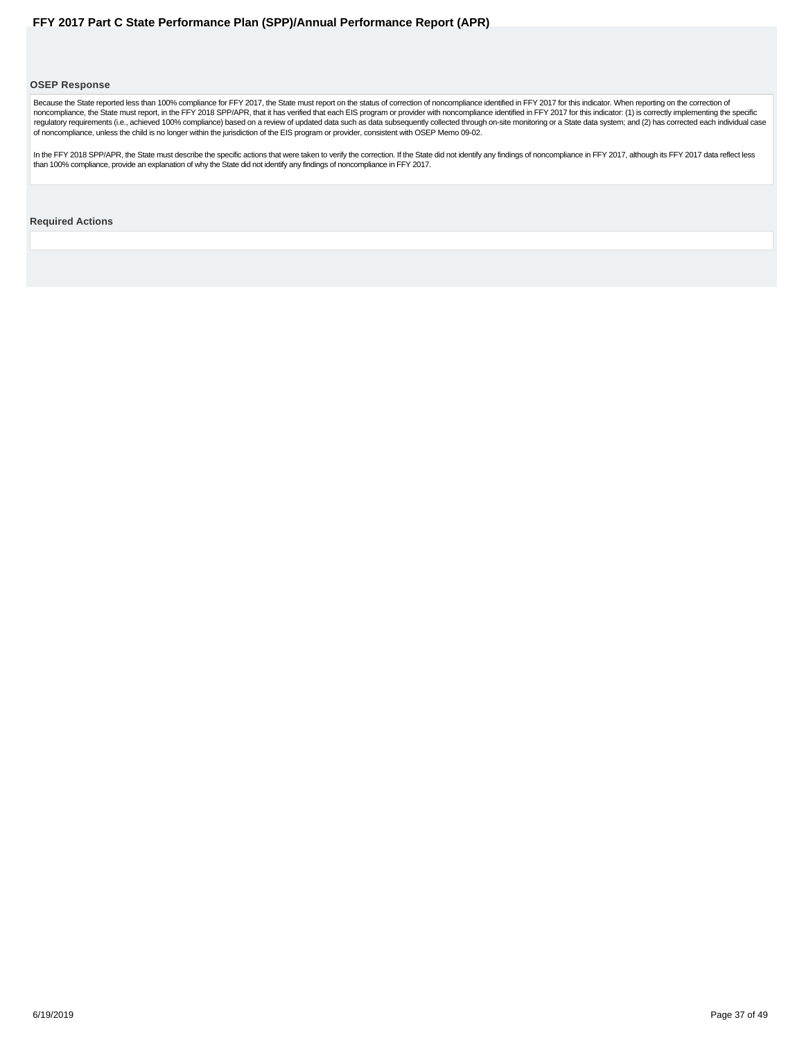### OSEP Response

Because the State reported less than 100% compliance for FFY 2017, the State must report on the status of correction of noncompliance identified in FFY 2017 for this indicator. When reporting on the correction of noncompliance, the State must report, in the FFY 2018 SPP/APR, that it has verified that each EIS program or provider with noncompliance identified in FFY 2017 for this indicator: (1) is correctly implementing the specific regulatory requirements (i.e., achieved 100% compliance) based on a review of updated data such as data subsequently collected through on-site monitoring or a State data system; and (2) has corrected each individual case of noncompliance, unless the child is no longer within the jurisdiction of the EIS program or provider, consistent with OSEP Memo 09-02.

In the FFY 2018 SPP/APR, the State must describe the specific actions that were taken to verify the correction. If the State did not identify any findings of noncompliance in FFY 2017, although its FFY 2017 data reflect less than 100% compliance, provide an explanation of why the State did not identify any findings of noncompliance in FFY 2017.

### Required Actions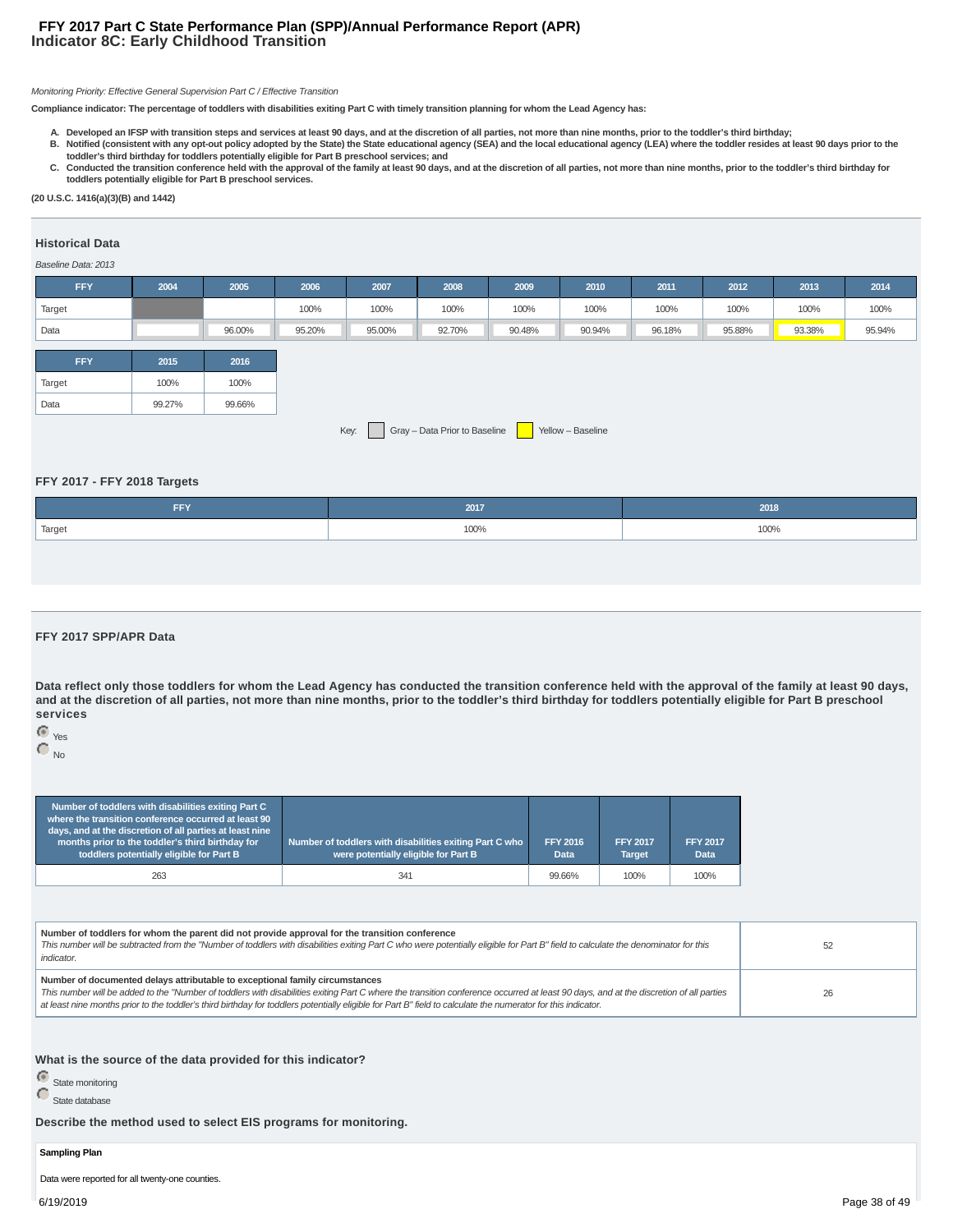# FFY 2017 Part C State Performance Plan (SPP)/Annual Performance Report (APR)
## Indicator 8C: Early Childhood Transition

*Monitoring Priority: Effective General Supervision Part C / Effective Transition*

**Compliance indicator: The percentage of toddlers with disabilities exiting Part C with timely transition planning for whom the Lead Agency has:**

A. **Developed an IFSP with transition steps and services at least 90 days, and at the discretion of all parties, not more than nine months, prior to the toddler's third birthday;**
B. **Notified (consistent with any opt-out policy adopted by the State) the State educational agency (SEA) and the local educational agency (LEA) where the toddler resides at least 90 days prior to the toddler's third birthday for toddlers potentially eligible for Part B preschool services; and**
C. **Conducted the transition conference held with the approval of the family at least 90 days, and at the discretion of all parties, not more than nine months, prior to the toddler's third birthday for toddlers potentially eligible for Part B preschool services.**

**(20 U.S.C. 1416(a)(3)(B) and 1442)**

### Historical Data

*Baseline Data: 2013*

| FFY | 2004 | 2005 | 2006 | 2007 | 2008 | 2009 | 2010 | 2011 | 2012 | 2013 | 2014 |
|---|---|---|---|---|---|---|---|---|---|---|---|
| Target | | | 100% | 100% | 100% | 100% | 100% | 100% | 100% | 100% | 100% |
| Data | | 96.00% | 95.20% | 95.00% | 92.70% | 90.48% | 90.94% | 96.18% | 95.88% | 93.38% | 95.94% |

| FFY | 2015 | 2016 |
|---|---|---|
| Target | 100% | 100% |
| Data | 99.27% | 99.66% |

Key: Gray – Data Prior to Baseline; Yellow – Baseline

### FFY 2017 - FFY 2018 Targets

| FFY | 2017 | 2018 |
|---|---|---|
| Target | 100% | 100% |

### FFY 2017 SPP/APR Data

**Data reflect only those toddlers for whom the Lead Agency has conducted the transition conference held with the approval of the family at least 90 days, and at the discretion of all parties, not more than nine months, prior to the toddler's third birthday for toddlers potentially eligible for Part B preschool services**

- (selected) Yes
- No

| Number of toddlers with disabilities exiting Part C where the transition conference occurred at least 90 days, and at the discretion of all parties at least nine months prior to the toddler's third birthday for toddlers potentially eligible for Part B | Number of toddlers with disabilities exiting Part C who were potentially eligible for Part B | FFY 2016 Data | FFY 2017 Target | FFY 2017 Data |
|---|---|---|---|---|
| 263 | 341 | 99.66% | 100% | 100% |

| | |
|---|---|
| **Number of toddlers for whom the parent did not provide approval for the transition conference**<br>*This number will be subtracted from the "Number of toddlers with disabilities exiting Part C who were potentially eligible for Part B" field to calculate the denominator for this indicator.* | 52 |
| **Number of documented delays attributable to exceptional family circumstances**<br>*This number will be added to the "Number of toddlers with disabilities exiting Part C where the transition conference occurred at least 90 days, and at the discretion of all parties at least nine months prior to the toddler's third birthday for toddlers potentially eligible for Part B" field to calculate the numerator for this indicator.* | 26 |

**What is the source of the data provided for this indicator?**

- (selected) State monitoring
- State database

**Describe the method used to select EIS programs for monitoring.**

**Sampling Plan**

Data were reported for all twenty-one counties.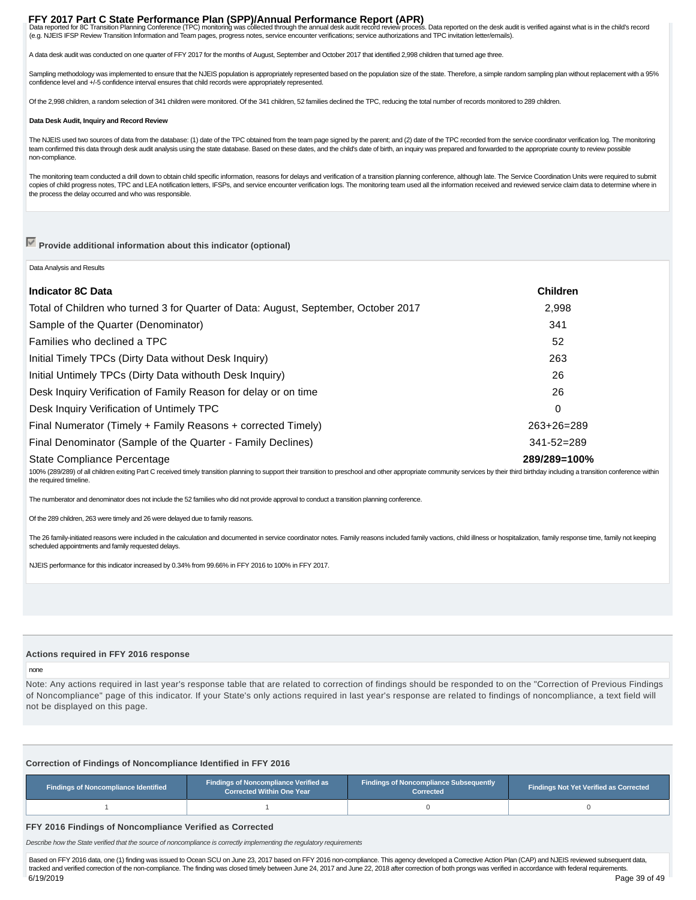Data reported for 8C Transition Planning Conference (TPC) monitoring was collected through the annual desk audit record review process. Data reported on the desk audit is verified against what is in the child's record (e.g. NJEIS IFSP Review Transition Information and Team pages, progress notes, service encounter verifications; service authorizations and TPC invitation letter/emails).

A data desk audit was conducted on one quarter of FFY 2017 for the months of August, September and October 2017 that identified 2,998 children that turned age three.

Sampling methodology was implemented to ensure that the NJEIS population is appropriately represented based on the population size of the state. Therefore, a simple random sampling plan without replacement with a 95% confidence level and +/-5 confidence interval ensures that child records were appropriately represented.

Of the 2,998 children, a random selection of 341 children were monitored. Of the 341 children, 52 families declined the TPC, reducing the total number of records monitored to 289 children.

**Data Desk Audit, Inquiry and Record Review**

The NJEIS used two sources of data from the database: (1) date of the TPC obtained from the team page signed by the parent; and (2) date of the TPC recorded from the service coordinator verification log. The monitoring team confirmed this data through desk audit analysis using the state database. Based on these dates, and the child's date of birth, an inquiry was prepared and forwarded to the appropriate county to review possible non-compliance.

The monitoring team conducted a drill down to obtain child specific information, reasons for delays and verification of a transition planning conference, although late. The Service Coordination Units were required to submit copies of child progress notes, TPC and LEA notification letters, IFSPs, and service encounter verification logs. The monitoring team used all the information received and reviewed service claim data to determine where in the process the delay occurred and who was responsible.

**Provide additional information about this indicator (optional)**

Data Analysis and Results

| Indicator 8C Data | Children |
|---|---|
| Total of Children who turned 3 for Quarter of Data: August, September, October 2017 | 2,998 |
| Sample of the Quarter (Denominator) | 341 |
| Families who declined a TPC | 52 |
| Initial Timely TPCs (Dirty Data without Desk Inquiry) | 263 |
| Initial Untimely TPCs (Dirty Data withouth Desk Inquiry) | 26 |
| Desk Inquiry Verification of Family Reason for delay or on time | 26 |
| Desk Inquiry Verification of Untimely TPC | 0 |
| Final Numerator (Timely + Family Reasons + corrected Timely) | 263+26=289 |
| Final Denominator (Sample of the Quarter - Family Declines) | 341-52=289 |
| State Compliance Percentage | **289/289=100%** |

100% (289/289) of all children exiting Part C received timely transition planning to support their transition to preschool and other appropriate community services by their third birthday including a transition conference within the required timeline.

The numberator and denominator does not include the 52 families who did not provide approval to conduct a transition planning conference.

Of the 289 children, 263 were timely and 26 were delayed due to family reasons.

The 26 family-initiated reasons were included in the calculation and documented in service coordinator notes. Family reasons included family vactions, child illness or hospitalization, family response time, family not keeping scheduled appointments and family requested delays.

NJEIS performance for this indicator increased by 0.34% from 99.66% in FFY 2016 to 100% in FFY 2017.

**Actions required in FFY 2016 response**

none

Note: Any actions required in last year's response table that are related to correction of findings should be responded to on the "Correction of Previous Findings of Noncompliance" page of this indicator. If your State's only actions required in last year's response are related to findings of noncompliance, a text field will not be displayed on this page.

**Correction of Findings of Noncompliance Identified in FFY 2016**

| Findings of Noncompliance Identified | Findings of Noncompliance Verified as Corrected Within One Year | Findings of Noncompliance Subsequently Corrected | Findings Not Yet Verified as Corrected |
|---|---|---|---|
| 1 | 1 | 0 | 0 |

**FFY 2016 Findings of Noncompliance Verified as Corrected**

*Describe how the State verified that the source of noncompliance is correctly implementing the regulatory requirements*

Based on FFY 2016 data, one (1) finding was issued to Ocean SCU on June 23, 2017 based on FFY 2016 non-compliance. This agency developed a Corrective Action Plan (CAP) and NJEIS reviewed subsequent data, tracked and verified correction of the non-compliance. The finding was closed timely between June 24, 2017 and June 22, 2018 after correction of both prongs was verified in accordance with federal requirements.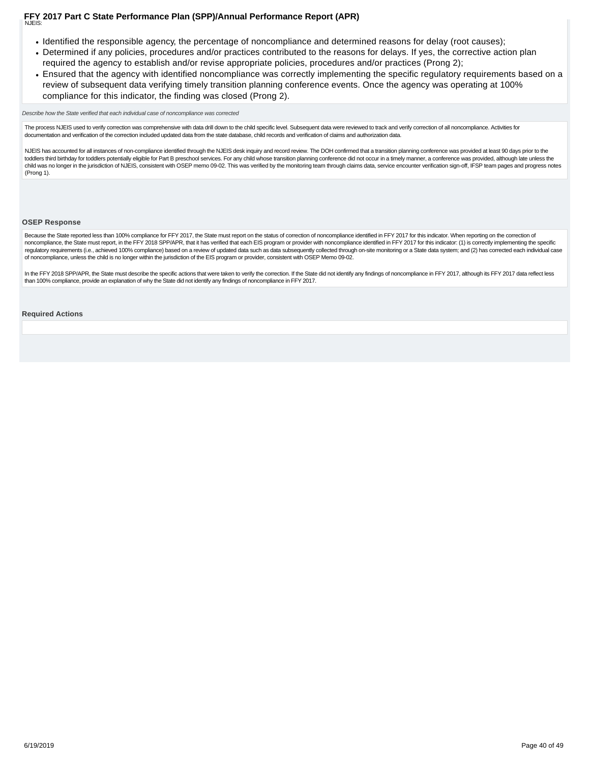NJEIS:

- Identified the responsible agency, the percentage of noncompliance and determined reasons for delay (root causes);
- Determined if any policies, procedures and/or practices contributed to the reasons for delays. If yes, the corrective action plan required the agency to establish and/or revise appropriate policies, procedures and/or practices (Prong 2);
- Ensured that the agency with identified noncompliance was correctly implementing the specific regulatory requirements based on a review of subsequent data verifying timely transition planning conference events. Once the agency was operating at 100% compliance for this indicator, the finding was closed (Prong 2).

*Describe how the State verified that each individual case of noncompliance was corrected*

The process NJEIS used to verify correction was comprehensive with data drill down to the child specific level. Subsequent data were reviewed to track and verify correction of all noncompliance. Activities for documentation and verification of the correction included updated data from the state database, child records and verification of claims and authorization data.

NJEIS has accounted for all instances of non-compliance identified through the NJEIS desk inquiry and record review. The DOH confirmed that a transition planning conference was provided at least 90 days prior to the toddlers third birthday for toddlers potentially eligible for Part B preschool services. For any child whose transition planning conference did not occur in a timely manner, a conference was provided, although late unless the child was no longer in the jurisdiction of NJEIS, consistent with OSEP memo 09-02. This was verified by the monitoring team through claims data, service encounter verification sign-off, IFSP team pages and progress notes (Prong 1).

### OSEP Response

Because the State reported less than 100% compliance for FFY 2017, the State must report on the status of correction of noncompliance identified in FFY 2017 for this indicator. When reporting on the correction of noncompliance, the State must report, in the FFY 2018 SPP/APR, that it has verified that each EIS program or provider with noncompliance identified in FFY 2017 for this indicator: (1) is correctly implementing the specific regulatory requirements (i.e., achieved 100% compliance) based on a review of updated data such as data subsequently collected through on-site monitoring or a State data system; and (2) has corrected each individual case of noncompliance, unless the child is no longer within the jurisdiction of the EIS program or provider, consistent with OSEP Memo 09-02.

In the FFY 2018 SPP/APR, the State must describe the specific actions that were taken to verify the correction. If the State did not identify any findings of noncompliance in FFY 2017, although its FFY 2017 data reflect less than 100% compliance, provide an explanation of why the State did not identify any findings of noncompliance in FFY 2017.

### Required Actions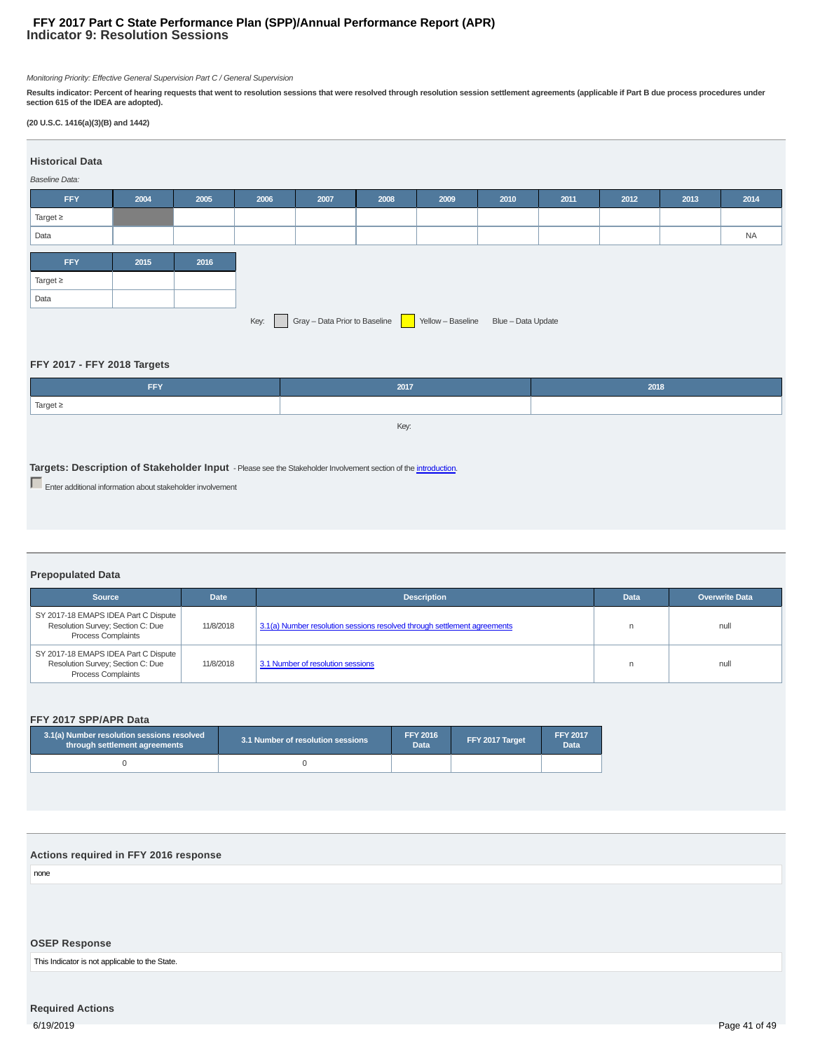# FFY 2017 Part C State Performance Plan (SPP)/Annual Performance Report (APR)
## Indicator 9: Resolution Sessions

*Monitoring Priority: Effective General Supervision Part C / General Supervision*

**Results indicator: Percent of hearing requests that went to resolution sessions that were resolved through resolution session settlement agreements (applicable if Part B due process procedures under section 615 of the IDEA are adopted).**

**(20 U.S.C. 1416(a)(3)(B) and 1442)**

### Historical Data

*Baseline Data:*

| FFY | 2004 | 2005 | 2006 | 2007 | 2008 | 2009 | 2010 | 2011 | 2012 | 2013 | 2014 |
|---|---|---|---|---|---|---|---|---|---|---|---|
| Target ≥ | | | | | | | | | | | |
| Data | | | | | | | | | | | NA |

| FFY | 2015 | 2016 |
|---|---|---|
| Target ≥ | | |
| Data | | |

Key: Gray – Data Prior to Baseline Yellow – Baseline Blue – Data Update

### FFY 2017 - FFY 2018 Targets

| FFY | 2017 | 2018 |
|---|---|---|
| Target ≥ | | |

Key:

**Targets: Description of Stakeholder Input** - Please see the Stakeholder Involvement section of the introduction.

Enter additional information about stakeholder involvement

### Prepopulated Data

| Source | Date | Description | Data | Overwrite Data |
|---|---|---|---|---|
| SY 2017-18 EMAPS IDEA Part C Dispute Resolution Survey; Section C: Due Process Complaints | 11/8/2018 | 3.1(a) Number resolution sessions resolved through settlement agreements | n | null |
| SY 2017-18 EMAPS IDEA Part C Dispute Resolution Survey; Section C: Due Process Complaints | 11/8/2018 | 3.1 Number of resolution sessions | n | null |

### FFY 2017 SPP/APR Data

| 3.1(a) Number resolution sessions resolved through settlement agreements | 3.1 Number of resolution sessions | FFY 2016 Data | FFY 2017 Target | FFY 2017 Data |
|---|---|---|---|---|
| 0 | 0 | | | |

### Actions required in FFY 2016 response

none

### OSEP Response

This Indicator is not applicable to the State.

### Required Actions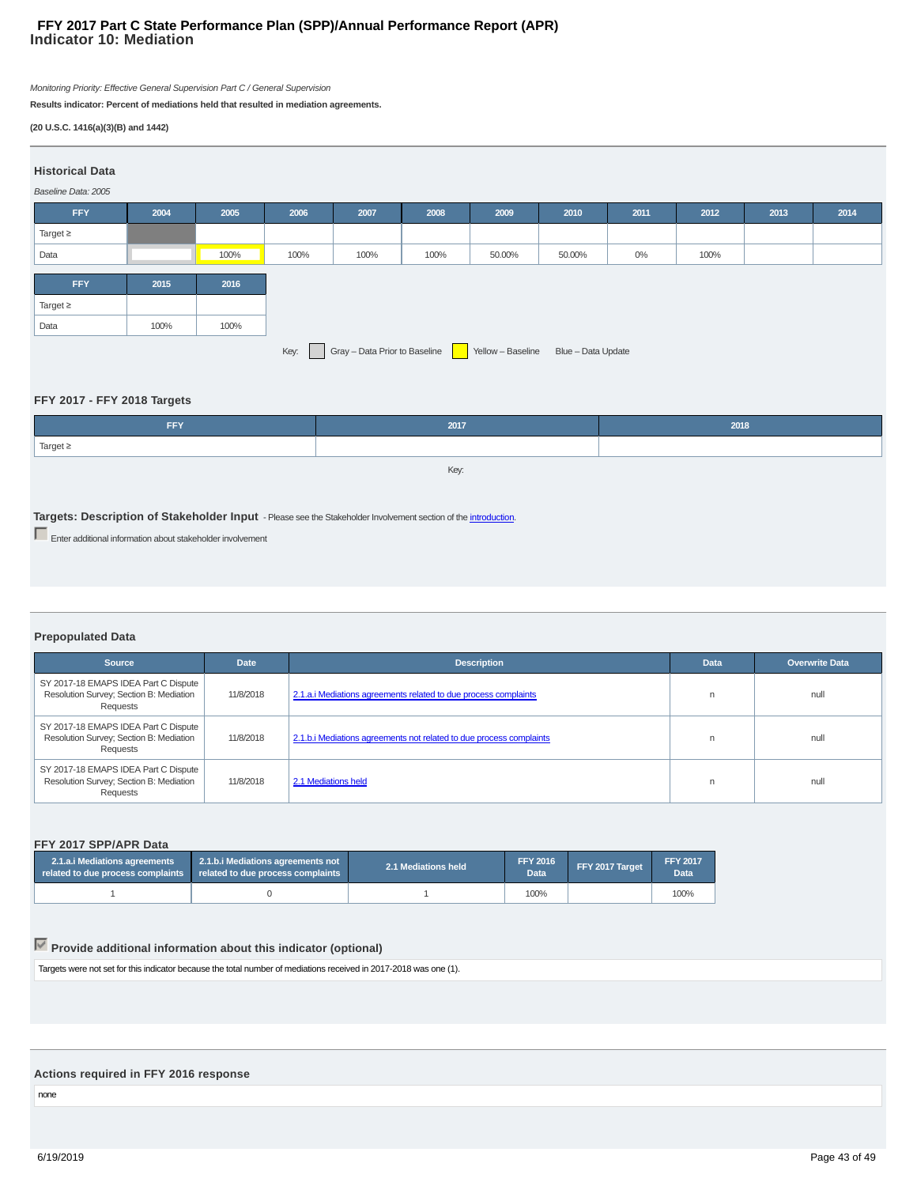# FFY 2017 Part C State Performance Plan (SPP)/Annual Performance Report (APR)
## Indicator 10: Mediation

*Monitoring Priority: Effective General Supervision Part C / General Supervision*

**Results indicator: Percent of mediations held that resulted in mediation agreements.**

**(20 U.S.C. 1416(a)(3)(B) and 1442)**

### Historical Data

*Baseline Data: 2005*

| FFY | 2004 | 2005 | 2006 | 2007 | 2008 | 2009 | 2010 | 2011 | 2012 | 2013 | 2014 |
|---|---|---|---|---|---|---|---|---|---|---|---|
| Target ≥ | | | | | | | | | | | |
| Data | | 100% | 100% | 100% | 100% | 50.00% | 50.00% | 0% | 100% | | |

| FFY | 2015 | 2016 |
|---|---|---|
| Target ≥ | | |
| Data | 100% | 100% |

Key: Gray – Data Prior to Baseline   Yellow – Baseline   Blue – Data Update

### FFY 2017 - FFY 2018 Targets

| FFY | 2017 | 2018 |
|---|---|---|
| Target ≥ | | |

Key:

### Targets: Description of Stakeholder Input
- Please see the Stakeholder Involvement section of the introduction.

Enter additional information about stakeholder involvement

### Prepopulated Data

| Source | Date | Description | Data | Overwrite Data |
|---|---|---|---|---|
| SY 2017-18 EMAPS IDEA Part C Dispute Resolution Survey; Section B: Mediation Requests | 11/8/2018 | 2.1.a.i Mediations agreements related to due process complaints | n | null |
| SY 2017-18 EMAPS IDEA Part C Dispute Resolution Survey; Section B: Mediation Requests | 11/8/2018 | 2.1.b.i Mediations agreements not related to due process complaints | n | null |
| SY 2017-18 EMAPS IDEA Part C Dispute Resolution Survey; Section B: Mediation Requests | 11/8/2018 | 2.1 Mediations held | n | null |

### FFY 2017 SPP/APR Data

| 2.1.a.i Mediations agreements related to due process complaints | 2.1.b.i Mediations agreements not related to due process complaints | 2.1 Mediations held | FFY 2016 Data | FFY 2017 Target | FFY 2017 Data |
|---|---|---|---|---|---|
| 1 | 0 | 1 | 100% | | 100% |

### Provide additional information about this indicator (optional)

Targets were not set for this indicator because the total number of mediations received in 2017-2018 was one (1).

### Actions required in FFY 2016 response

none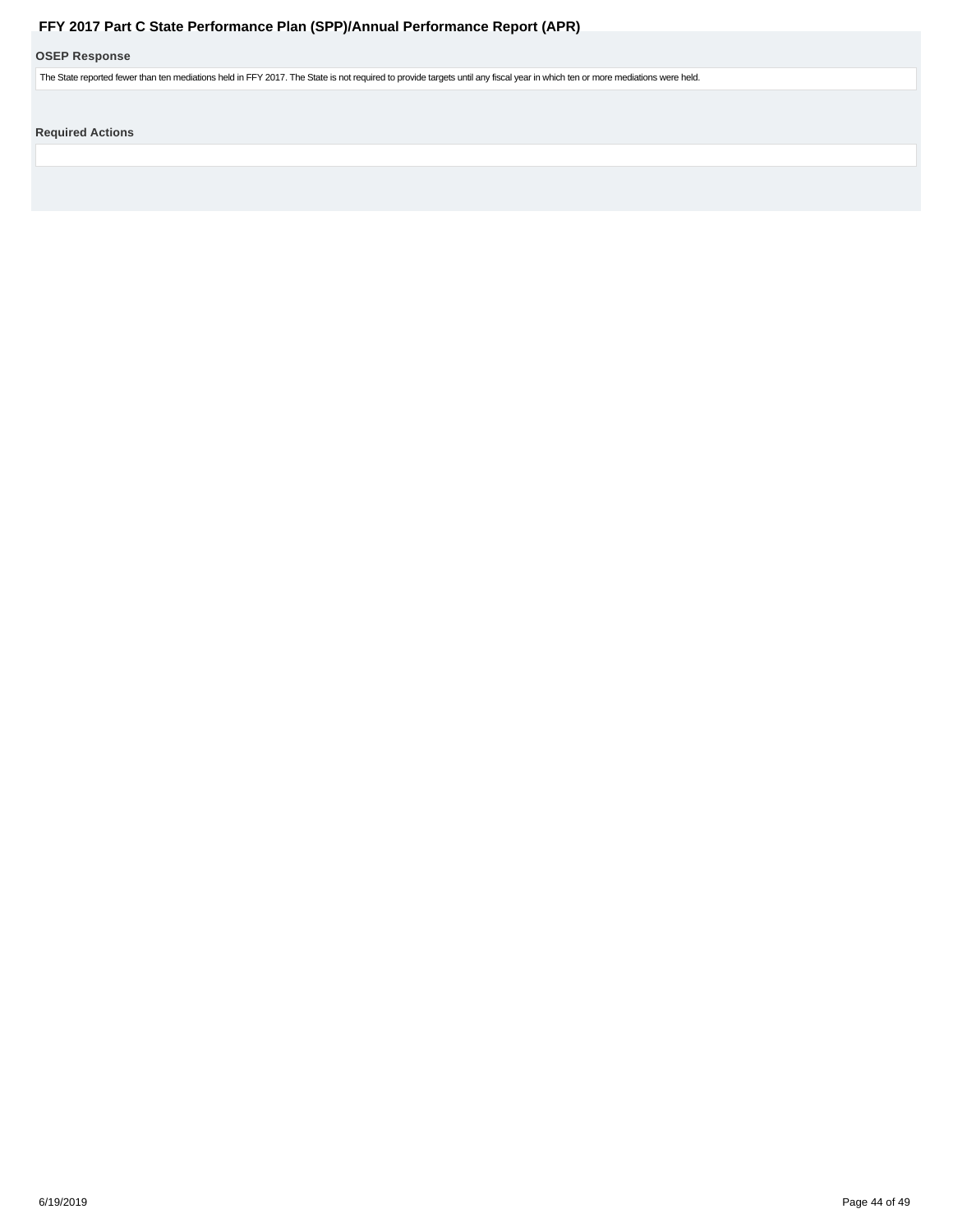### OSEP Response

The State reported fewer than ten mediations held in FFY 2017. The State is not required to provide targets until any fiscal year in which ten or more mediations were held.

### Required Actions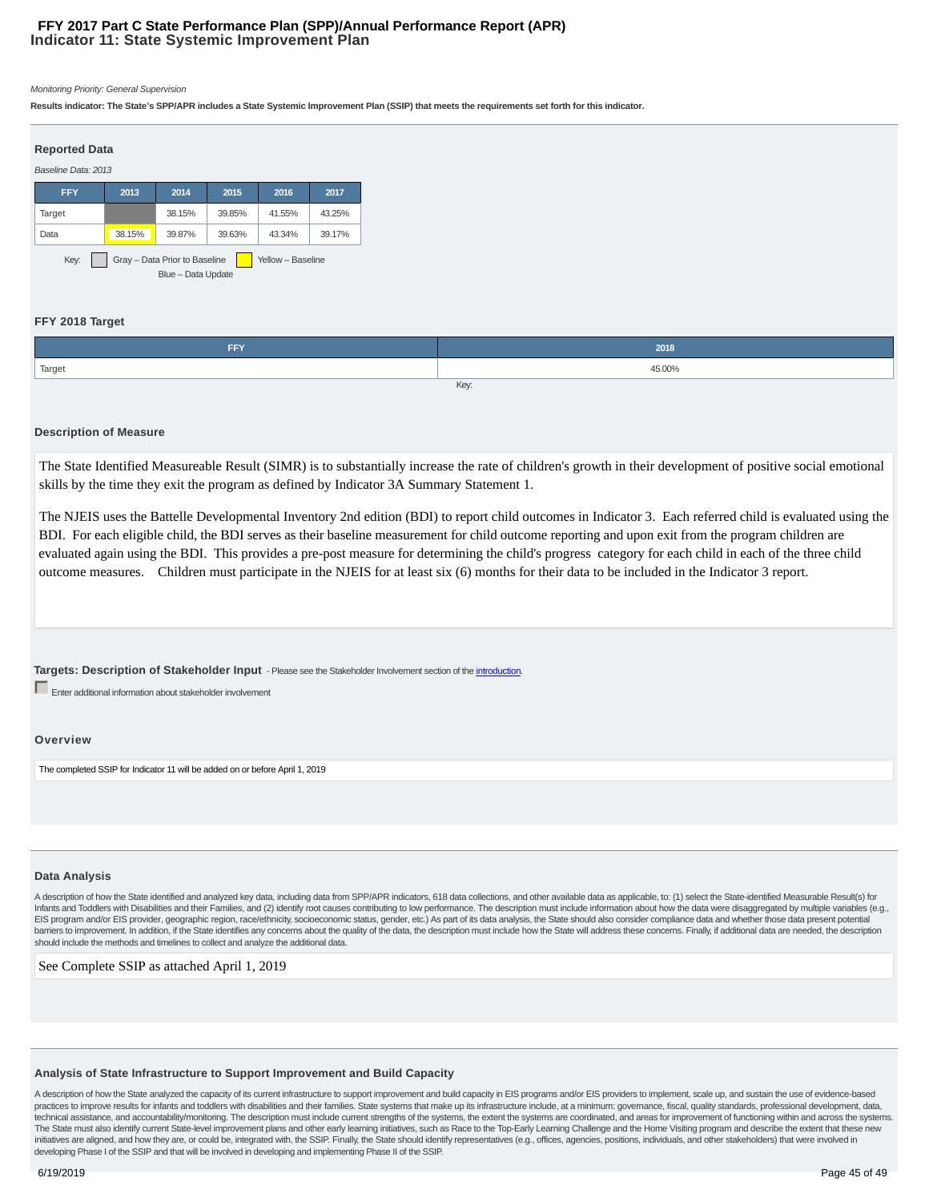# FFY 2017 Part C State Performance Plan (SPP)/Annual Performance Report (APR)
## Indicator 11: State Systemic Improvement Plan

*Monitoring Priority: General Supervision*

**Results indicator: The State's SPP/APR includes a State Systemic Improvement Plan (SSIP) that meets the requirements set forth for this indicator.**

### Reported Data

*Baseline Data: 2013*

| FFY | 2013 | 2014 | 2015 | 2016 | 2017 |
|---|---|---|---|---|---|
| Target | | 38.15% | 39.85% | 41.55% | 43.25% |
| Data | 38.15% | 39.87% | 39.63% | 43.34% | 39.17% |

Key: Gray – Data Prior to Baseline   Yellow – Baseline   Blue – Data Update

### FFY 2018 Target

| FFY | 2018 |
|---|---|
| Target | 45.00% |

Key:

### Description of Measure

The State Identified Measureable Result (SIMR) is to substantially increase the rate of children's growth in their development of positive social emotional skills by the time they exit the program as defined by Indicator 3A Summary Statement 1.

The NJEIS uses the Battelle Developmental Inventory 2nd edition (BDI) to report child outcomes in Indicator 3. Each referred child is evaluated using the BDI. For each eligible child, the BDI serves as their baseline measurement for child outcome reporting and upon exit from the program children are evaluated again using the BDI. This provides a pre-post measure for determining the child's progress category for each child in each of the three child outcome measures. Children must participate in the NJEIS for at least six (6) months for their data to be included in the Indicator 3 report.

**Targets: Description of Stakeholder Input** - Please see the Stakeholder Involvement section of the introduction.

Enter additional information about stakeholder involvement

### Overview

The completed SSIP for Indicator 11 will be added on or before April 1, 2019

### Data Analysis

A description of how the State identified and analyzed key data, including data from SPP/APR indicators, 618 data collections, and other available data as applicable, to: (1) select the State-identified Measurable Result(s) for Infants and Toddlers with Disabilities and their Families, and (2) identify root causes contributing to low performance. The description must include information about how the data were disaggregated by multiple variables (e.g., EIS program and/or EIS provider, geographic region, race/ethnicity, socioeconomic status, gender, etc.) As part of its data analysis, the State should also consider compliance data and whether those data present potential barriers to improvement. In addition, if the State identifies any concerns about the quality of the data, the description must include how the State will address these concerns. Finally, if additional data are needed, the description should include the methods and timelines to collect and analyze the additional data.

See Complete SSIP as attached April 1, 2019

### Analysis of State Infrastructure to Support Improvement and Build Capacity

A description of how the State analyzed the capacity of its current infrastructure to support improvement and build capacity in EIS programs and/or EIS providers to implement, scale up, and sustain the use of evidence-based practices to improve results for infants and toddlers with disabilities and their families. State systems that make up its infrastructure include, at a minimum: governance, fiscal, quality standards, professional development, data, technical assistance, and accountability/monitoring. The description must include current strengths of the systems, the extent the systems are coordinated, and areas for improvement of functioning within and across the systems. The State must also identify current State-level improvement plans and other early learning initiatives, such as Race to the Top-Early Learning Challenge and the Home Visiting program and describe the extent that these new initiatives are aligned, and how they are, or could be, integrated with, the SSIP. Finally, the State should identify representatives (e.g., offices, agencies, positions, individuals, and other stakeholders) that were involved in developing Phase I of the SSIP and that will be involved in developing and implementing Phase II of the SSIP.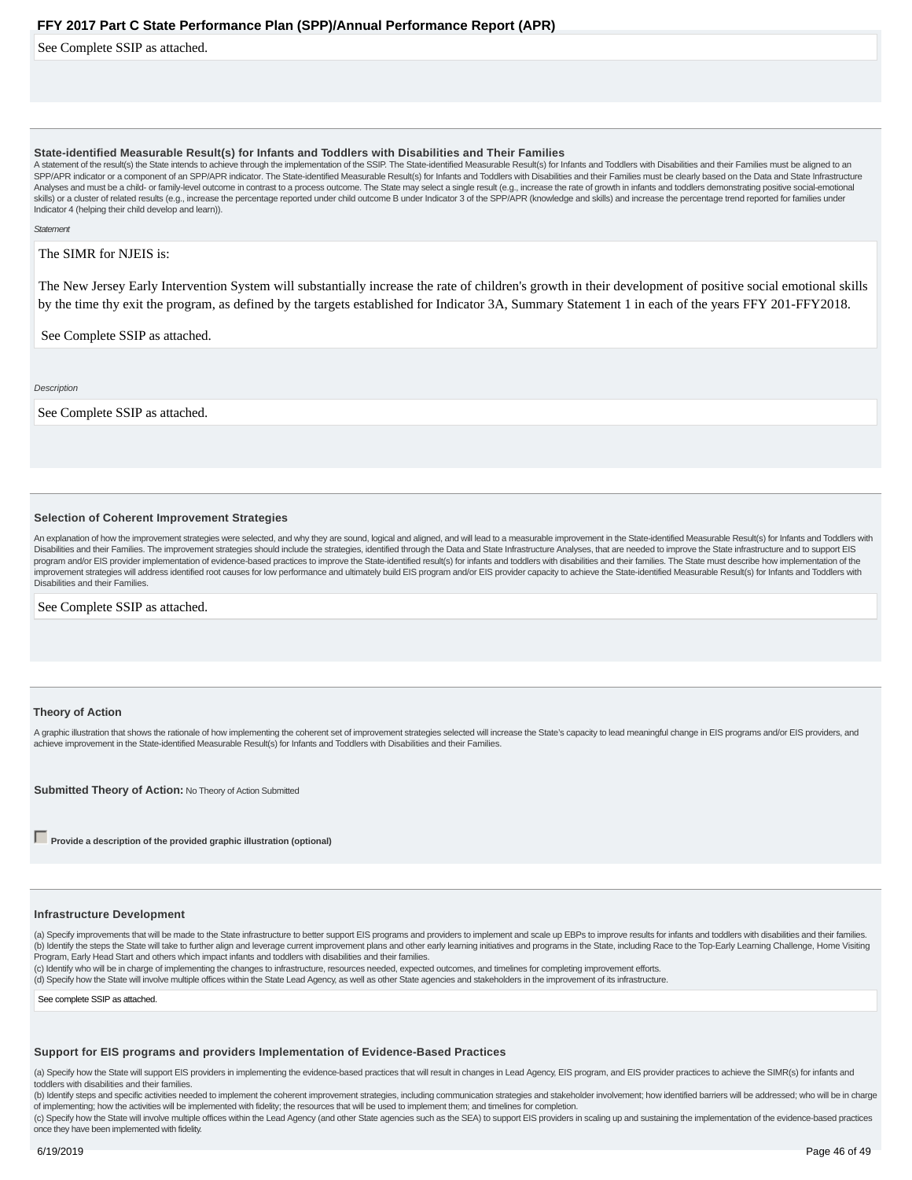See Complete SSIP as attached.

### State-identified Measurable Result(s) for Infants and Toddlers with Disabilities and Their Families

A statement of the result(s) the State intends to achieve through the implementation of the SSIP. The State-identified Measurable Result(s) for Infants and Toddlers with Disabilities and their Families must be aligned to an SPP/APR indicator or a component of an SPP/APR indicator. The State-identified Measurable Result(s) for Infants and Toddlers with Disabilities and their Families must be clearly based on the Data and State Infrastructure Analyses and must be a child- or family-level outcome in contrast to a process outcome. The State may select a single result (e.g., increase the rate of growth in infants and toddlers demonstrating positive social-emotional skills) or a cluster of related results (e.g., increase the percentage reported under child outcome B under Indicator 3 of the SPP/APR (knowledge and skills) and increase the percentage trend reported for families under Indicator 4 (helping their child develop and learn)).

*Statement*

The SIMR for NJEIS is:

The New Jersey Early Intervention System will substantially increase the rate of children's growth in their development of positive social emotional skills by the time thy exit the program, as defined by the targets established for Indicator 3A, Summary Statement 1 in each of the years FFY 201-FFY2018.

See Complete SSIP as attached.

*Description*

See Complete SSIP as attached.

### Selection of Coherent Improvement Strategies

An explanation of how the improvement strategies were selected, and why they are sound, logical and aligned, and will lead to a measurable improvement in the State-identified Measurable Result(s) for Infants and Toddlers with Disabilities and their Families. The improvement strategies should include the strategies, identified through the Data and State Infrastructure Analyses, that are needed to improve the State infrastructure and to support EIS program and/or EIS provider implementation of evidence-based practices to improve the State-identified result(s) for infants and toddlers with disabilities and their families. The State must describe how implementation of the improvement strategies will address identified root causes for low performance and ultimately build EIS program and/or EIS provider capacity to achieve the State-identified Measurable Result(s) for Infants and Toddlers with Disabilities and their Families.

See Complete SSIP as attached.

### Theory of Action

A graphic illustration that shows the rationale of how implementing the coherent set of improvement strategies selected will increase the State's capacity to lead meaningful change in EIS programs and/or EIS providers, and achieve improvement in the State-identified Measurable Result(s) for Infants and Toddlers with Disabilities and their Families.

**Submitted Theory of Action:** No Theory of Action Submitted

☐ **Provide a description of the provided graphic illustration (optional)**

### Infrastructure Development

(a) Specify improvements that will be made to the State infrastructure to better support EIS programs and providers to implement and scale up EBPs to improve results for infants and toddlers with disabilities and their families.
(b) Identify the steps the State will take to further align and leverage current improvement plans and other early learning initiatives and programs in the State, including Race to the Top-Early Learning Challenge, Home Visiting Program, Early Head Start and others which impact infants and toddlers with disabilities and their families.
(c) Identify who will be in charge of implementing the changes to infrastructure, resources needed, expected outcomes, and timelines for completing improvement efforts.
(d) Specify how the State will involve multiple offices within the State Lead Agency, as well as other State agencies and stakeholders in the improvement of its infrastructure.

See complete SSIP as attached.

### Support for EIS programs and providers Implementation of Evidence-Based Practices

(a) Specify how the State will support EIS providers in implementing the evidence-based practices that will result in changes in Lead Agency, EIS program, and EIS provider practices to achieve the SIMR(s) for infants and toddlers with disabilities and their families.
(b) Identify steps and specific activities needed to implement the coherent improvement strategies, including communication strategies and stakeholder involvement; how identified barriers will be addressed; who will be in charge of implementing; how the activities will be implemented with fidelity; the resources that will be used to implement them; and timelines for completion.
(c) Specify how the State will involve multiple offices within the Lead Agency (and other State agencies such as the SEA) to support EIS providers in scaling up and sustaining the implementation of the evidence-based practices once they have been implemented with fidelity.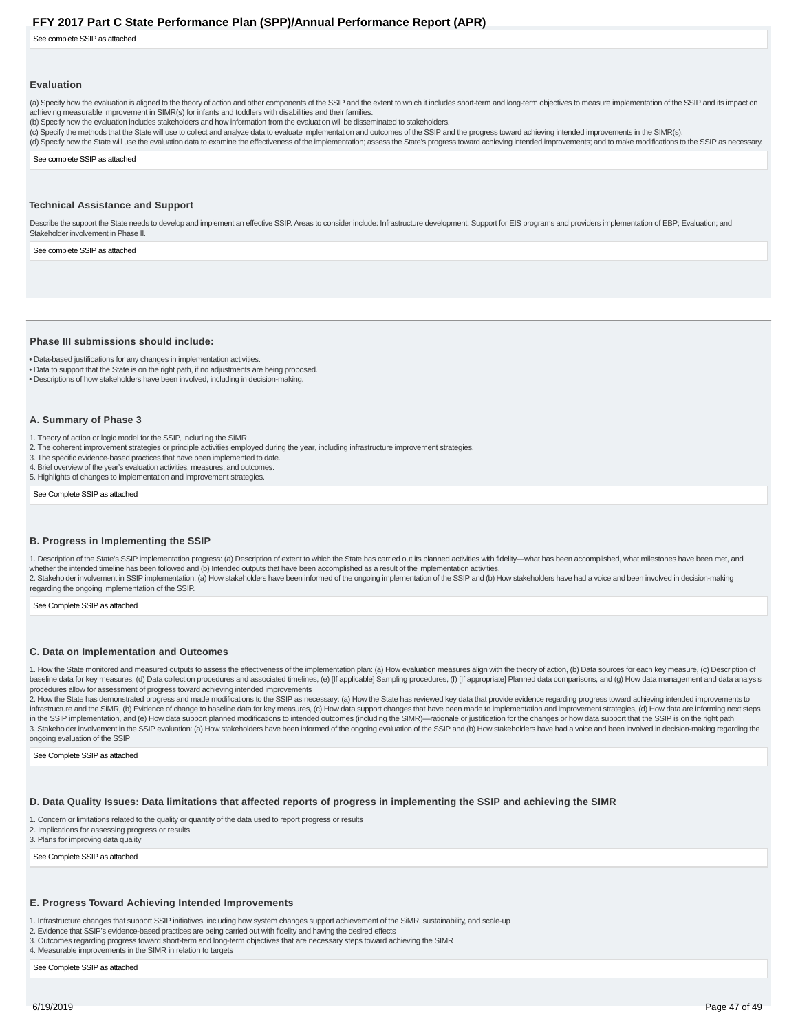See complete SSIP as attached

### Evaluation

(a) Specify how the evaluation is aligned to the theory of action and other components of the SSIP and the extent to which it includes short-term and long-term objectives to measure implementation of the SSIP and its impact on achieving measurable improvement in SIMR(s) for infants and toddlers with disabilities and their families.
(b) Specify how the evaluation includes stakeholders and how information from the evaluation will be disseminated to stakeholders.
(c) Specify the methods that the State will use to collect and analyze data to evaluate implementation and outcomes of the SSIP and the progress toward achieving intended improvements in the SIMR(s).
(d) Specify how the State will use the evaluation data to examine the effectiveness of the implementation; assess the State's progress toward achieving intended improvements; and to make modifications to the SSIP as necessary.

See complete SSIP as attached

### Technical Assistance and Support

Describe the support the State needs to develop and implement an effective SSIP. Areas to consider include: Infrastructure development; Support for EIS programs and providers implementation of EBP; Evaluation; and Stakeholder involvement in Phase II.

See complete SSIP as attached

### Phase III submissions should include:

- Data-based justifications for any changes in implementation activities.
- Data to support that the State is on the right path, if no adjustments are being proposed.
- Descriptions of how stakeholders have been involved, including in decision-making.

### A. Summary of Phase 3

1. Theory of action or logic model for the SSIP, including the SiMR.
2. The coherent improvement strategies or principle activities employed during the year, including infrastructure improvement strategies.
3. The specific evidence-based practices that have been implemented to date.
4. Brief overview of the year's evaluation activities, measures, and outcomes.
5. Highlights of changes to implementation and improvement strategies.

See Complete SSIP as attached

### B. Progress in Implementing the SSIP

1. Description of the State's SSIP implementation progress: (a) Description of extent to which the State has carried out its planned activities with fidelity—what has been accomplished, what milestones have been met, and whether the intended timeline has been followed and (b) Intended outputs that have been accomplished as a result of the implementation activities.
2. Stakeholder involvement in SSIP implementation: (a) How stakeholders have been informed of the ongoing implementation of the SSIP and (b) How stakeholders have had a voice and been involved in decision-making regarding the ongoing implementation of the SSIP.

See Complete SSIP as attached

### C. Data on Implementation and Outcomes

1. How the State monitored and measured outputs to assess the effectiveness of the implementation plan: (a) How evaluation measures align with the theory of action, (b) Data sources for each key measure, (c) Description of baseline data for key measures, (d) Data collection procedures and associated timelines, (e) [If applicable] Sampling procedures, (f) [If appropriate] Planned data comparisons, and (g) How data management and data analysis procedures allow for assessment of progress toward achieving intended improvements
2. How the State has demonstrated progress and made modifications to the SSIP as necessary: (a) How the State has reviewed key data that provide evidence regarding progress toward achieving intended improvements to infrastructure and the SiMR, (b) Evidence of change to baseline data for key measures, (c) How data support changes that have been made to implementation and improvement strategies, (d) How data are informing next steps in the SSIP implementation, and (e) How data support planned modifications to intended outcomes (including the SIMR)—rationale or justification for the changes or how data support that the SSIP is on the right path
3. Stakeholder involvement in the SSIP evaluation: (a) How stakeholders have been informed of the ongoing evaluation of the SSIP and (b) How stakeholders have had a voice and been involved in decision-making regarding the ongoing evaluation of the SSIP

See Complete SSIP as attached

### D. Data Quality Issues: Data limitations that affected reports of progress in implementing the SSIP and achieving the SIMR

1. Concern or limitations related to the quality or quantity of the data used to report progress or results
2. Implications for assessing progress or results
3. Plans for improving data quality

See Complete SSIP as attached

### E. Progress Toward Achieving Intended Improvements

1. Infrastructure changes that support SSIP initiatives, including how system changes support achievement of the SiMR, sustainability, and scale-up
2. Evidence that SSIP's evidence-based practices are being carried out with fidelity and having the desired effects
3. Outcomes regarding progress toward short-term and long-term objectives that are necessary steps toward achieving the SIMR
4. Measurable improvements in the SIMR in relation to targets

See Complete SSIP as attached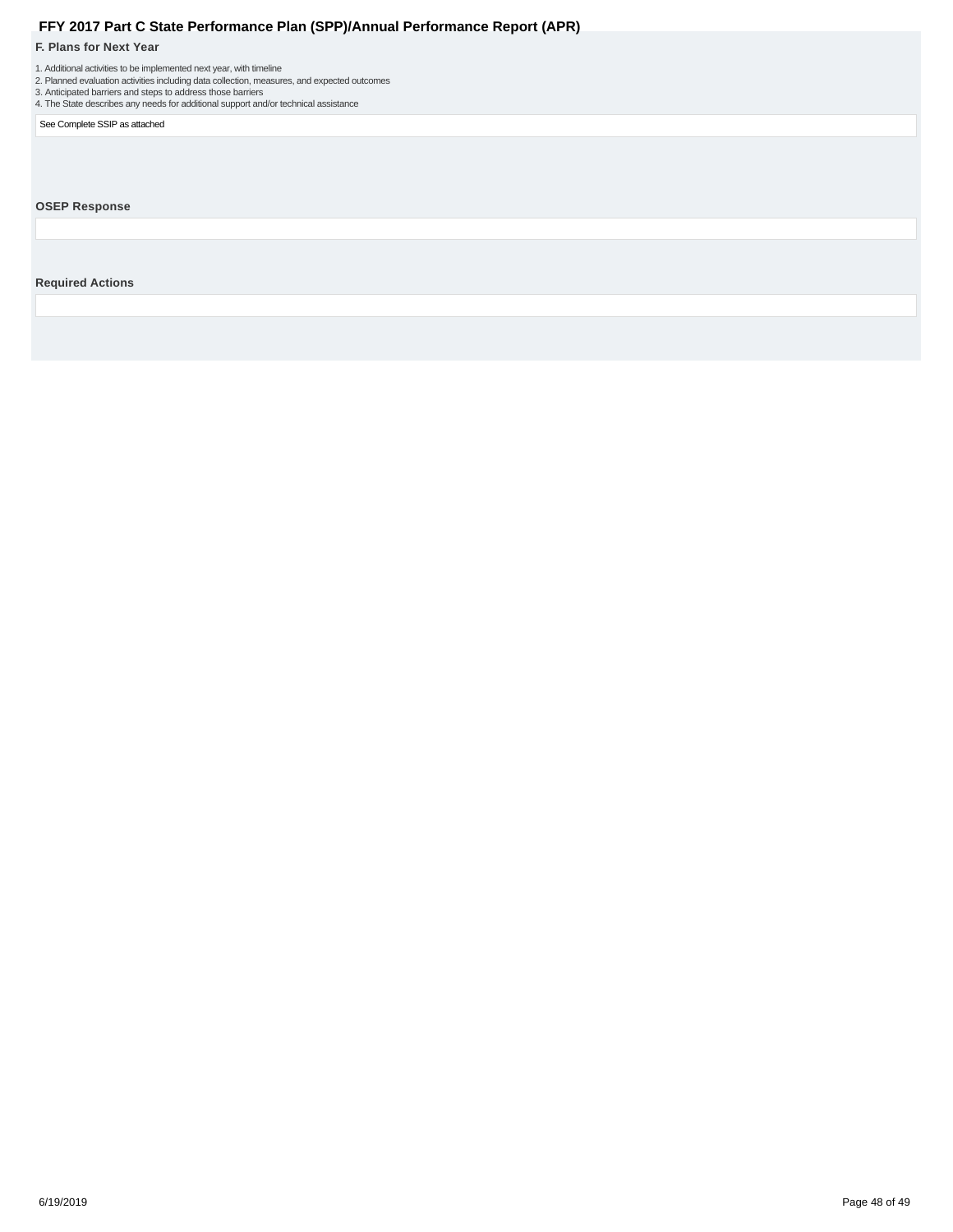### F. Plans for Next Year

1. Additional activities to be implemented next year, with timeline
2. Planned evaluation activities including data collection, measures, and expected outcomes
3. Anticipated barriers and steps to address those barriers
4. The State describes any needs for additional support and/or technical assistance

See Complete SSIP as attached

### OSEP Response

### Required Actions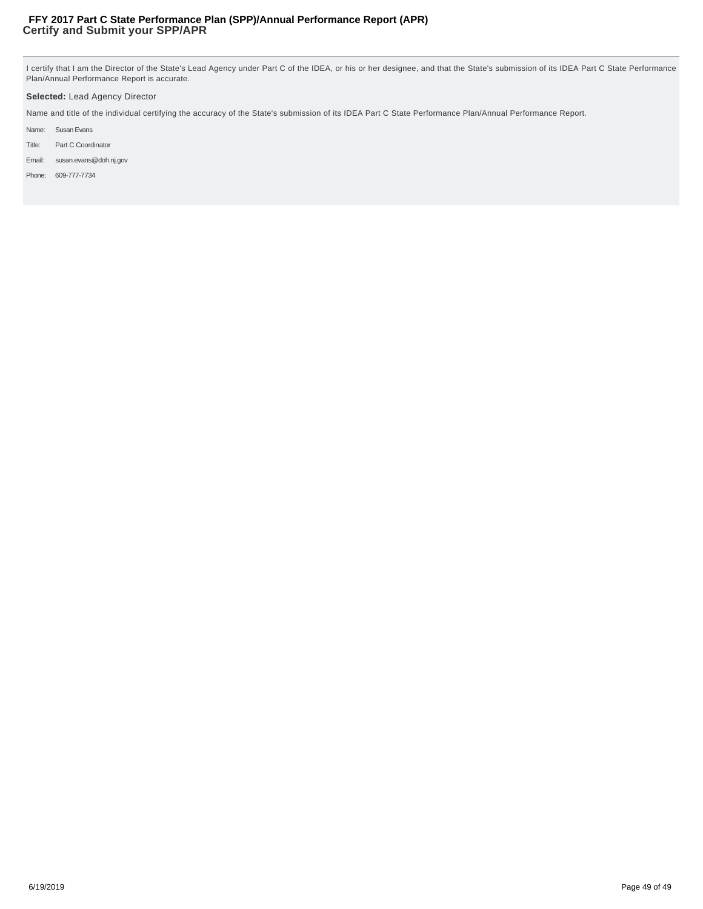## Certify and Submit your SPP/APR

I certify that I am the Director of the State's Lead Agency under Part C of the IDEA, or his or her designee, and that the State's submission of its IDEA Part C State Performance Plan/Annual Performance Report is accurate.

**Selected:** Lead Agency Director

Name and title of the individual certifying the accuracy of the State's submission of its IDEA Part C State Performance Plan/Annual Performance Report.

Name: Susan Evans

Title: Part C Coordinator

Email: susan.evans@doh.nj.gov

Phone: 609-777-7734